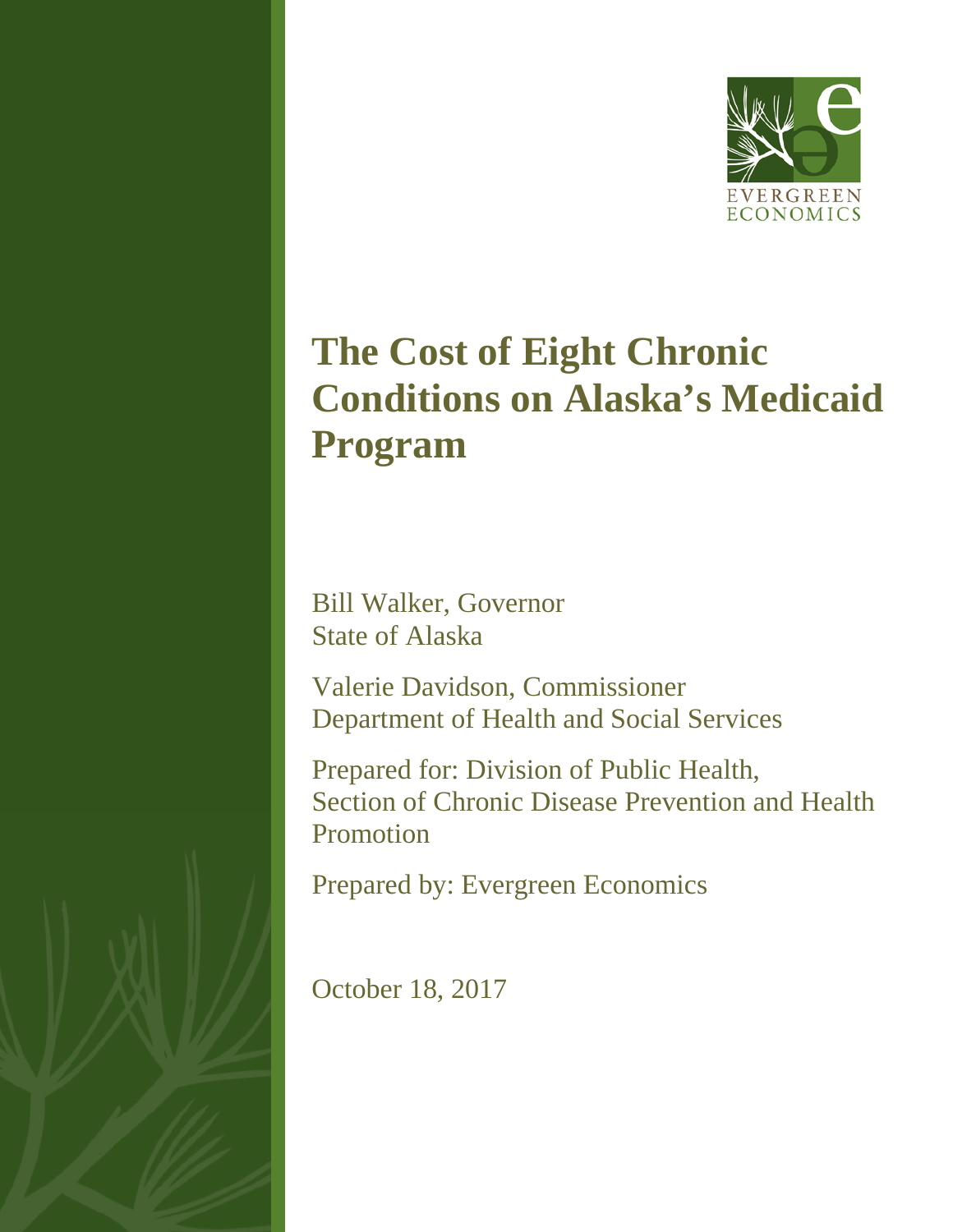EVERGREEN ECONOMICS

# The Cost of Eight Chronic Conditions on Alaska's Medicaid Program

Bill Walker, Governor
State of Alaska

Valerie Davidson, Commissioner
Department of Health and Social Services

Prepared for: Division of Public Health,
Section of Chronic Disease Prevention and Health Promotion

Prepared by: Evergreen Economics

October 18, 2017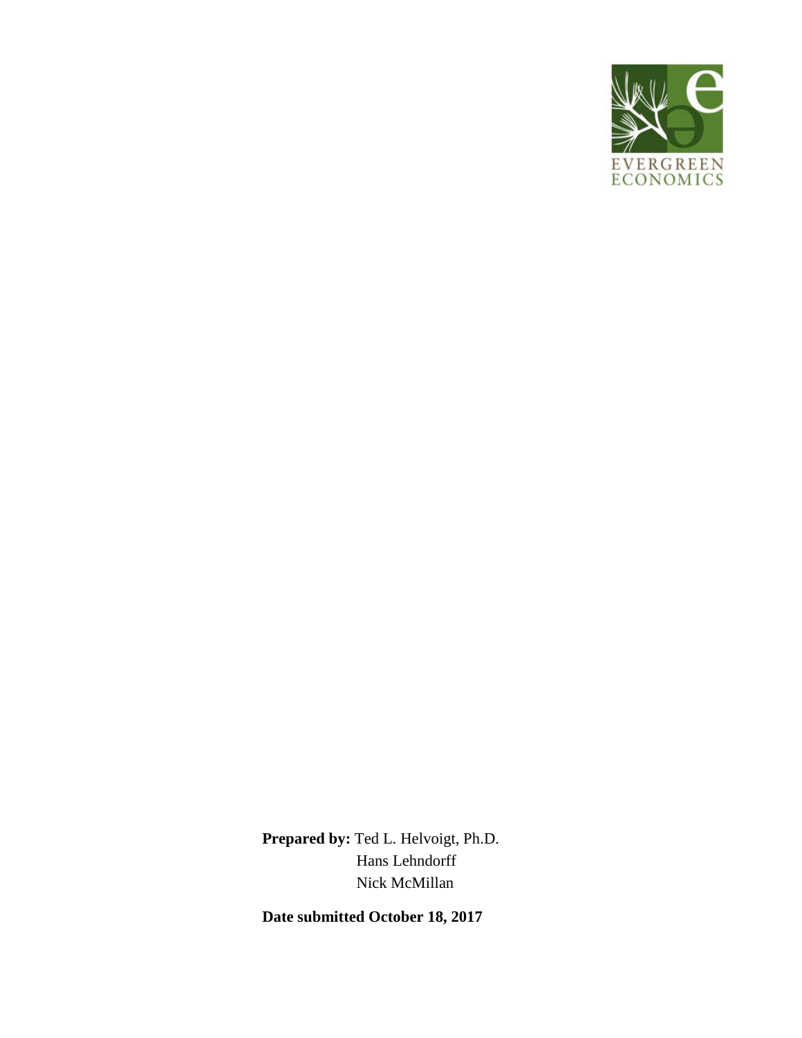EVERGREEN
ECONOMICS

**Prepared by:** Ted L. Helvoigt, Ph.D.
Hans Lehndorff
Nick McMillan

**Date submitted October 18, 2017**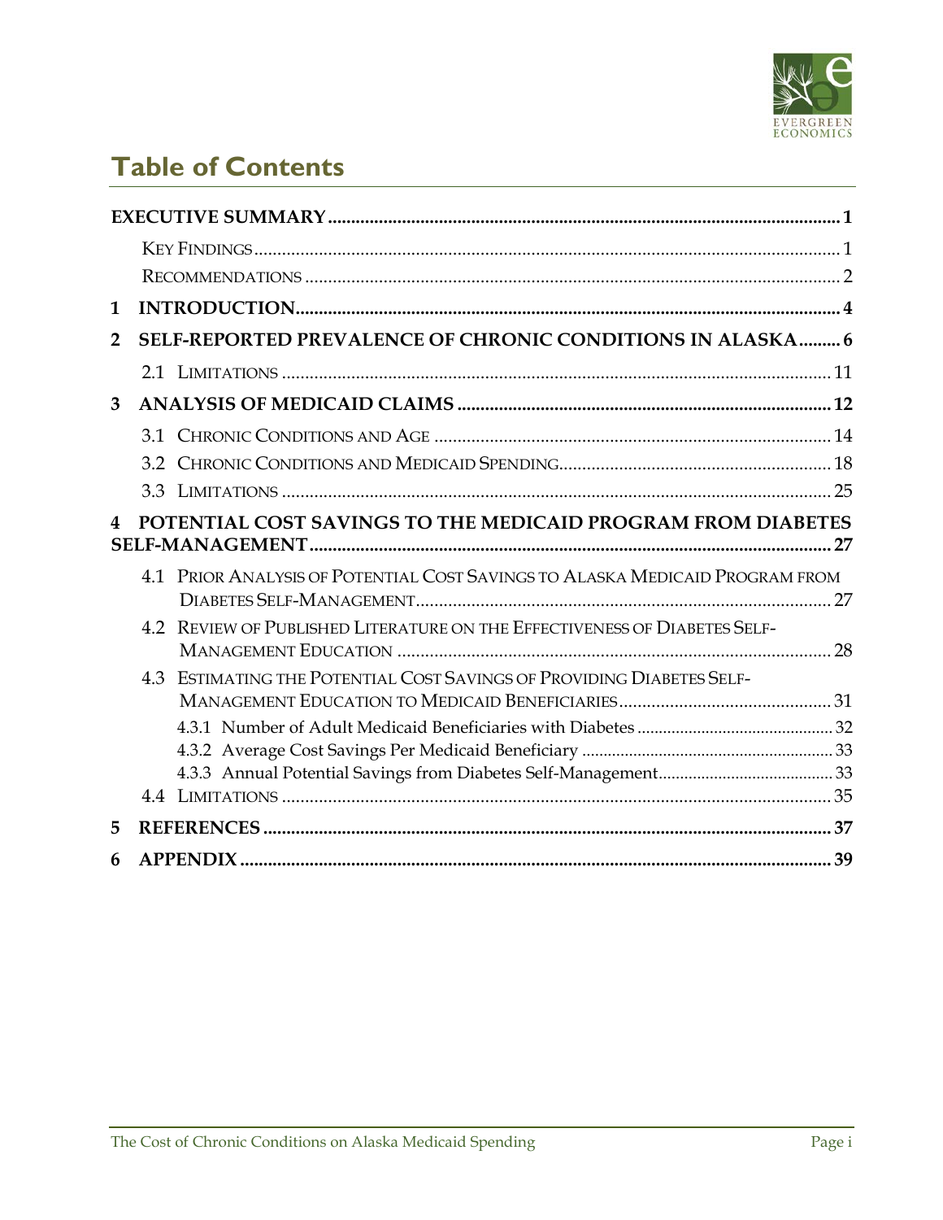# Table of Contents

**EXECUTIVE SUMMARY** ..... 1

- KEY FINDINGS ..... 1
- RECOMMENDATIONS ..... 2

**1 INTRODUCTION** ..... 4

**2 SELF-REPORTED PREVALENCE OF CHRONIC CONDITIONS IN ALASKA** ..... 6

- 2.1 LIMITATIONS ..... 11

**3 ANALYSIS OF MEDICAID CLAIMS** ..... 12

- 3.1 CHRONIC CONDITIONS AND AGE ..... 14
- 3.2 CHRONIC CONDITIONS AND MEDICAID SPENDING ..... 18
- 3.3 LIMITATIONS ..... 25

**4 POTENTIAL COST SAVINGS TO THE MEDICAID PROGRAM FROM DIABETES SELF-MANAGEMENT** ..... 27

- 4.1 PRIOR ANALYSIS OF POTENTIAL COST SAVINGS TO ALASKA MEDICAID PROGRAM FROM DIABETES SELF-MANAGEMENT ..... 27
- 4.2 REVIEW OF PUBLISHED LITERATURE ON THE EFFECTIVENESS OF DIABETES SELF-MANAGEMENT EDUCATION ..... 28
- 4.3 ESTIMATING THE POTENTIAL COST SAVINGS OF PROVIDING DIABETES SELF-MANAGEMENT EDUCATION TO MEDICAID BENEFICIARIES ..... 31
  - 4.3.1 Number of Adult Medicaid Beneficiaries with Diabetes ..... 32
  - 4.3.2 Average Cost Savings Per Medicaid Beneficiary ..... 33
  - 4.3.3 Annual Potential Savings from Diabetes Self-Management ..... 33
- 4.4 LIMITATIONS ..... 35

**5 REFERENCES** ..... 37

**6 APPENDIX** ..... 39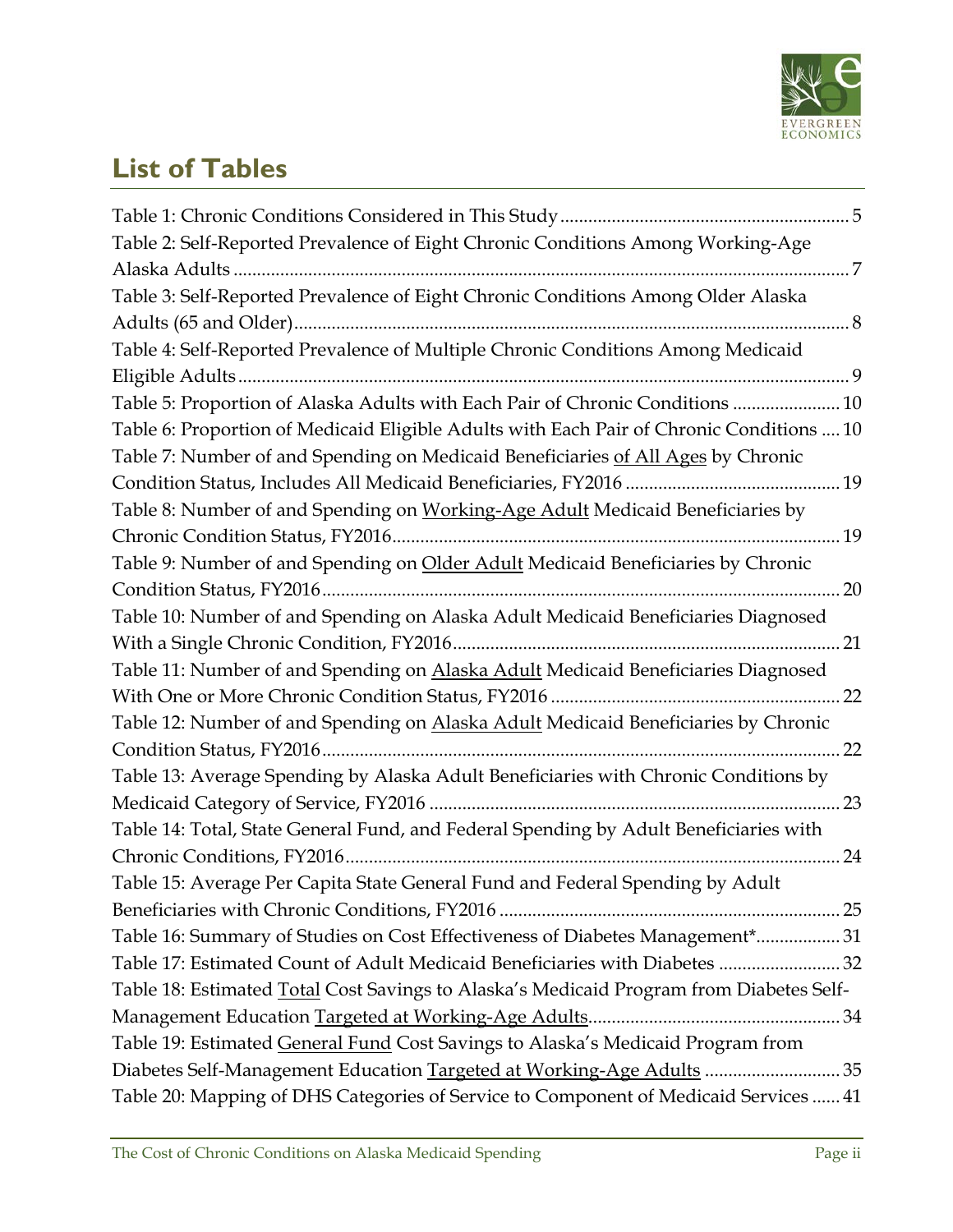## List of Tables

Table 1: Chronic Conditions Considered in This Study .............................................................. 5

Table 2: Self-Reported Prevalence of Eight Chronic Conditions Among Working-Age Alaska Adults ........................................................................................................................ 7

Table 3: Self-Reported Prevalence of Eight Chronic Conditions Among Older Alaska Adults (65 and Older) ........................................................................................................... 8

Table 4: Self-Reported Prevalence of Multiple Chronic Conditions Among Medicaid Eligible Adults ...................................................................................................................... 9

Table 5: Proportion of Alaska Adults with Each Pair of Chronic Conditions ....................... 10

Table 6: Proportion of Medicaid Eligible Adults with Each Pair of Chronic Conditions .... 10

Table 7: Number of and Spending on Medicaid Beneficiaries of All Ages by Chronic Condition Status, Includes All Medicaid Beneficiaries, FY2016 ............................................ 19

Table 8: Number of and Spending on Working-Age Adult Medicaid Beneficiaries by Chronic Condition Status, FY2016 ............................................................................................. 19

Table 9: Number of and Spending on Older Adult Medicaid Beneficiaries by Chronic Condition Status, FY2016 ............................................................................................................ 20

Table 10: Number of and Spending on Alaska Adult Medicaid Beneficiaries Diagnosed With a Single Chronic Condition, FY2016 ................................................................................. 21

Table 11: Number of and Spending on Alaska Adult Medicaid Beneficiaries Diagnosed With One or More Chronic Condition Status, FY2016 ............................................................. 22

Table 12: Number of and Spending on Alaska Adult Medicaid Beneficiaries by Chronic Condition Status, FY2016 ............................................................................................................ 22

Table 13: Average Spending by Alaska Adult Beneficiaries with Chronic Conditions by Medicaid Category of Service, FY2016 ...................................................................................... 23

Table 14: Total, State General Fund, and Federal Spending by Adult Beneficiaries with Chronic Conditions, FY2016 ....................................................................................................... 24

Table 15: Average Per Capita State General Fund and Federal Spending by Adult Beneficiaries with Chronic Conditions, FY2016 ....................................................................... 25

Table 16: Summary of Studies on Cost Effectiveness of Diabetes Management* .................. 31

Table 17: Estimated Count of Adult Medicaid Beneficiaries with Diabetes .......................... 32

Table 18: Estimated Total Cost Savings to Alaska's Medicaid Program from Diabetes Self-Management Education Targeted at Working-Age Adults ..................................................... 34

Table 19: Estimated General Fund Cost Savings to Alaska's Medicaid Program from Diabetes Self-Management Education Targeted at Working-Age Adults ............................. 35

Table 20: Mapping of DHS Categories of Service to Component of Medicaid Services ...... 41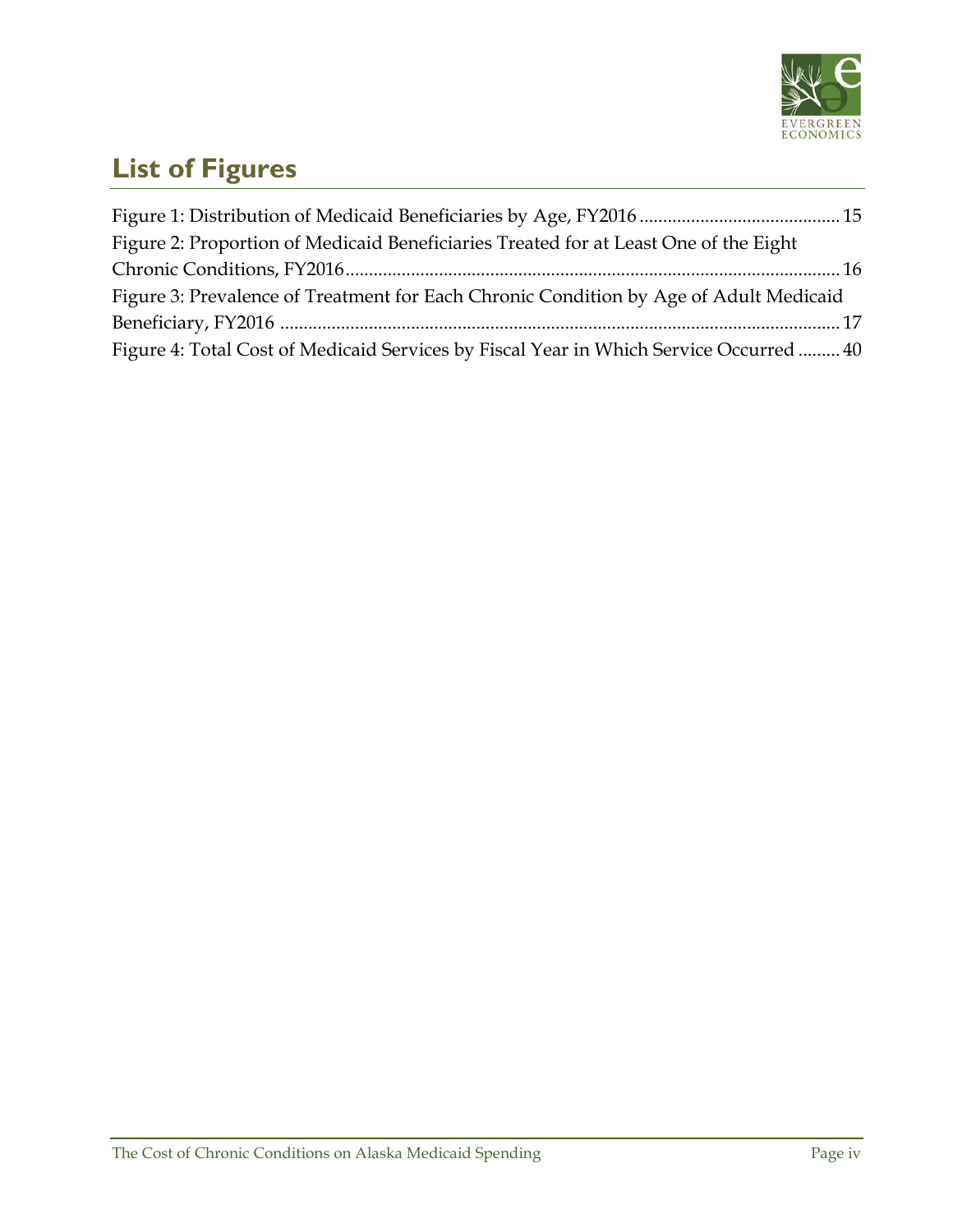## List of Figures

Figure 1: Distribution of Medicaid Beneficiaries by Age, FY2016 .......................................... 15
Figure 2: Proportion of Medicaid Beneficiaries Treated for at Least One of the Eight Chronic Conditions, FY2016 .......................................... 16
Figure 3: Prevalence of Treatment for Each Chronic Condition by Age of Adult Medicaid Beneficiary, FY2016 .......................................... 17
Figure 4: Total Cost of Medicaid Services by Fiscal Year in Which Service Occurred ......... 40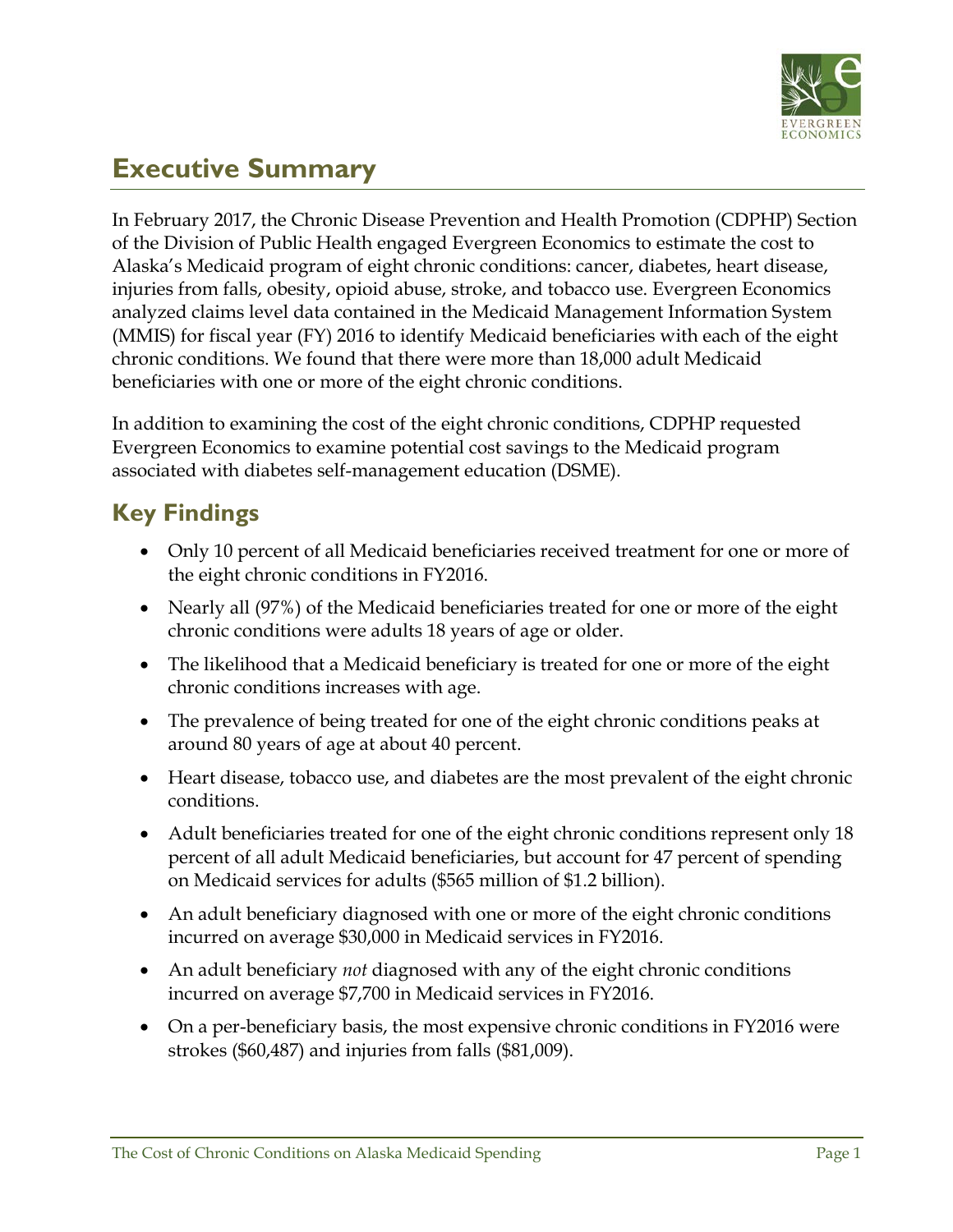# Executive Summary

In February 2017, the Chronic Disease Prevention and Health Promotion (CDPHP) Section of the Division of Public Health engaged Evergreen Economics to estimate the cost to Alaska's Medicaid program of eight chronic conditions: cancer, diabetes, heart disease, injuries from falls, obesity, opioid abuse, stroke, and tobacco use. Evergreen Economics analyzed claims level data contained in the Medicaid Management Information System (MMIS) for fiscal year (FY) 2016 to identify Medicaid beneficiaries with each of the eight chronic conditions. We found that there were more than 18,000 adult Medicaid beneficiaries with one or more of the eight chronic conditions.

In addition to examining the cost of the eight chronic conditions, CDPHP requested Evergreen Economics to examine potential cost savings to the Medicaid program associated with diabetes self-management education (DSME).

## Key Findings

- Only 10 percent of all Medicaid beneficiaries received treatment for one or more of the eight chronic conditions in FY2016.
- Nearly all (97%) of the Medicaid beneficiaries treated for one or more of the eight chronic conditions were adults 18 years of age or older.
- The likelihood that a Medicaid beneficiary is treated for one or more of the eight chronic conditions increases with age.
- The prevalence of being treated for one of the eight chronic conditions peaks at around 80 years of age at about 40 percent.
- Heart disease, tobacco use, and diabetes are the most prevalent of the eight chronic conditions.
- Adult beneficiaries treated for one of the eight chronic conditions represent only 18 percent of all adult Medicaid beneficiaries, but account for 47 percent of spending on Medicaid services for adults ($565 million of $1.2 billion).
- An adult beneficiary diagnosed with one or more of the eight chronic conditions incurred on average $30,000 in Medicaid services in FY2016.
- An adult beneficiary *not* diagnosed with any of the eight chronic conditions incurred on average $7,700 in Medicaid services in FY2016.
- On a per-beneficiary basis, the most expensive chronic conditions in FY2016 were strokes ($60,487) and injuries from falls ($81,009).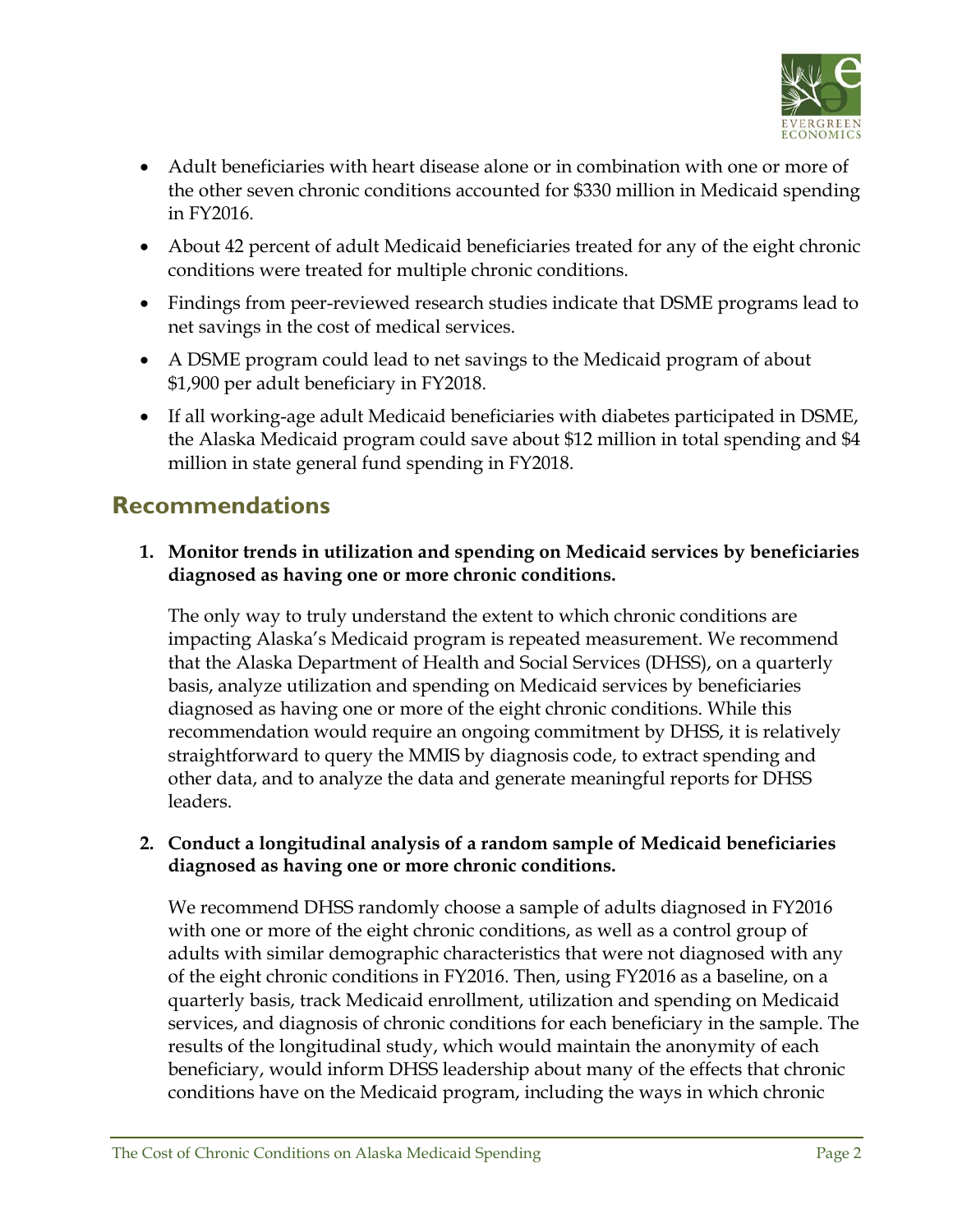- Adult beneficiaries with heart disease alone or in combination with one or more of the other seven chronic conditions accounted for $330 million in Medicaid spending in FY2016.
- About 42 percent of adult Medicaid beneficiaries treated for any of the eight chronic conditions were treated for multiple chronic conditions.
- Findings from peer-reviewed research studies indicate that DSME programs lead to net savings in the cost of medical services.
- A DSME program could lead to net savings to the Medicaid program of about $1,900 per adult beneficiary in FY2018.
- If all working-age adult Medicaid beneficiaries with diabetes participated in DSME, the Alaska Medicaid program could save about $12 million in total spending and $4 million in state general fund spending in FY2018.

## Recommendations

1. **Monitor trends in utilization and spending on Medicaid services by beneficiaries diagnosed as having one or more chronic conditions.**

   The only way to truly understand the extent to which chronic conditions are impacting Alaska's Medicaid program is repeated measurement. We recommend that the Alaska Department of Health and Social Services (DHSS), on a quarterly basis, analyze utilization and spending on Medicaid services by beneficiaries diagnosed as having one or more of the eight chronic conditions. While this recommendation would require an ongoing commitment by DHSS, it is relatively straightforward to query the MMIS by diagnosis code, to extract spending and other data, and to analyze the data and generate meaningful reports for DHSS leaders.

2. **Conduct a longitudinal analysis of a random sample of Medicaid beneficiaries diagnosed as having one or more chronic conditions.**

   We recommend DHSS randomly choose a sample of adults diagnosed in FY2016 with one or more of the eight chronic conditions, as well as a control group of adults with similar demographic characteristics that were not diagnosed with any of the eight chronic conditions in FY2016. Then, using FY2016 as a baseline, on a quarterly basis, track Medicaid enrollment, utilization and spending on Medicaid services, and diagnosis of chronic conditions for each beneficiary in the sample. The results of the longitudinal study, which would maintain the anonymity of each beneficiary, would inform DHSS leadership about many of the effects that chronic conditions have on the Medicaid program, including the ways in which chronic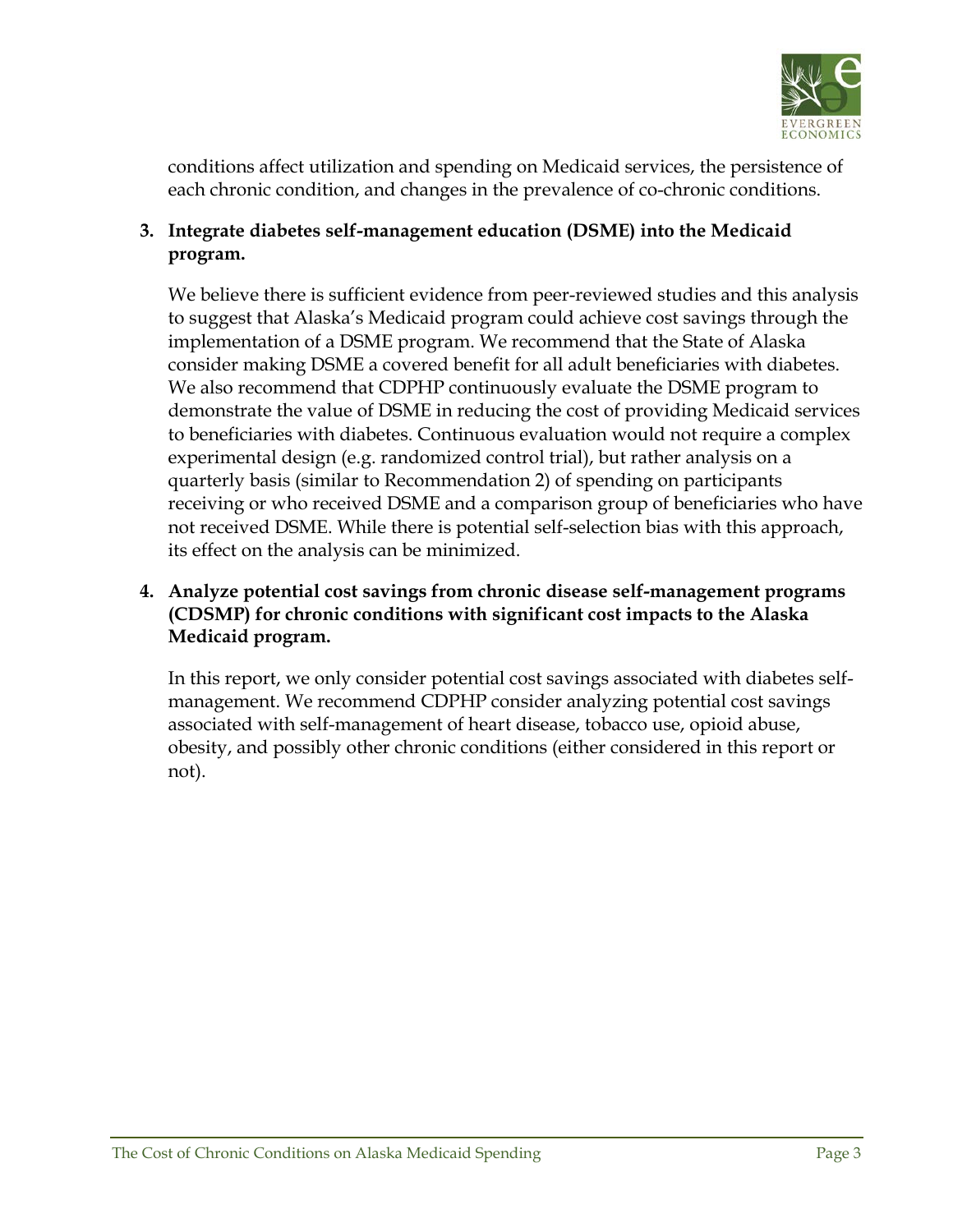conditions affect utilization and spending on Medicaid services, the persistence of each chronic condition, and changes in the prevalence of co-chronic conditions.

3. **Integrate diabetes self-management education (DSME) into the Medicaid program.**

   We believe there is sufficient evidence from peer-reviewed studies and this analysis to suggest that Alaska's Medicaid program could achieve cost savings through the implementation of a DSME program. We recommend that the State of Alaska consider making DSME a covered benefit for all adult beneficiaries with diabetes. We also recommend that CDPHP continuously evaluate the DSME program to demonstrate the value of DSME in reducing the cost of providing Medicaid services to beneficiaries with diabetes. Continuous evaluation would not require a complex experimental design (e.g. randomized control trial), but rather analysis on a quarterly basis (similar to Recommendation 2) of spending on participants receiving or who received DSME and a comparison group of beneficiaries who have not received DSME. While there is potential self-selection bias with this approach, its effect on the analysis can be minimized.

4. **Analyze potential cost savings from chronic disease self-management programs (CDSMP) for chronic conditions with significant cost impacts to the Alaska Medicaid program.**

   In this report, we only consider potential cost savings associated with diabetes self-management. We recommend CDPHP consider analyzing potential cost savings associated with self-management of heart disease, tobacco use, opioid abuse, obesity, and possibly other chronic conditions (either considered in this report or not).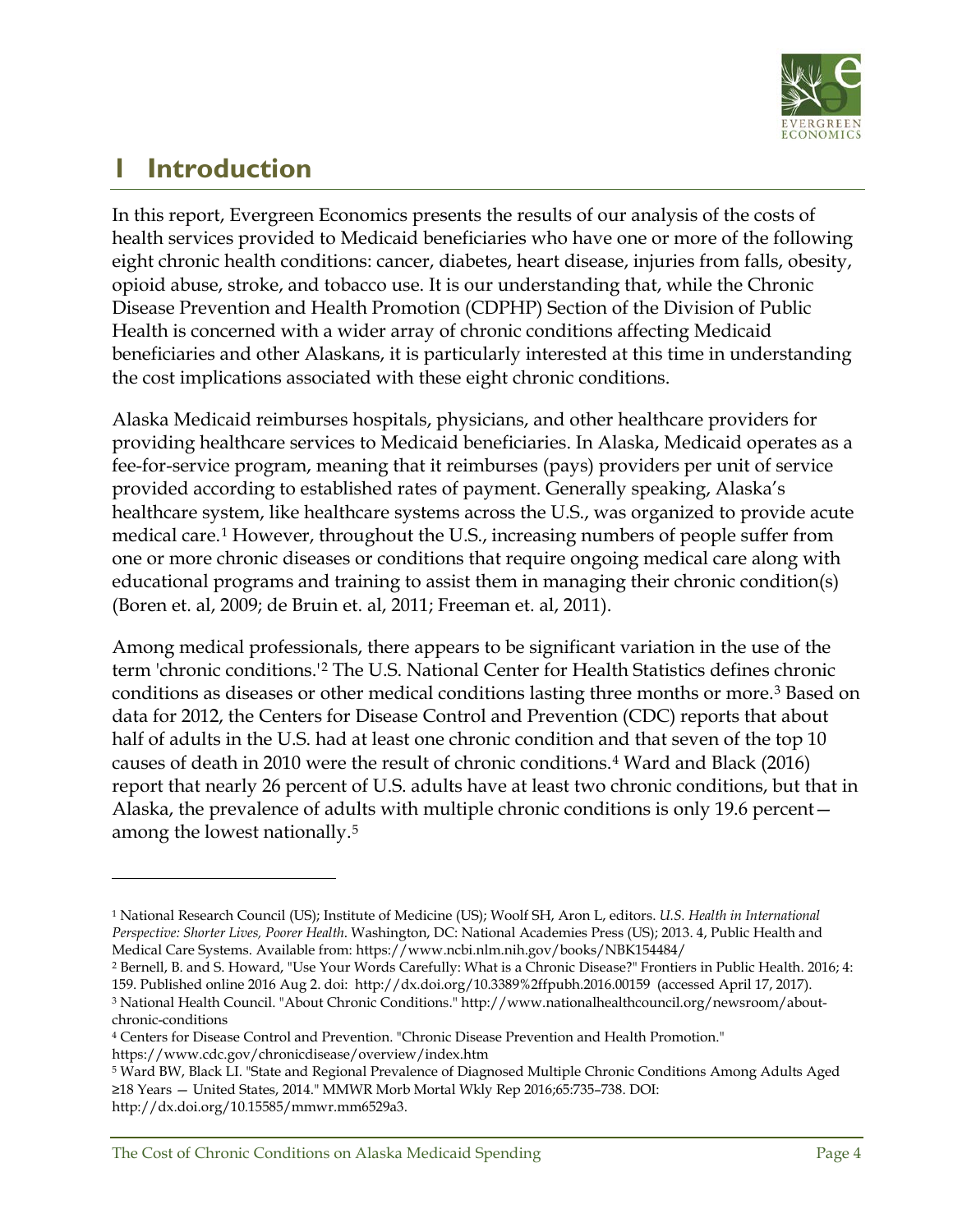# 1 Introduction

In this report, Evergreen Economics presents the results of our analysis of the costs of health services provided to Medicaid beneficiaries who have one or more of the following eight chronic health conditions: cancer, diabetes, heart disease, injuries from falls, obesity, opioid abuse, stroke, and tobacco use. It is our understanding that, while the Chronic Disease Prevention and Health Promotion (CDPHP) Section of the Division of Public Health is concerned with a wider array of chronic conditions affecting Medicaid beneficiaries and other Alaskans, it is particularly interested at this time in understanding the cost implications associated with these eight chronic conditions.

Alaska Medicaid reimburses hospitals, physicians, and other healthcare providers for providing healthcare services to Medicaid beneficiaries. In Alaska, Medicaid operates as a fee-for-service program, meaning that it reimburses (pays) providers per unit of service provided according to established rates of payment. Generally speaking, Alaska's healthcare system, like healthcare systems across the U.S., was organized to provide acute medical care.[1] However, throughout the U.S., increasing numbers of people suffer from one or more chronic diseases or conditions that require ongoing medical care along with educational programs and training to assist them in managing their chronic condition(s) (Boren et. al, 2009; de Bruin et. al, 2011; Freeman et. al, 2011).

Among medical professionals, there appears to be significant variation in the use of the term 'chronic conditions.'[2] The U.S. National Center for Health Statistics defines chronic conditions as diseases or other medical conditions lasting three months or more.[3] Based on data for 2012, the Centers for Disease Control and Prevention (CDC) reports that about half of adults in the U.S. had at least one chronic condition and that seven of the top 10 causes of death in 2010 were the result of chronic conditions.[4] Ward and Black (2016) report that nearly 26 percent of U.S. adults have at least two chronic conditions, but that in Alaska, the prevalence of adults with multiple chronic conditions is only 19.6 percent—among the lowest nationally.[5]

---

[1] National Research Council (US); Institute of Medicine (US); Woolf SH, Aron L, editors. *U.S. Health in International Perspective: Shorter Lives, Poorer Health*. Washington, DC: National Academies Press (US); 2013. 4, Public Health and Medical Care Systems. Available from: https://www.ncbi.nlm.nih.gov/books/NBK154484/

[2] Bernell, B. and S. Howard, "Use Your Words Carefully: What is a Chronic Disease?" Frontiers in Public Health. 2016; 4: 159. Published online 2016 Aug 2. doi: http://dx.doi.org/10.3389%2ffpubh.2016.00159 (accessed April 17, 2017).

[3] National Health Council. "About Chronic Conditions." http://www.nationalhealthcouncil.org/newsroom/about-chronic-conditions

[4] Centers for Disease Control and Prevention. "Chronic Disease Prevention and Health Promotion." https://www.cdc.gov/chronicdisease/overview/index.htm

[5] Ward BW, Black LI. "State and Regional Prevalence of Diagnosed Multiple Chronic Conditions Among Adults Aged ≥18 Years — United States, 2014." MMWR Morb Mortal Wkly Rep 2016;65:735–738. DOI: http://dx.doi.org/10.15585/mmwr.mm6529a3.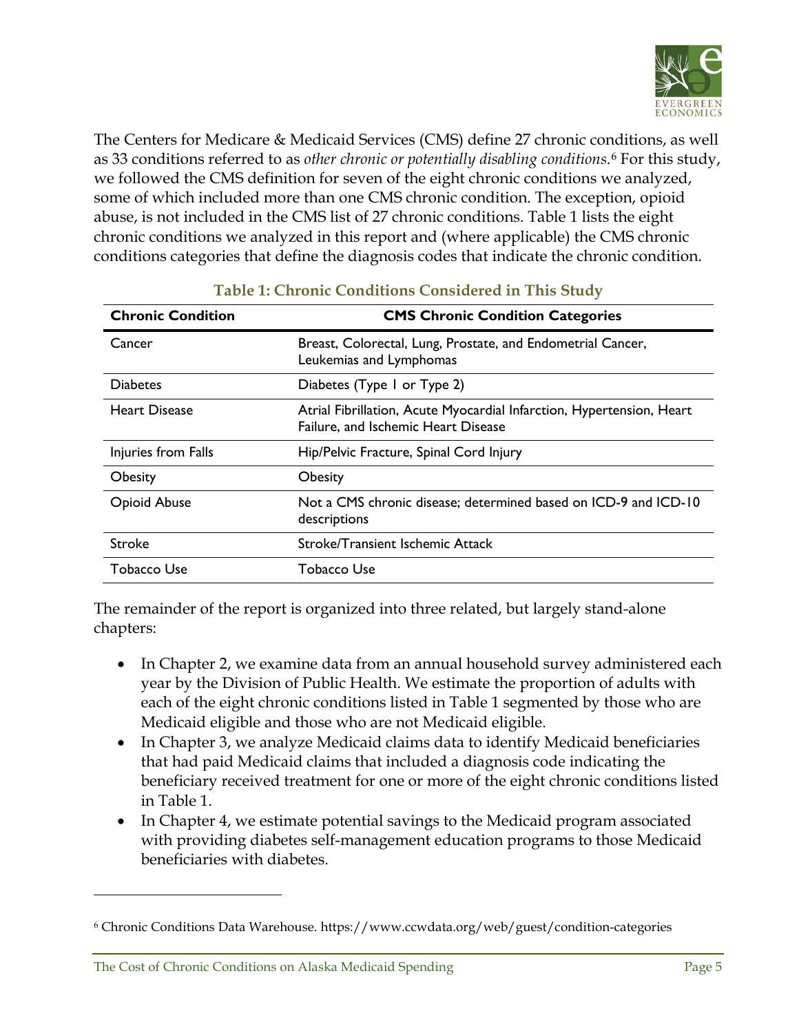The Centers for Medicare & Medicaid Services (CMS) define 27 chronic conditions, as well as 33 conditions referred to as *other chronic or potentially disabling conditions*.[6] For this study, we followed the CMS definition for seven of the eight chronic conditions we analyzed, some of which included more than one CMS chronic condition. The exception, opioid abuse, is not included in the CMS list of 27 chronic conditions. Table 1 lists the eight chronic conditions we analyzed in this report and (where applicable) the CMS chronic conditions categories that define the diagnosis codes that indicate the chronic condition.

**Table 1: Chronic Conditions Considered in This Study**

| Chronic Condition | CMS Chronic Condition Categories |
|---|---|
| Cancer | Breast, Colorectal, Lung, Prostate, and Endometrial Cancer, Leukemias and Lymphomas |
| Diabetes | Diabetes (Type 1 or Type 2) |
| Heart Disease | Atrial Fibrillation, Acute Myocardial Infarction, Hypertension, Heart Failure, and Ischemic Heart Disease |
| Injuries from Falls | Hip/Pelvic Fracture, Spinal Cord Injury |
| Obesity | Obesity |
| Opioid Abuse | Not a CMS chronic disease; determined based on ICD-9 and ICD-10 descriptions |
| Stroke | Stroke/Transient Ischemic Attack |
| Tobacco Use | Tobacco Use |

The remainder of the report is organized into three related, but largely stand-alone chapters:

- In Chapter 2, we examine data from an annual household survey administered each year by the Division of Public Health. We estimate the proportion of adults with each of the eight chronic conditions listed in Table 1 segmented by those who are Medicaid eligible and those who are not Medicaid eligible.
- In Chapter 3, we analyze Medicaid claims data to identify Medicaid beneficiaries that had paid Medicaid claims that included a diagnosis code indicating the beneficiary received treatment for one or more of the eight chronic conditions listed in Table 1.
- In Chapter 4, we estimate potential savings to the Medicaid program associated with providing diabetes self-management education programs to those Medicaid beneficiaries with diabetes.

[6] Chronic Conditions Data Warehouse. https://www.ccwdata.org/web/guest/condition-categories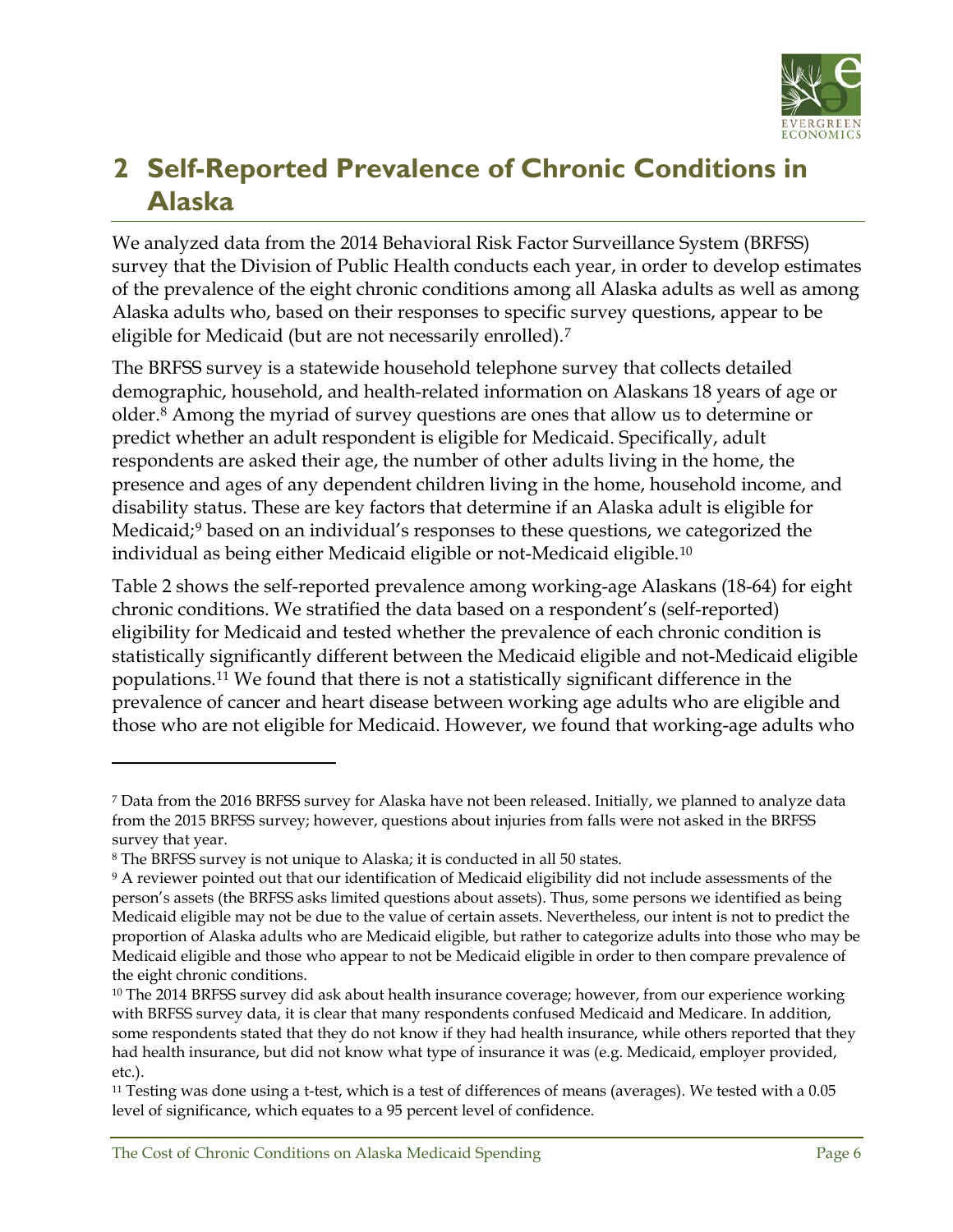# 2 Self-Reported Prevalence of Chronic Conditions in Alaska

We analyzed data from the 2014 Behavioral Risk Factor Surveillance System (BRFSS) survey that the Division of Public Health conducts each year, in order to develop estimates of the prevalence of the eight chronic conditions among all Alaska adults as well as among Alaska adults who, based on their responses to specific survey questions, appear to be eligible for Medicaid (but are not necessarily enrolled).[7]

The BRFSS survey is a statewide household telephone survey that collects detailed demographic, household, and health-related information on Alaskans 18 years of age or older.[8] Among the myriad of survey questions are ones that allow us to determine or predict whether an adult respondent is eligible for Medicaid. Specifically, adult respondents are asked their age, the number of other adults living in the home, the presence and ages of any dependent children living in the home, household income, and disability status. These are key factors that determine if an Alaska adult is eligible for Medicaid;[9] based on an individual's responses to these questions, we categorized the individual as being either Medicaid eligible or not-Medicaid eligible.[10]

Table 2 shows the self-reported prevalence among working-age Alaskans (18-64) for eight chronic conditions. We stratified the data based on a respondent's (self-reported) eligibility for Medicaid and tested whether the prevalence of each chronic condition is statistically significantly different between the Medicaid eligible and not-Medicaid eligible populations.[11] We found that there is not a statistically significant difference in the prevalence of cancer and heart disease between working age adults who are eligible and those who are not eligible for Medicaid. However, we found that working-age adults who

---

[7] Data from the 2016 BRFSS survey for Alaska have not been released. Initially, we planned to analyze data from the 2015 BRFSS survey; however, questions about injuries from falls were not asked in the BRFSS survey that year.

[8] The BRFSS survey is not unique to Alaska; it is conducted in all 50 states.

[9] A reviewer pointed out that our identification of Medicaid eligibility did not include assessments of the person's assets (the BRFSS asks limited questions about assets). Thus, some persons we identified as being Medicaid eligible may not be due to the value of certain assets. Nevertheless, our intent is not to predict the proportion of Alaska adults who are Medicaid eligible, but rather to categorize adults into those who may be Medicaid eligible and those who appear to not be Medicaid eligible in order to then compare prevalence of the eight chronic conditions.

[10] The 2014 BRFSS survey did ask about health insurance coverage; however, from our experience working with BRFSS survey data, it is clear that many respondents confused Medicaid and Medicare. In addition, some respondents stated that they do not know if they had health insurance, while others reported that they had health insurance, but did not know what type of insurance it was (e.g. Medicaid, employer provided, etc.).

[11] Testing was done using a t-test, which is a test of differences of means (averages). We tested with a 0.05 level of significance, which equates to a 95 percent level of confidence.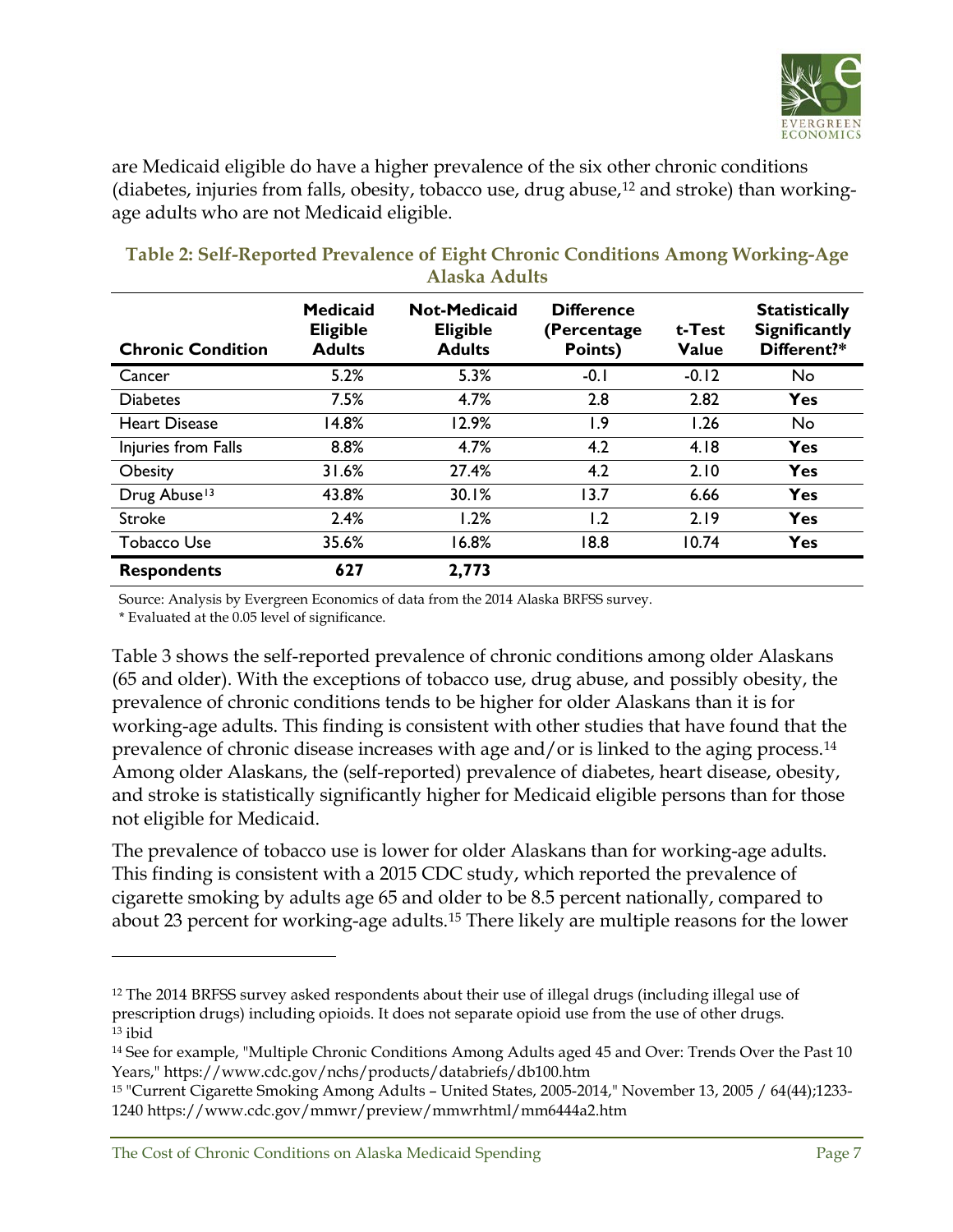are Medicaid eligible do have a higher prevalence of the six other chronic conditions (diabetes, injuries from falls, obesity, tobacco use, drug abuse,[12] and stroke) than working-age adults who are not Medicaid eligible.

**Table 2: Self-Reported Prevalence of Eight Chronic Conditions Among Working-Age Alaska Adults**

| Chronic Condition | Medicaid Eligible Adults | Not-Medicaid Eligible Adults | Difference (Percentage Points) | t-Test Value | Statistically Significantly Different?* |
|---|---|---|---|---|---|
| Cancer | 5.2% | 5.3% | -0.1 | -0.12 | No |
| Diabetes | 7.5% | 4.7% | 2.8 | 2.82 | **Yes** |
| Heart Disease | 14.8% | 12.9% | 1.9 | 1.26 | No |
| Injuries from Falls | 8.8% | 4.7% | 4.2 | 4.18 | **Yes** |
| Obesity | 31.6% | 27.4% | 4.2 | 2.10 | **Yes** |
| Drug Abuse[13] | 43.8% | 30.1% | 13.7 | 6.66 | **Yes** |
| Stroke | 2.4% | 1.2% | 1.2 | 2.19 | **Yes** |
| Tobacco Use | 35.6% | 16.8% | 18.8 | 10.74 | **Yes** |
| **Respondents** | **627** | **2,773** | | | |

Source: Analysis by Evergreen Economics of data from the 2014 Alaska BRFSS survey.

* Evaluated at the 0.05 level of significance.

Table 3 shows the self-reported prevalence of chronic conditions among older Alaskans (65 and older). With the exceptions of tobacco use, drug abuse, and possibly obesity, the prevalence of chronic conditions tends to be higher for older Alaskans than it is for working-age adults. This finding is consistent with other studies that have found that the prevalence of chronic disease increases with age and/or is linked to the aging process.[14] Among older Alaskans, the (self-reported) prevalence of diabetes, heart disease, obesity, and stroke is statistically significantly higher for Medicaid eligible persons than for those not eligible for Medicaid.

The prevalence of tobacco use is lower for older Alaskans than for working-age adults. This finding is consistent with a 2015 CDC study, which reported the prevalence of cigarette smoking by adults age 65 and older to be 8.5 percent nationally, compared to about 23 percent for working-age adults.[15] There likely are multiple reasons for the lower

---

[12] The 2014 BRFSS survey asked respondents about their use of illegal drugs (including illegal use of prescription drugs) including opioids. It does not separate opioid use from the use of other drugs.

[13] ibid

[14] See for example, "Multiple Chronic Conditions Among Adults aged 45 and Over: Trends Over the Past 10 Years," https://www.cdc.gov/nchs/products/databriefs/db100.htm

[15] "Current Cigarette Smoking Among Adults – United States, 2005-2014," November 13, 2005 / 64(44);1233-1240 https://www.cdc.gov/mmwr/preview/mmwrhtml/mm6444a2.htm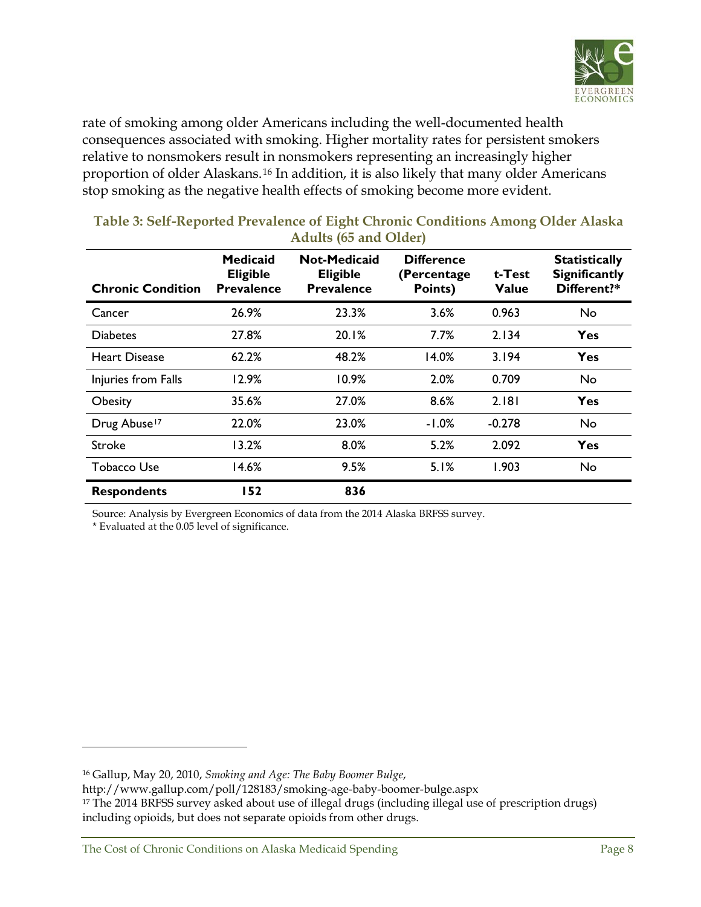rate of smoking among older Americans including the well-documented health consequences associated with smoking. Higher mortality rates for persistent smokers relative to nonsmokers result in nonsmokers representing an increasingly higher proportion of older Alaskans.[16] In addition, it is also likely that many older Americans stop smoking as the negative health effects of smoking become more evident.

**Table 3: Self-Reported Prevalence of Eight Chronic Conditions Among Older Alaska Adults (65 and Older)**

| Chronic Condition | Medicaid Eligible Prevalence | Not-Medicaid Eligible Prevalence | Difference (Percentage Points) | t-Test Value | Statistically Significantly Different?* |
|---|---|---|---|---|---|
| Cancer | 26.9% | 23.3% | 3.6% | 0.963 | No |
| Diabetes | 27.8% | 20.1% | 7.7% | 2.134 | **Yes** |
| Heart Disease | 62.2% | 48.2% | 14.0% | 3.194 | **Yes** |
| Injuries from Falls | 12.9% | 10.9% | 2.0% | 0.709 | No |
| Obesity | 35.6% | 27.0% | 8.6% | 2.181 | **Yes** |
| Drug Abuse[17] | 22.0% | 23.0% | -1.0% | -0.278 | No |
| Stroke | 13.2% | 8.0% | 5.2% | 2.092 | **Yes** |
| Tobacco Use | 14.6% | 9.5% | 5.1% | 1.903 | No |
| **Respondents** | **152** | **836** | | | |

Source: Analysis by Evergreen Economics of data from the 2014 Alaska BRFSS survey.
* Evaluated at the 0.05 level of significance.

---

[16] Gallup, May 20, 2010, *Smoking and Age: The Baby Boomer Bulge*, http://www.gallup.com/poll/128183/smoking-age-baby-boomer-bulge.aspx

[17] The 2014 BRFSS survey asked about use of illegal drugs (including illegal use of prescription drugs) including opioids, but does not separate opioids from other drugs.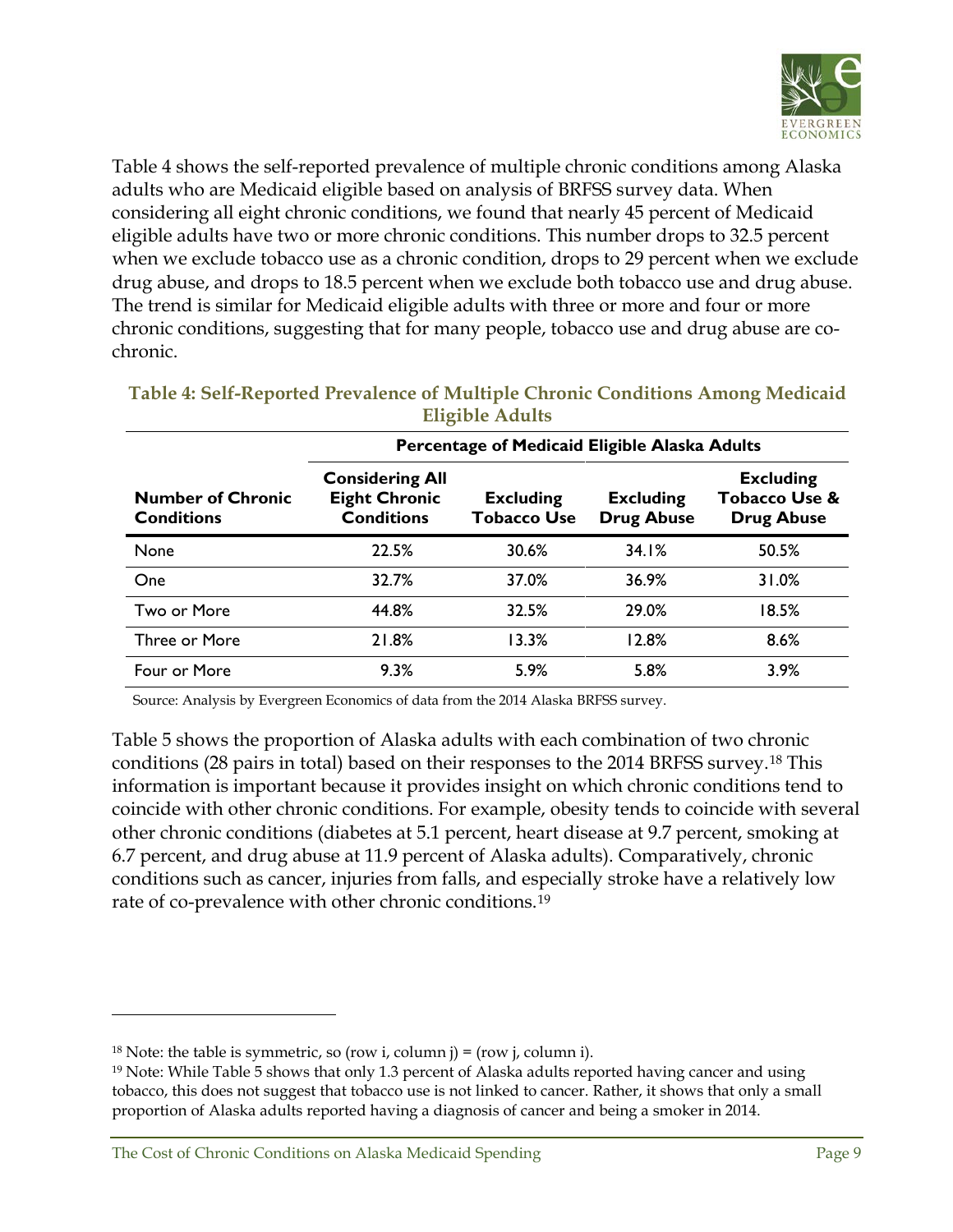Table 4 shows the self-reported prevalence of multiple chronic conditions among Alaska adults who are Medicaid eligible based on analysis of BRFSS survey data. When considering all eight chronic conditions, we found that nearly 45 percent of Medicaid eligible adults have two or more chronic conditions. This number drops to 32.5 percent when we exclude tobacco use as a chronic condition, drops to 29 percent when we exclude drug abuse, and drops to 18.5 percent when we exclude both tobacco use and drug abuse. The trend is similar for Medicaid eligible adults with three or more and four or more chronic conditions, suggesting that for many people, tobacco use and drug abuse are co-chronic.

**Table 4: Self-Reported Prevalence of Multiple Chronic Conditions Among Medicaid Eligible Adults**

| Number of Chronic Conditions | Percentage of Medicaid Eligible Alaska Adults | | | |
|---|---|---|---|---|
| | Considering All Eight Chronic Conditions | Excluding Tobacco Use | Excluding Drug Abuse | Excluding Tobacco Use & Drug Abuse |
| None | 22.5% | 30.6% | 34.1% | 50.5% |
| One | 32.7% | 37.0% | 36.9% | 31.0% |
| Two or More | 44.8% | 32.5% | 29.0% | 18.5% |
| Three or More | 21.8% | 13.3% | 12.8% | 8.6% |
| Four or More | 9.3% | 5.9% | 5.8% | 3.9% |

Source: Analysis by Evergreen Economics of data from the 2014 Alaska BRFSS survey.

Table 5 shows the proportion of Alaska adults with each combination of two chronic conditions (28 pairs in total) based on their responses to the 2014 BRFSS survey.[18] This information is important because it provides insight on which chronic conditions tend to coincide with other chronic conditions. For example, obesity tends to coincide with several other chronic conditions (diabetes at 5.1 percent, heart disease at 9.7 percent, smoking at 6.7 percent, and drug abuse at 11.9 percent of Alaska adults). Comparatively, chronic conditions such as cancer, injuries from falls, and especially stroke have a relatively low rate of co-prevalence with other chronic conditions.[19]

[18] Note: the table is symmetric, so (row i, column j) = (row j, column i).

[19] Note: While Table 5 shows that only 1.3 percent of Alaska adults reported having cancer and using tobacco, this does not suggest that tobacco use is not linked to cancer. Rather, it shows that only a small proportion of Alaska adults reported having a diagnosis of cancer and being a smoker in 2014.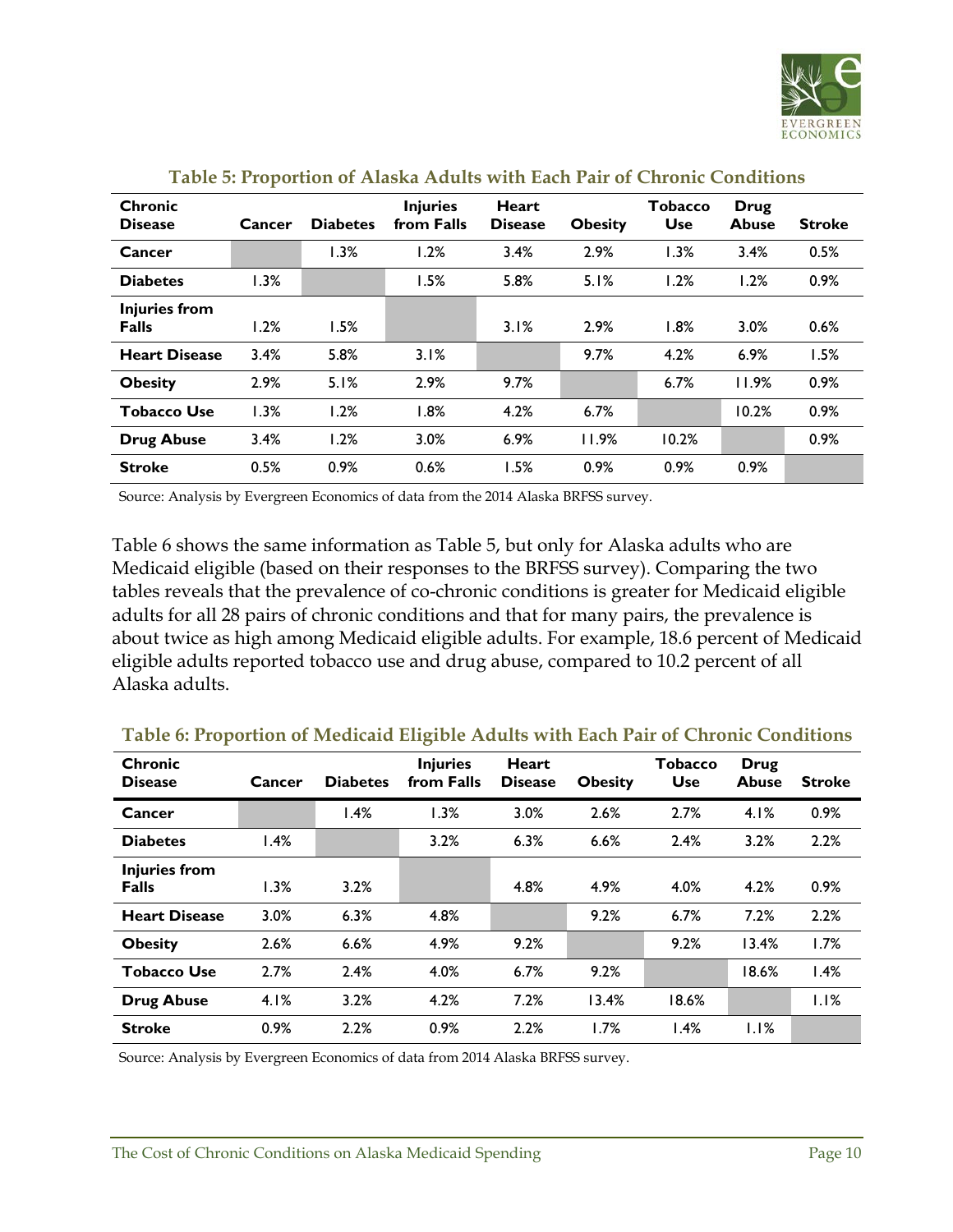**Table 5: Proportion of Alaska Adults with Each Pair of Chronic Conditions**

| Chronic Disease | Cancer | Diabetes | Injuries from Falls | Heart Disease | Obesity | Tobacco Use | Drug Abuse | Stroke |
|---|---|---|---|---|---|---|---|---|
| **Cancer** | | 1.3% | 1.2% | 3.4% | 2.9% | 1.3% | 3.4% | 0.5% |
| **Diabetes** | 1.3% | | 1.5% | 5.8% | 5.1% | 1.2% | 1.2% | 0.9% |
| **Injuries from Falls** | 1.2% | 1.5% | | 3.1% | 2.9% | 1.8% | 3.0% | 0.6% |
| **Heart Disease** | 3.4% | 5.8% | 3.1% | | 9.7% | 4.2% | 6.9% | 1.5% |
| **Obesity** | 2.9% | 5.1% | 2.9% | 9.7% | | 6.7% | 11.9% | 0.9% |
| **Tobacco Use** | 1.3% | 1.2% | 1.8% | 4.2% | 6.7% | | 10.2% | 0.9% |
| **Drug Abuse** | 3.4% | 1.2% | 3.0% | 6.9% | 11.9% | 10.2% | | 0.9% |
| **Stroke** | 0.5% | 0.9% | 0.6% | 1.5% | 0.9% | 0.9% | 0.9% | |

Source: Analysis by Evergreen Economics of data from the 2014 Alaska BRFSS survey.

Table 6 shows the same information as Table 5, but only for Alaska adults who are Medicaid eligible (based on their responses to the BRFSS survey). Comparing the two tables reveals that the prevalence of co-chronic conditions is greater for Medicaid eligible adults for all 28 pairs of chronic conditions and that for many pairs, the prevalence is about twice as high among Medicaid eligible adults. For example, 18.6 percent of Medicaid eligible adults reported tobacco use and drug abuse, compared to 10.2 percent of all Alaska adults.

**Table 6: Proportion of Medicaid Eligible Adults with Each Pair of Chronic Conditions**

| Chronic Disease | Cancer | Diabetes | Injuries from Falls | Heart Disease | Obesity | Tobacco Use | Drug Abuse | Stroke |
|---|---|---|---|---|---|---|---|---|
| **Cancer** | | 1.4% | 1.3% | 3.0% | 2.6% | 2.7% | 4.1% | 0.9% |
| **Diabetes** | 1.4% | | 3.2% | 6.3% | 6.6% | 2.4% | 3.2% | 2.2% |
| **Injuries from Falls** | 1.3% | 3.2% | | 4.8% | 4.9% | 4.0% | 4.2% | 0.9% |
| **Heart Disease** | 3.0% | 6.3% | 4.8% | | 9.2% | 6.7% | 7.2% | 2.2% |
| **Obesity** | 2.6% | 6.6% | 4.9% | 9.2% | | 9.2% | 13.4% | 1.7% |
| **Tobacco Use** | 2.7% | 2.4% | 4.0% | 6.7% | 9.2% | | 18.6% | 1.4% |
| **Drug Abuse** | 4.1% | 3.2% | 4.2% | 7.2% | 13.4% | 18.6% | | 1.1% |
| **Stroke** | 0.9% | 2.2% | 0.9% | 2.2% | 1.7% | 1.4% | 1.1% | |

Source: Analysis by Evergreen Economics of data from 2014 Alaska BRFSS survey.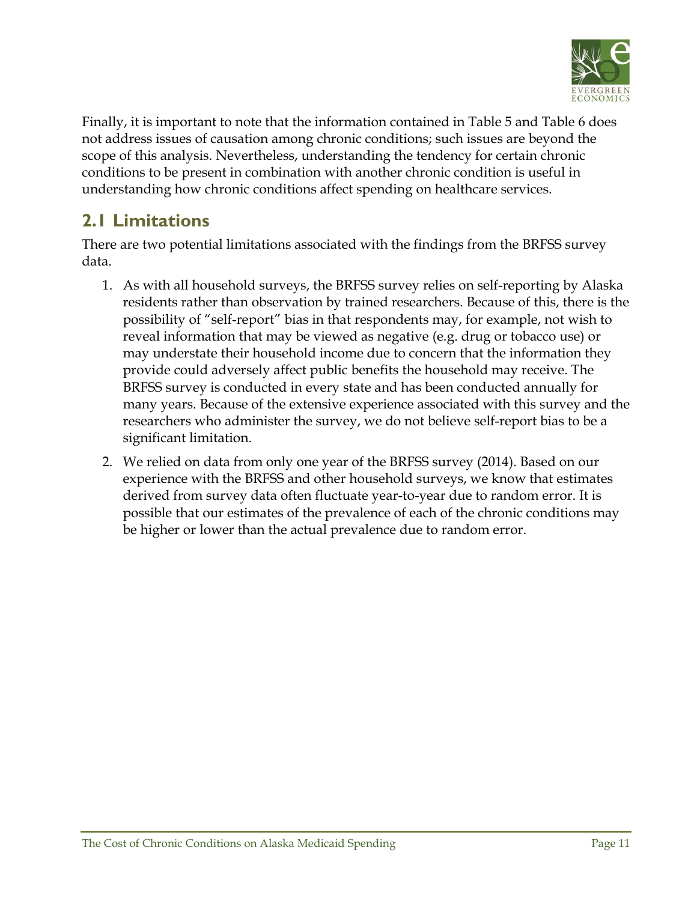Finally, it is important to note that the information contained in Table 5 and Table 6 does not address issues of causation among chronic conditions; such issues are beyond the scope of this analysis. Nevertheless, understanding the tendency for certain chronic conditions to be present in combination with another chronic condition is useful in understanding how chronic conditions affect spending on healthcare services.

## 2.1 Limitations

There are two potential limitations associated with the findings from the BRFSS survey data.

1. As with all household surveys, the BRFSS survey relies on self-reporting by Alaska residents rather than observation by trained researchers. Because of this, there is the possibility of "self-report" bias in that respondents may, for example, not wish to reveal information that may be viewed as negative (e.g. drug or tobacco use) or may understate their household income due to concern that the information they provide could adversely affect public benefits the household may receive. The BRFSS survey is conducted in every state and has been conducted annually for many years. Because of the extensive experience associated with this survey and the researchers who administer the survey, we do not believe self-report bias to be a significant limitation.
2. We relied on data from only one year of the BRFSS survey (2014). Based on our experience with the BRFSS and other household surveys, we know that estimates derived from survey data often fluctuate year-to-year due to random error. It is possible that our estimates of the prevalence of each of the chronic conditions may be higher or lower than the actual prevalence due to random error.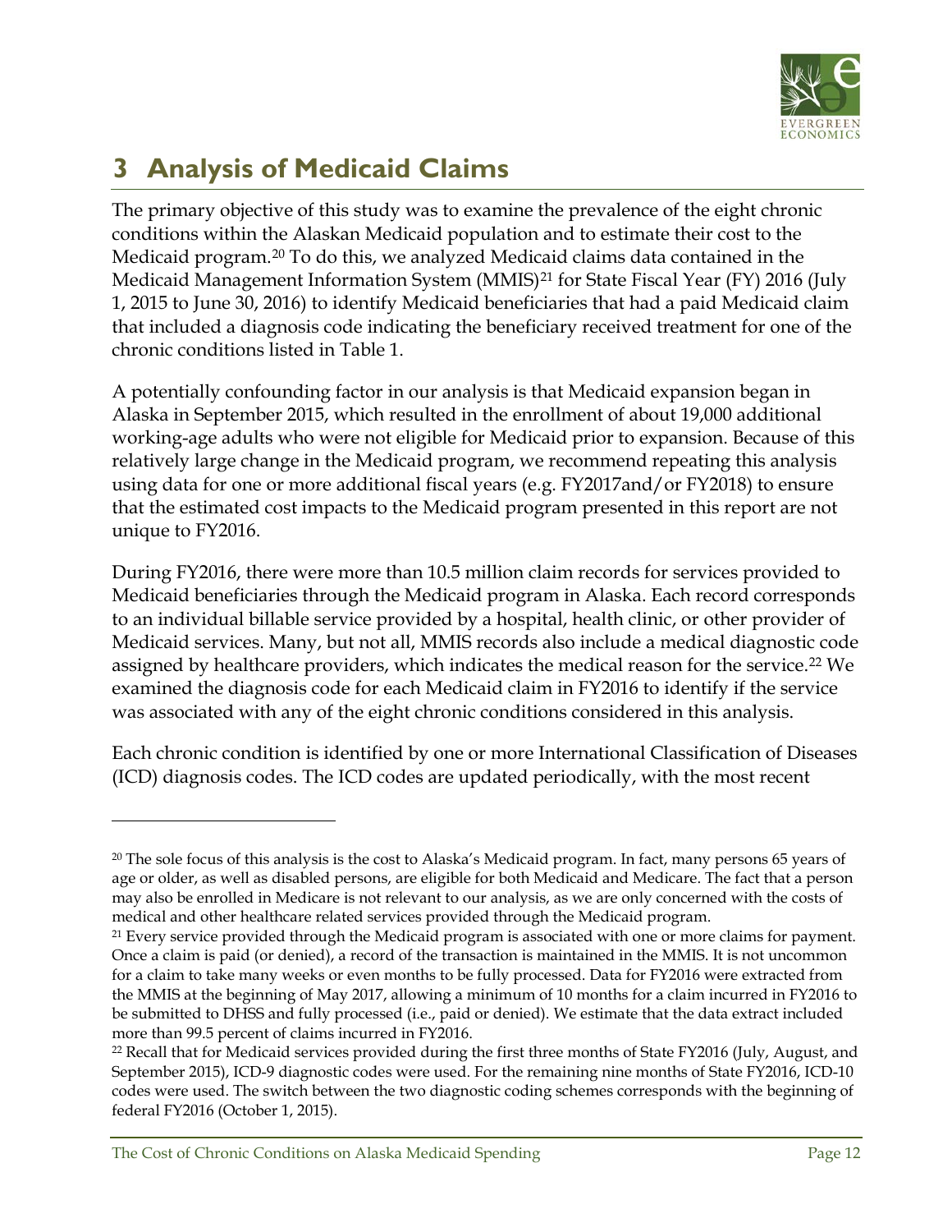# 3 Analysis of Medicaid Claims

The primary objective of this study was to examine the prevalence of the eight chronic conditions within the Alaskan Medicaid population and to estimate their cost to the Medicaid program.[20] To do this, we analyzed Medicaid claims data contained in the Medicaid Management Information System (MMIS)[21] for State Fiscal Year (FY) 2016 (July 1, 2015 to June 30, 2016) to identify Medicaid beneficiaries that had a paid Medicaid claim that included a diagnosis code indicating the beneficiary received treatment for one of the chronic conditions listed in Table 1.

A potentially confounding factor in our analysis is that Medicaid expansion began in Alaska in September 2015, which resulted in the enrollment of about 19,000 additional working-age adults who were not eligible for Medicaid prior to expansion. Because of this relatively large change in the Medicaid program, we recommend repeating this analysis using data for one or more additional fiscal years (e.g. FY2017and/or FY2018) to ensure that the estimated cost impacts to the Medicaid program presented in this report are not unique to FY2016.

During FY2016, there were more than 10.5 million claim records for services provided to Medicaid beneficiaries through the Medicaid program in Alaska. Each record corresponds to an individual billable service provided by a hospital, health clinic, or other provider of Medicaid services. Many, but not all, MMIS records also include a medical diagnostic code assigned by healthcare providers, which indicates the medical reason for the service.[22] We examined the diagnosis code for each Medicaid claim in FY2016 to identify if the service was associated with any of the eight chronic conditions considered in this analysis.

Each chronic condition is identified by one or more International Classification of Diseases (ICD) diagnosis codes. The ICD codes are updated periodically, with the most recent

---

[20] The sole focus of this analysis is the cost to Alaska's Medicaid program. In fact, many persons 65 years of age or older, as well as disabled persons, are eligible for both Medicaid and Medicare. The fact that a person may also be enrolled in Medicare is not relevant to our analysis, as we are only concerned with the costs of medical and other healthcare related services provided through the Medicaid program.

[21] Every service provided through the Medicaid program is associated with one or more claims for payment. Once a claim is paid (or denied), a record of the transaction is maintained in the MMIS. It is not uncommon for a claim to take many weeks or even months to be fully processed. Data for FY2016 were extracted from the MMIS at the beginning of May 2017, allowing a minimum of 10 months for a claim incurred in FY2016 to be submitted to DHSS and fully processed (i.e., paid or denied). We estimate that the data extract included more than 99.5 percent of claims incurred in FY2016.

[22] Recall that for Medicaid services provided during the first three months of State FY2016 (July, August, and September 2015), ICD-9 diagnostic codes were used. For the remaining nine months of State FY2016, ICD-10 codes were used. The switch between the two diagnostic coding schemes corresponds with the beginning of federal FY2016 (October 1, 2015).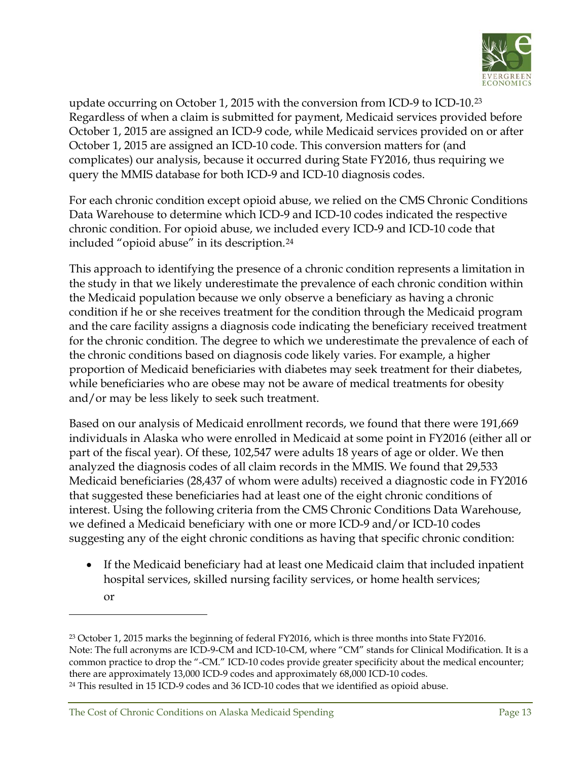update occurring on October 1, 2015 with the conversion from ICD-9 to ICD-10.[23] Regardless of when a claim is submitted for payment, Medicaid services provided before October 1, 2015 are assigned an ICD-9 code, while Medicaid services provided on or after October 1, 2015 are assigned an ICD-10 code. This conversion matters for (and complicates) our analysis, because it occurred during State FY2016, thus requiring we query the MMIS database for both ICD-9 and ICD-10 diagnosis codes.

For each chronic condition except opioid abuse, we relied on the CMS Chronic Conditions Data Warehouse to determine which ICD-9 and ICD-10 codes indicated the respective chronic condition. For opioid abuse, we included every ICD-9 and ICD-10 code that included "opioid abuse" in its description.[24]

This approach to identifying the presence of a chronic condition represents a limitation in the study in that we likely underestimate the prevalence of each chronic condition within the Medicaid population because we only observe a beneficiary as having a chronic condition if he or she receives treatment for the condition through the Medicaid program and the care facility assigns a diagnosis code indicating the beneficiary received treatment for the chronic condition. The degree to which we underestimate the prevalence of each of the chronic conditions based on diagnosis code likely varies. For example, a higher proportion of Medicaid beneficiaries with diabetes may seek treatment for their diabetes, while beneficiaries who are obese may not be aware of medical treatments for obesity and/or may be less likely to seek such treatment.

Based on our analysis of Medicaid enrollment records, we found that there were 191,669 individuals in Alaska who were enrolled in Medicaid at some point in FY2016 (either all or part of the fiscal year). Of these, 102,547 were adults 18 years of age or older. We then analyzed the diagnosis codes of all claim records in the MMIS. We found that 29,533 Medicaid beneficiaries (28,437 of whom were adults) received a diagnostic code in FY2016 that suggested these beneficiaries had at least one of the eight chronic conditions of interest. Using the following criteria from the CMS Chronic Conditions Data Warehouse, we defined a Medicaid beneficiary with one or more ICD-9 and/or ICD-10 codes suggesting any of the eight chronic conditions as having that specific chronic condition:

- If the Medicaid beneficiary had at least one Medicaid claim that included inpatient hospital services, skilled nursing facility services, or home health services; or

---

[23] October 1, 2015 marks the beginning of federal FY2016, which is three months into State FY2016. Note: The full acronyms are ICD-9-CM and ICD-10-CM, where "CM" stands for Clinical Modification. It is a common practice to drop the "-CM." ICD-10 codes provide greater specificity about the medical encounter; there are approximately 13,000 ICD-9 codes and approximately 68,000 ICD-10 codes.

[24] This resulted in 15 ICD-9 codes and 36 ICD-10 codes that we identified as opioid abuse.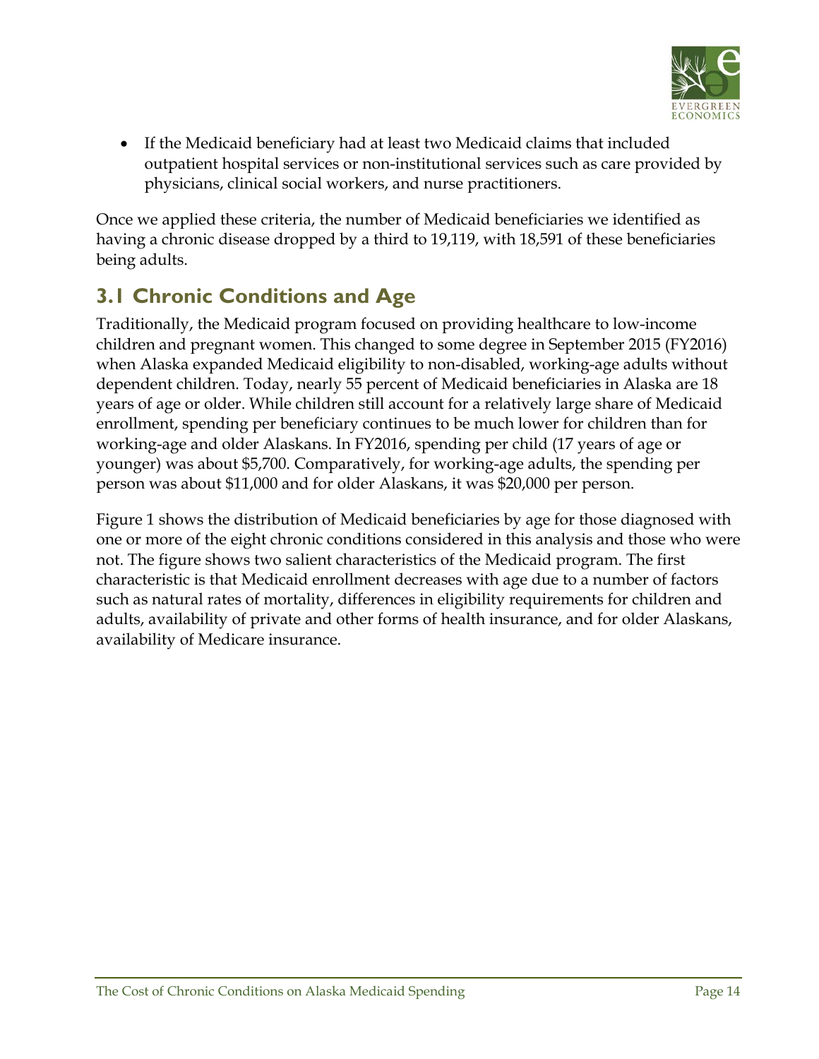- If the Medicaid beneficiary had at least two Medicaid claims that included outpatient hospital services or non-institutional services such as care provided by physicians, clinical social workers, and nurse practitioners.

Once we applied these criteria, the number of Medicaid beneficiaries we identified as having a chronic disease dropped by a third to 19,119, with 18,591 of these beneficiaries being adults.

## 3.1 Chronic Conditions and Age

Traditionally, the Medicaid program focused on providing healthcare to low-income children and pregnant women. This changed to some degree in September 2015 (FY2016) when Alaska expanded Medicaid eligibility to non-disabled, working-age adults without dependent children. Today, nearly 55 percent of Medicaid beneficiaries in Alaska are 18 years of age or older. While children still account for a relatively large share of Medicaid enrollment, spending per beneficiary continues to be much lower for children than for working-age and older Alaskans. In FY2016, spending per child (17 years of age or younger) was about $5,700. Comparatively, for working-age adults, the spending per person was about $11,000 and for older Alaskans, it was $20,000 per person.

Figure 1 shows the distribution of Medicaid beneficiaries by age for those diagnosed with one or more of the eight chronic conditions considered in this analysis and those who were not. The figure shows two salient characteristics of the Medicaid program. The first characteristic is that Medicaid enrollment decreases with age due to a number of factors such as natural rates of mortality, differences in eligibility requirements for children and adults, availability of private and other forms of health insurance, and for older Alaskans, availability of Medicare insurance.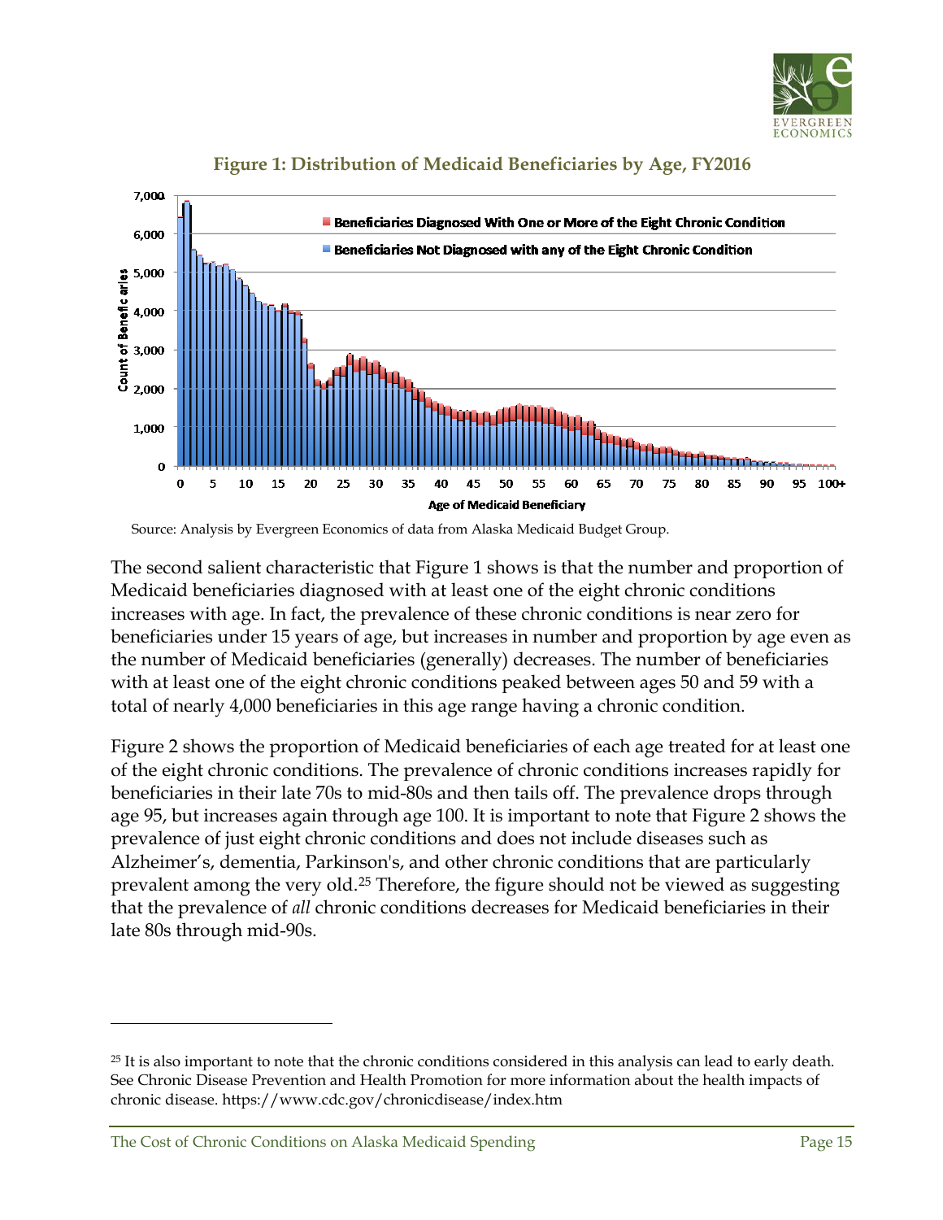**Figure 1: Distribution of Medicaid Beneficiaries by Age, FY2016**

Source: Analysis by Evergreen Economics of data from Alaska Medicaid Budget Group.

The second salient characteristic that Figure 1 shows is that the number and proportion of Medicaid beneficiaries diagnosed with at least one of the eight chronic conditions increases with age. In fact, the prevalence of these chronic conditions is near zero for beneficiaries under 15 years of age, but increases in number and proportion by age even as the number of Medicaid beneficiaries (generally) decreases. The number of beneficiaries with at least one of the eight chronic conditions peaked between ages 50 and 59 with a total of nearly 4,000 beneficiaries in this age range having a chronic condition.

Figure 2 shows the proportion of Medicaid beneficiaries of each age treated for at least one of the eight chronic conditions. The prevalence of chronic conditions increases rapidly for beneficiaries in their late 70s to mid-80s and then tails off. The prevalence drops through age 95, but increases again through age 100. It is important to note that Figure 2 shows the prevalence of just eight chronic conditions and does not include diseases such as Alzheimer's, dementia, Parkinson's, and other chronic conditions that are particularly prevalent among the very old.[25] Therefore, the figure should not be viewed as suggesting that the prevalence of *all* chronic conditions decreases for Medicaid beneficiaries in their late 80s through mid-90s.

[25] It is also important to note that the chronic conditions considered in this analysis can lead to early death. See Chronic Disease Prevention and Health Promotion for more information about the health impacts of chronic disease. https://www.cdc.gov/chronicdisease/index.htm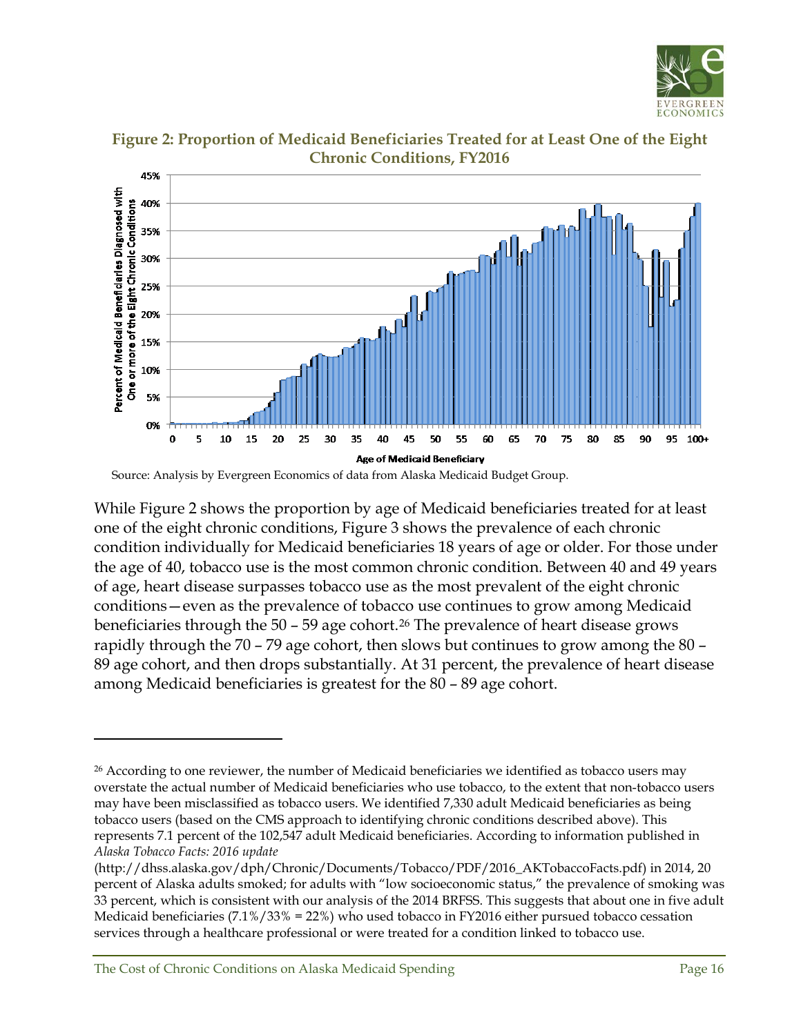**Figure 2: Proportion of Medicaid Beneficiaries Treated for at Least One of the Eight Chronic Conditions, FY2016**

Source: Analysis by Evergreen Economics of data from Alaska Medicaid Budget Group.

While Figure 2 shows the proportion by age of Medicaid beneficiaries treated for at least one of the eight chronic conditions, Figure 3 shows the prevalence of each chronic condition individually for Medicaid beneficiaries 18 years of age or older. For those under the age of 40, tobacco use is the most common chronic condition. Between 40 and 49 years of age, heart disease surpasses tobacco use as the most prevalent of the eight chronic conditions—even as the prevalence of tobacco use continues to grow among Medicaid beneficiaries through the 50 – 59 age cohort.[26] The prevalence of heart disease grows rapidly through the 70 – 79 age cohort, then slows but continues to grow among the 80 – 89 age cohort, and then drops substantially. At 31 percent, the prevalence of heart disease among Medicaid beneficiaries is greatest for the 80 – 89 age cohort.

---

[26] According to one reviewer, the number of Medicaid beneficiaries we identified as tobacco users may overstate the actual number of Medicaid beneficiaries who use tobacco, to the extent that non-tobacco users may have been misclassified as tobacco users. We identified 7,330 adult Medicaid beneficiaries as being tobacco users (based on the CMS approach to identifying chronic conditions described above). This represents 7.1 percent of the 102,547 adult Medicaid beneficiaries. According to information published in *Alaska Tobacco Facts: 2016 update* (http://dhss.alaska.gov/dph/Chronic/Documents/Tobacco/PDF/2016_AKTobaccoFacts.pdf) in 2014, 20 percent of Alaska adults smoked; for adults with "low socioeconomic status," the prevalence of smoking was 33 percent, which is consistent with our analysis of the 2014 BRFSS. This suggests that about one in five adult Medicaid beneficiaries (7.1%/33% = 22%) who used tobacco in FY2016 either pursued tobacco cessation services through a healthcare professional or were treated for a condition linked to tobacco use.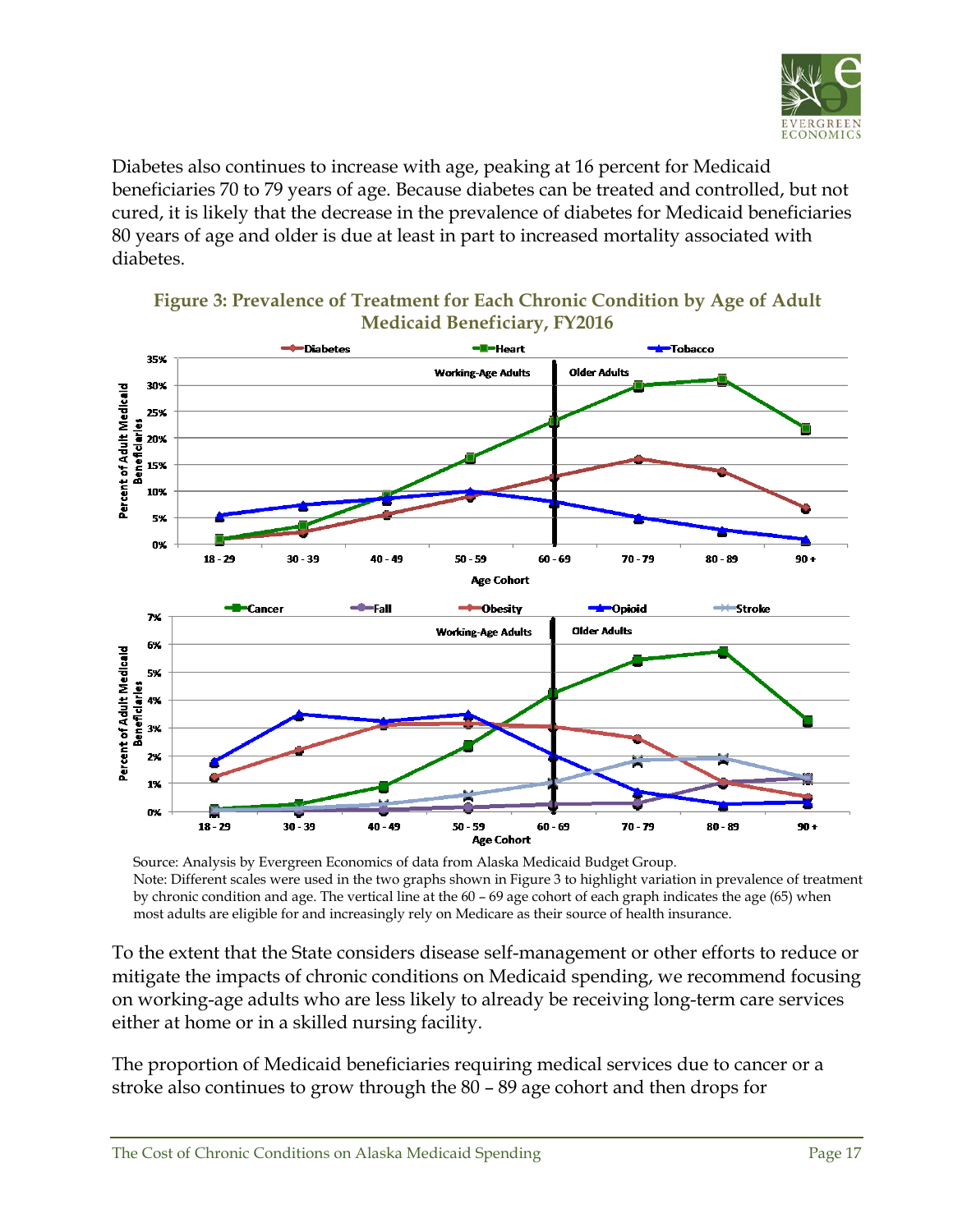Diabetes also continues to increase with age, peaking at 16 percent for Medicaid beneficiaries 70 to 79 years of age. Because diabetes can be treated and controlled, but not cured, it is likely that the decrease in the prevalence of diabetes for Medicaid beneficiaries 80 years of age and older is due at least in part to increased mortality associated with diabetes.

**Figure 3: Prevalence of Treatment for Each Chronic Condition by Age of Adult Medicaid Beneficiary, FY2016**

Source: Analysis by Evergreen Economics of data from Alaska Medicaid Budget Group.
Note: Different scales were used in the two graphs shown in Figure 3 to highlight variation in prevalence of treatment by chronic condition and age. The vertical line at the 60 – 69 age cohort of each graph indicates the age (65) when most adults are eligible for and increasingly rely on Medicare as their source of health insurance.

To the extent that the State considers disease self-management or other efforts to reduce or mitigate the impacts of chronic conditions on Medicaid spending, we recommend focusing on working-age adults who are less likely to already be receiving long-term care services either at home or in a skilled nursing facility.

The proportion of Medicaid beneficiaries requiring medical services due to cancer or a stroke also continues to grow through the 80 – 89 age cohort and then drops for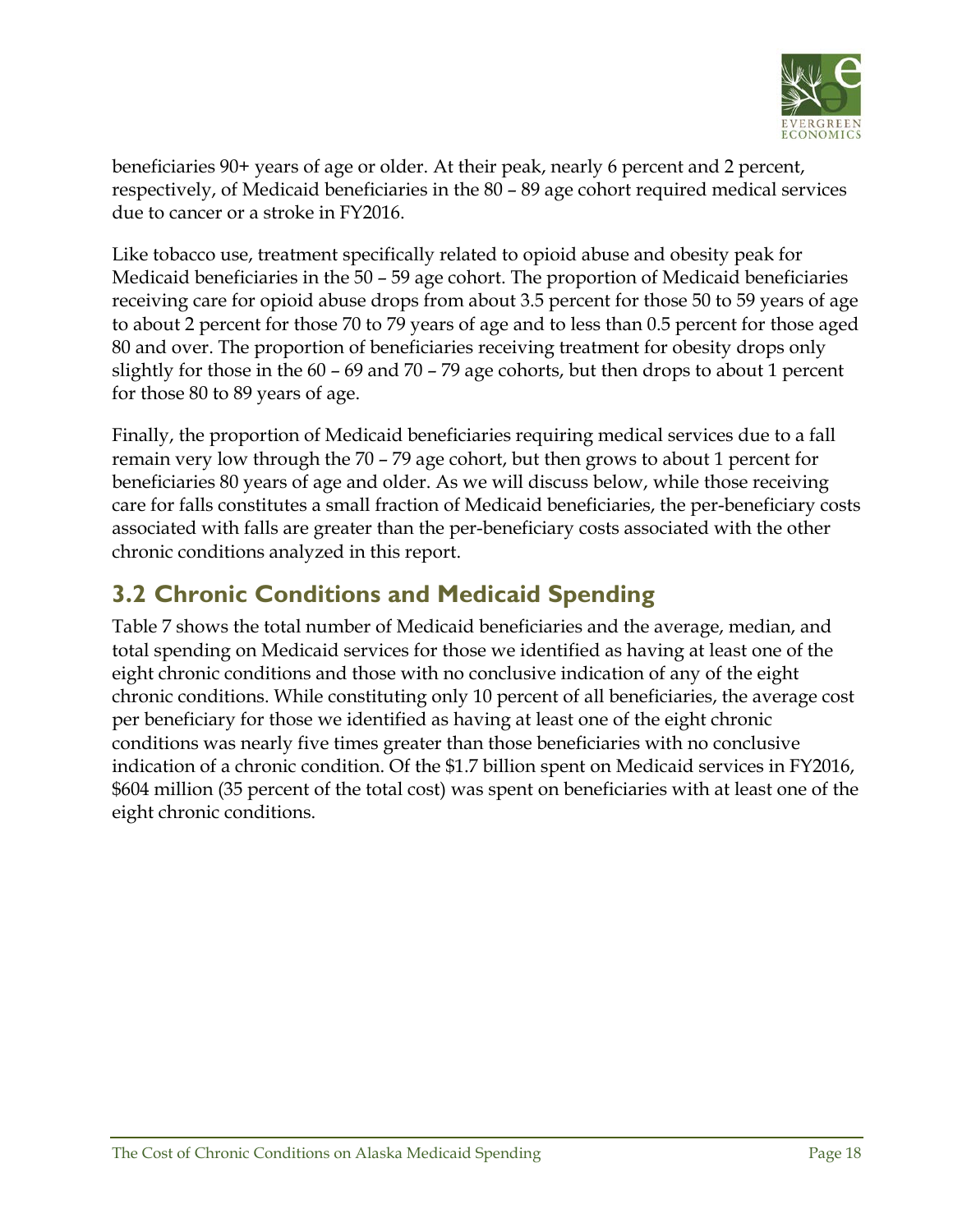beneficiaries 90+ years of age or older. At their peak, nearly 6 percent and 2 percent, respectively, of Medicaid beneficiaries in the 80 – 89 age cohort required medical services due to cancer or a stroke in FY2016.

Like tobacco use, treatment specifically related to opioid abuse and obesity peak for Medicaid beneficiaries in the 50 – 59 age cohort. The proportion of Medicaid beneficiaries receiving care for opioid abuse drops from about 3.5 percent for those 50 to 59 years of age to about 2 percent for those 70 to 79 years of age and to less than 0.5 percent for those aged 80 and over. The proportion of beneficiaries receiving treatment for obesity drops only slightly for those in the 60 – 69 and 70 – 79 age cohorts, but then drops to about 1 percent for those 80 to 89 years of age.

Finally, the proportion of Medicaid beneficiaries requiring medical services due to a fall remain very low through the 70 – 79 age cohort, but then grows to about 1 percent for beneficiaries 80 years of age and older. As we will discuss below, while those receiving care for falls constitutes a small fraction of Medicaid beneficiaries, the per-beneficiary costs associated with falls are greater than the per-beneficiary costs associated with the other chronic conditions analyzed in this report.

## 3.2 Chronic Conditions and Medicaid Spending

Table 7 shows the total number of Medicaid beneficiaries and the average, median, and total spending on Medicaid services for those we identified as having at least one of the eight chronic conditions and those with no conclusive indication of any of the eight chronic conditions. While constituting only 10 percent of all beneficiaries, the average cost per beneficiary for those we identified as having at least one of the eight chronic conditions was nearly five times greater than those beneficiaries with no conclusive indication of a chronic condition. Of the $1.7 billion spent on Medicaid services in FY2016, $604 million (35 percent of the total cost) was spent on beneficiaries with at least one of the eight chronic conditions.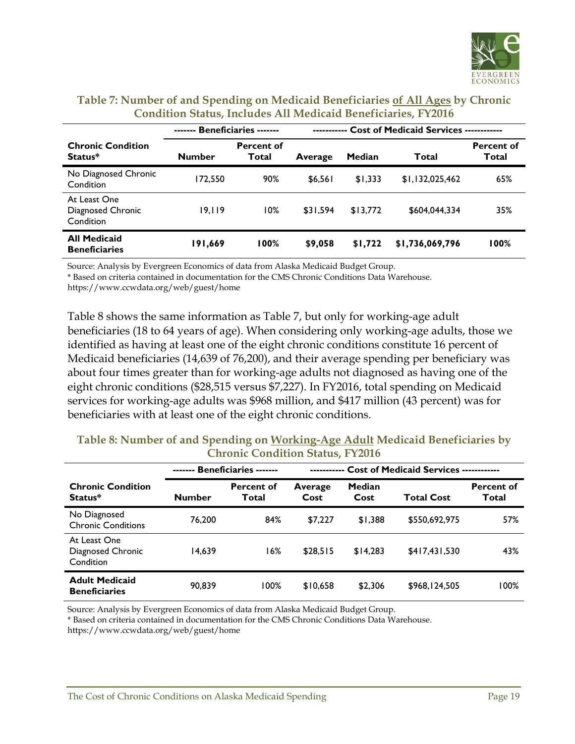**Table 7: Number of and Spending on Medicaid Beneficiaries of All Ages by Chronic Condition Status, Includes All Medicaid Beneficiaries, FY2016**

| | ------- Beneficiaries ------- | | ----------- Cost of Medicaid Services ------------ | | | |
|---|---|---|---|---|---|---|
| **Chronic Condition Status*** | **Number** | **Percent of Total** | **Average** | **Median** | **Total** | **Percent of Total** |
| No Diagnosed Chronic Condition | 172,550 | 90% | $6,561 | $1,333 | $1,132,025,462 | 65% |
| At Least One Diagnosed Chronic Condition | 19,119 | 10% | $31,594 | $13,772 | $604,044,334 | 35% |
| **All Medicaid Beneficiaries** | **191,669** | **100%** | **$9,058** | **$1,722** | **$1,736,069,796** | **100%** |

Source: Analysis by Evergreen Economics of data from Alaska Medicaid Budget Group.
* Based on criteria contained in documentation for the CMS Chronic Conditions Data Warehouse.
https://www.ccwdata.org/web/guest/home

Table 8 shows the same information as Table 7, but only for working-age adult beneficiaries (18 to 64 years of age). When considering only working-age adults, those we identified as having at least one of the eight chronic conditions constitute 16 percent of Medicaid beneficiaries (14,639 of 76,200), and their average spending per beneficiary was about four times greater than for working-age adults not diagnosed as having one of the eight chronic conditions ($28,515 versus $7,227). In FY2016, total spending on Medicaid services for working-age adults was $968 million, and $417 million (43 percent) was for beneficiaries with at least one of the eight chronic conditions.

**Table 8: Number of and Spending on Working-Age Adult Medicaid Beneficiaries by Chronic Condition Status, FY2016**

| | ------- Beneficiaries ------- | | ----------- Cost of Medicaid Services ------------ | | | |
|---|---|---|---|---|---|---|
| **Chronic Condition Status*** | **Number** | **Percent of Total** | **Average Cost** | **Median Cost** | **Total Cost** | **Percent of Total** |
| No Diagnosed Chronic Conditions | 76,200 | 84% | $7,227 | $1,388 | $550,692,975 | 57% |
| At Least One Diagnosed Chronic Condition | 14,639 | 16% | $28,515 | $14,283 | $417,431,530 | 43% |
| **Adult Medicaid Beneficiaries** | 90,839 | 100% | $10,658 | $2,306 | $968,124,505 | 100% |

Source: Analysis by Evergreen Economics of data from Alaska Medicaid Budget Group.
* Based on criteria contained in documentation for the CMS Chronic Conditions Data Warehouse.
https://www.ccwdata.org/web/guest/home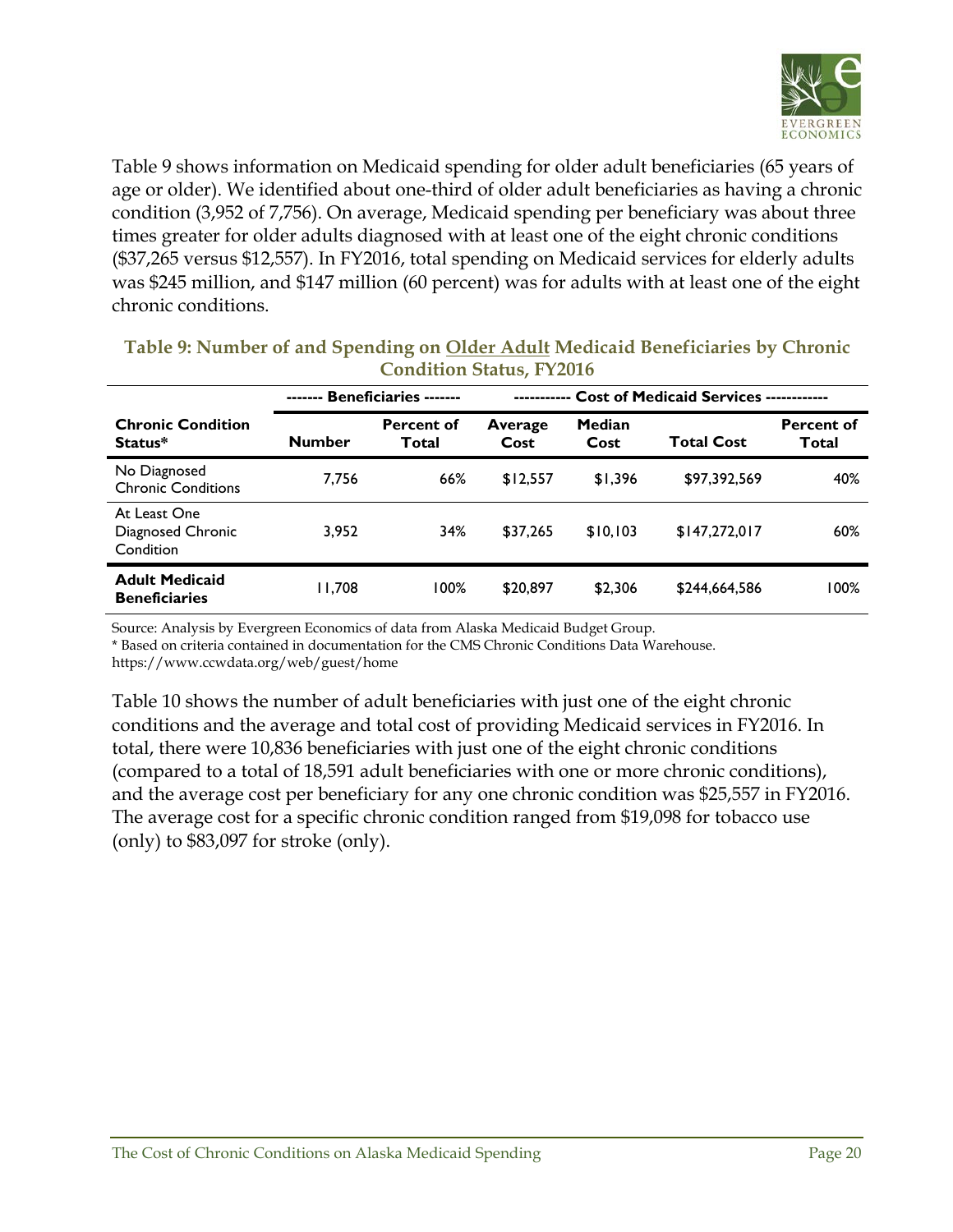Table 9 shows information on Medicaid spending for older adult beneficiaries (65 years of age or older). We identified about one-third of older adult beneficiaries as having a chronic condition (3,952 of 7,756). On average, Medicaid spending per beneficiary was about three times greater for older adults diagnosed with at least one of the eight chronic conditions ($37,265 versus $12,557). In FY2016, total spending on Medicaid services for elderly adults was $245 million, and $147 million (60 percent) was for adults with at least one of the eight chronic conditions.

**Table 9: Number of and Spending on Older Adult Medicaid Beneficiaries by Chronic Condition Status, FY2016**

| | ------- Beneficiaries ------- | | ----------- Cost of Medicaid Services ----------- | | | |
|---|---|---|---|---|---|---|
| **Chronic Condition Status*** | **Number** | **Percent of Total** | **Average Cost** | **Median Cost** | **Total Cost** | **Percent of Total** |
| No Diagnosed Chronic Conditions | 7,756 | 66% | $12,557 | $1,396 | $97,392,569 | 40% |
| At Least One Diagnosed Chronic Condition | 3,952 | 34% | $37,265 | $10,103 | $147,272,017 | 60% |
| **Adult Medicaid Beneficiaries** | 11,708 | 100% | $20,897 | $2,306 | $244,664,586 | 100% |

Source: Analysis by Evergreen Economics of data from Alaska Medicaid Budget Group.
* Based on criteria contained in documentation for the CMS Chronic Conditions Data Warehouse. https://www.ccwdata.org/web/guest/home

Table 10 shows the number of adult beneficiaries with just one of the eight chronic conditions and the average and total cost of providing Medicaid services in FY2016. In total, there were 10,836 beneficiaries with just one of the eight chronic conditions (compared to a total of 18,591 adult beneficiaries with one or more chronic conditions), and the average cost per beneficiary for any one chronic condition was $25,557 in FY2016. The average cost for a specific chronic condition ranged from $19,098 for tobacco use (only) to $83,097 for stroke (only).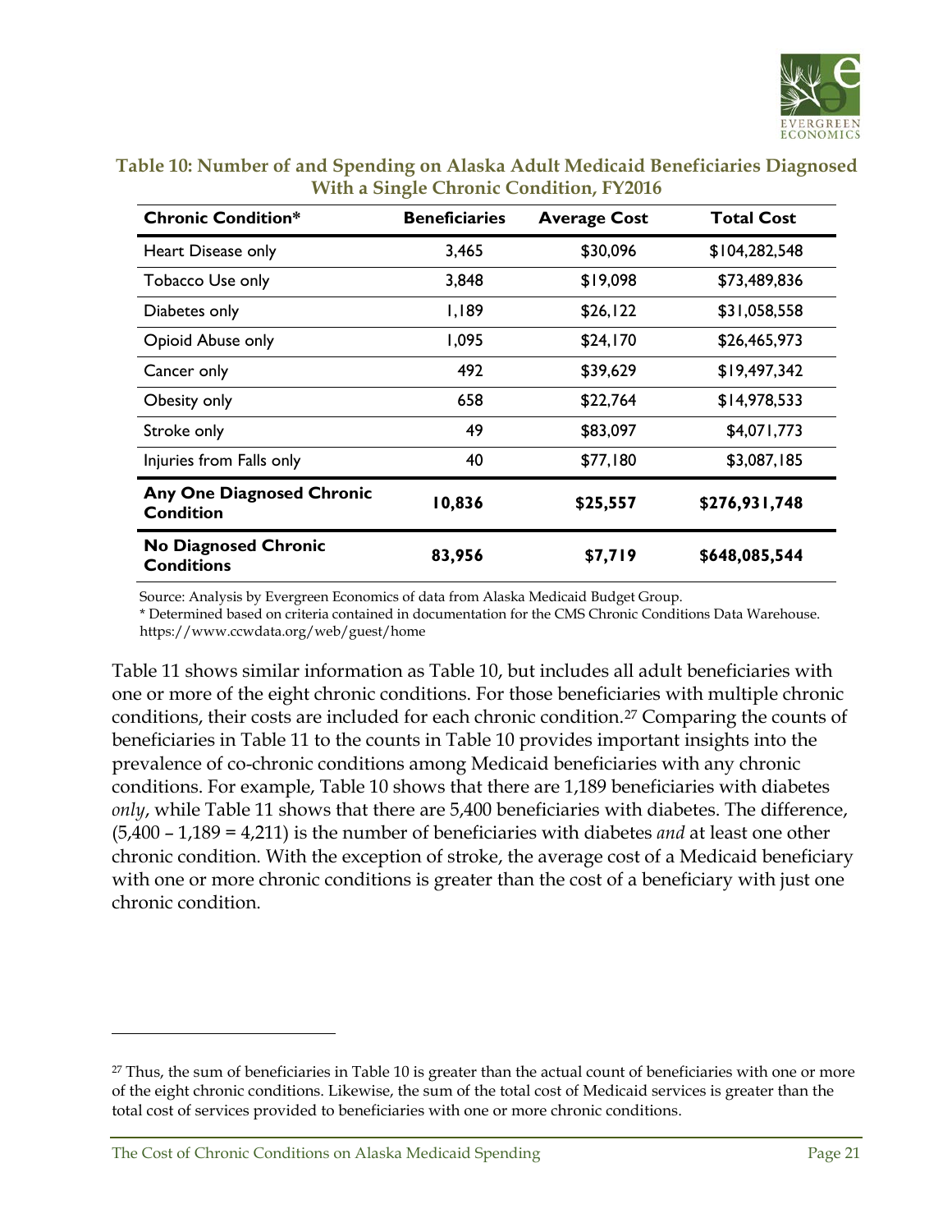**Table 10: Number of and Spending on Alaska Adult Medicaid Beneficiaries Diagnosed With a Single Chronic Condition, FY2016**

| Chronic Condition* | Beneficiaries | Average Cost | Total Cost |
|---|---|---|---|
| Heart Disease only | 3,465 | $30,096 | $104,282,548 |
| Tobacco Use only | 3,848 | $19,098 | $73,489,836 |
| Diabetes only | 1,189 | $26,122 | $31,058,558 |
| Opioid Abuse only | 1,095 | $24,170 | $26,465,973 |
| Cancer only | 492 | $39,629 | $19,497,342 |
| Obesity only | 658 | $22,764 | $14,978,533 |
| Stroke only | 49 | $83,097 | $4,071,773 |
| Injuries from Falls only | 40 | $77,180 | $3,087,185 |
| **Any One Diagnosed Chronic Condition** | **10,836** | **$25,557** | **$276,931,748** |
| **No Diagnosed Chronic Conditions** | **83,956** | **$7,719** | **$648,085,544** |

Source: Analysis by Evergreen Economics of data from Alaska Medicaid Budget Group.
* Determined based on criteria contained in documentation for the CMS Chronic Conditions Data Warehouse. https://www.ccwdata.org/web/guest/home

Table 11 shows similar information as Table 10, but includes all adult beneficiaries with one or more of the eight chronic conditions. For those beneficiaries with multiple chronic conditions, their costs are included for each chronic condition.[27] Comparing the counts of beneficiaries in Table 11 to the counts in Table 10 provides important insights into the prevalence of co-chronic conditions among Medicaid beneficiaries with any chronic conditions. For example, Table 10 shows that there are 1,189 beneficiaries with diabetes *only*, while Table 11 shows that there are 5,400 beneficiaries with diabetes. The difference, (5,400 – 1,189 = 4,211) is the number of beneficiaries with diabetes *and* at least one other chronic condition. With the exception of stroke, the average cost of a Medicaid beneficiary with one or more chronic conditions is greater than the cost of a beneficiary with just one chronic condition.

[27] Thus, the sum of beneficiaries in Table 10 is greater than the actual count of beneficiaries with one or more of the eight chronic conditions. Likewise, the sum of the total cost of Medicaid services is greater than the total cost of services provided to beneficiaries with one or more chronic conditions.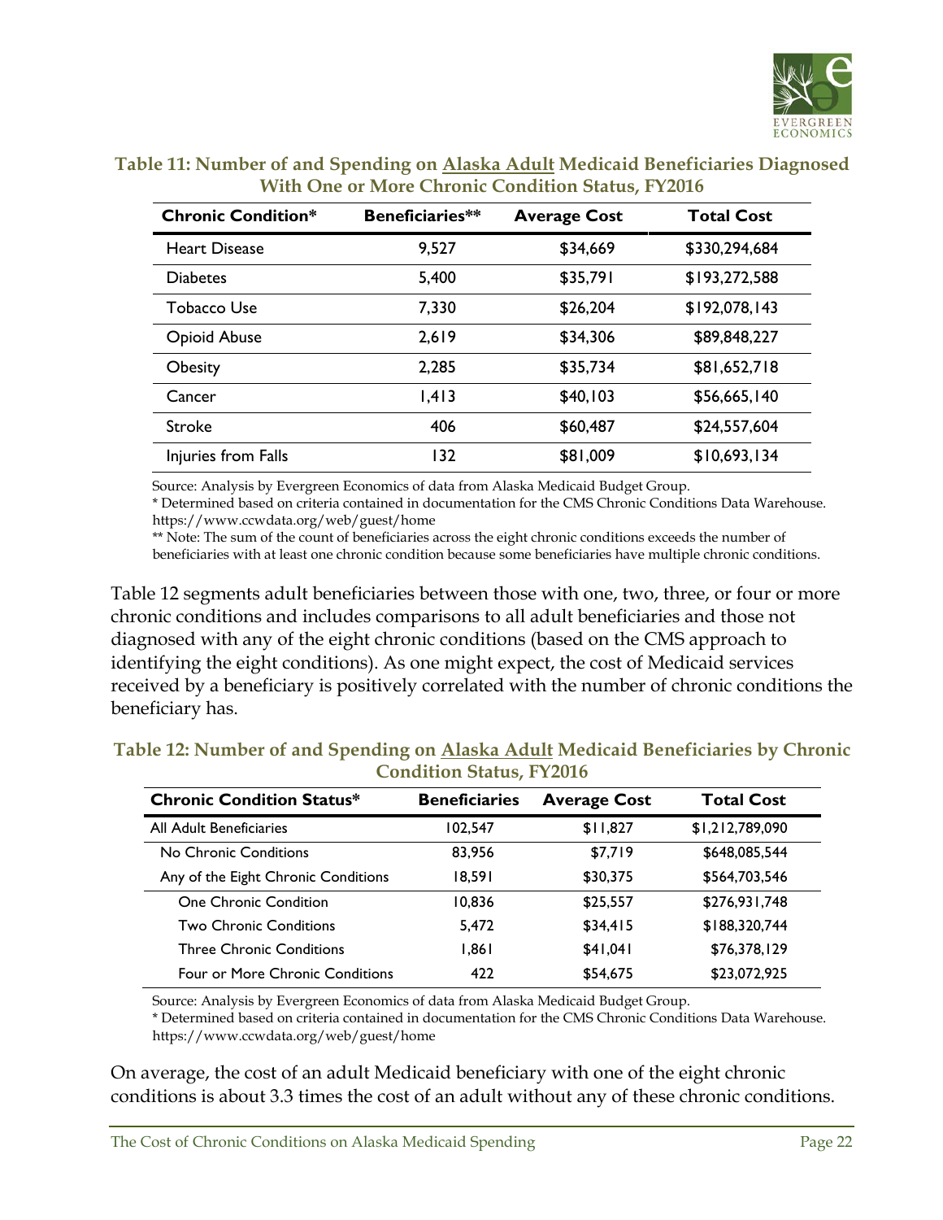**Table 11: Number of and Spending on Alaska Adult Medicaid Beneficiaries Diagnosed With One or More Chronic Condition Status, FY2016**

| Chronic Condition* | Beneficiaries** | Average Cost | Total Cost |
|---|---|---|---|
| Heart Disease | 9,527 | $34,669 | $330,294,684 |
| Diabetes | 5,400 | $35,791 | $193,272,588 |
| Tobacco Use | 7,330 | $26,204 | $192,078,143 |
| Opioid Abuse | 2,619 | $34,306 | $89,848,227 |
| Obesity | 2,285 | $35,734 | $81,652,718 |
| Cancer | 1,413 | $40,103 | $56,665,140 |
| Stroke | 406 | $60,487 | $24,557,604 |
| Injuries from Falls | 132 | $81,009 | $10,693,134 |

Source: Analysis by Evergreen Economics of data from Alaska Medicaid Budget Group.
* Determined based on criteria contained in documentation for the CMS Chronic Conditions Data Warehouse. https://www.ccwdata.org/web/guest/home
** Note: The sum of the count of beneficiaries across the eight chronic conditions exceeds the number of beneficiaries with at least one chronic condition because some beneficiaries have multiple chronic conditions.

Table 12 segments adult beneficiaries between those with one, two, three, or four or more chronic conditions and includes comparisons to all adult beneficiaries and those not diagnosed with any of the eight chronic conditions (based on the CMS approach to identifying the eight conditions). As one might expect, the cost of Medicaid services received by a beneficiary is positively correlated with the number of chronic conditions the beneficiary has.

**Table 12: Number of and Spending on Alaska Adult Medicaid Beneficiaries by Chronic Condition Status, FY2016**

| Chronic Condition Status* | Beneficiaries | Average Cost | Total Cost |
|---|---|---|---|
| All Adult Beneficiaries | 102,547 | $11,827 | $1,212,789,090 |
| No Chronic Conditions | 83,956 | $7,719 | $648,085,544 |
| Any of the Eight Chronic Conditions | 18,591 | $30,375 | $564,703,546 |
| One Chronic Condition | 10,836 | $25,557 | $276,931,748 |
| Two Chronic Conditions | 5,472 | $34,415 | $188,320,744 |
| Three Chronic Conditions | 1,861 | $41,041 | $76,378,129 |
| Four or More Chronic Conditions | 422 | $54,675 | $23,072,925 |

Source: Analysis by Evergreen Economics of data from Alaska Medicaid Budget Group.
* Determined based on criteria contained in documentation for the CMS Chronic Conditions Data Warehouse. https://www.ccwdata.org/web/guest/home

On average, the cost of an adult Medicaid beneficiary with one of the eight chronic conditions is about 3.3 times the cost of an adult without any of these chronic conditions.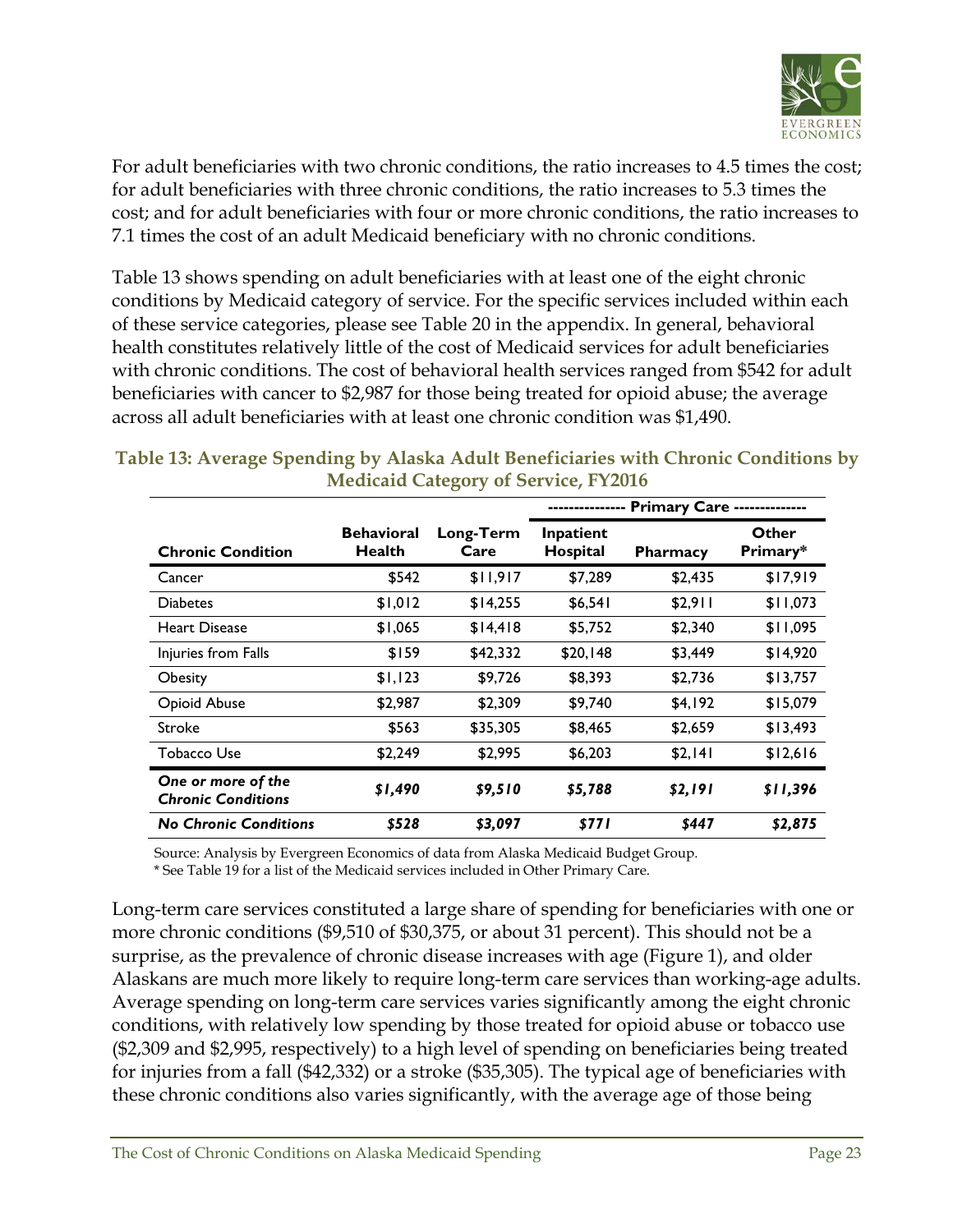For adult beneficiaries with two chronic conditions, the ratio increases to 4.5 times the cost; for adult beneficiaries with three chronic conditions, the ratio increases to 5.3 times the cost; and for adult beneficiaries with four or more chronic conditions, the ratio increases to 7.1 times the cost of an adult Medicaid beneficiary with no chronic conditions.

Table 13 shows spending on adult beneficiaries with at least one of the eight chronic conditions by Medicaid category of service. For the specific services included within each of these service categories, please see Table 20 in the appendix. In general, behavioral health constitutes relatively little of the cost of Medicaid services for adult beneficiaries with chronic conditions. The cost of behavioral health services ranged from $542 for adult beneficiaries with cancer to $2,987 for those being treated for opioid abuse; the average across all adult beneficiaries with at least one chronic condition was $1,490.

**Table 13: Average Spending by Alaska Adult Beneficiaries with Chronic Conditions by Medicaid Category of Service, FY2016**

| | | | Primary Care | | |
|---|---|---|---|---|---|
| **Chronic Condition** | **Behavioral Health** | **Long-Term Care** | **Inpatient Hospital** | **Pharmacy** | **Other Primary*** |
| Cancer | $542 | $11,917 | $7,289 | $2,435 | $17,919 |
| Diabetes | $1,012 | $14,255 | $6,541 | $2,911 | $11,073 |
| Heart Disease | $1,065 | $14,418 | $5,752 | $2,340 | $11,095 |
| Injuries from Falls | $159 | $42,332 | $20,148 | $3,449 | $14,920 |
| Obesity | $1,123 | $9,726 | $8,393 | $2,736 | $13,757 |
| Opioid Abuse | $2,987 | $2,309 | $9,740 | $4,192 | $15,079 |
| Stroke | $563 | $35,305 | $8,465 | $2,659 | $13,493 |
| Tobacco Use | $2,249 | $2,995 | $6,203 | $2,141 | $12,616 |
| ***One or more of the Chronic Conditions*** | ***$1,490*** | ***$9,510*** | ***$5,788*** | ***$2,191*** | ***$11,396*** |
| ***No Chronic Conditions*** | ***$528*** | ***$3,097*** | ***$771*** | ***$447*** | ***$2,875*** |

Source: Analysis by Evergreen Economics of data from Alaska Medicaid Budget Group.
* See Table 19 for a list of the Medicaid services included in Other Primary Care.

Long-term care services constituted a large share of spending for beneficiaries with one or more chronic conditions ($9,510 of $30,375, or about 31 percent). This should not be a surprise, as the prevalence of chronic disease increases with age (Figure 1), and older Alaskans are much more likely to require long-term care services than working-age adults. Average spending on long-term care services varies significantly among the eight chronic conditions, with relatively low spending by those treated for opioid abuse or tobacco use ($2,309 and $2,995, respectively) to a high level of spending on beneficiaries being treated for injuries from a fall ($42,332) or a stroke ($35,305). The typical age of beneficiaries with these chronic conditions also varies significantly, with the average age of those being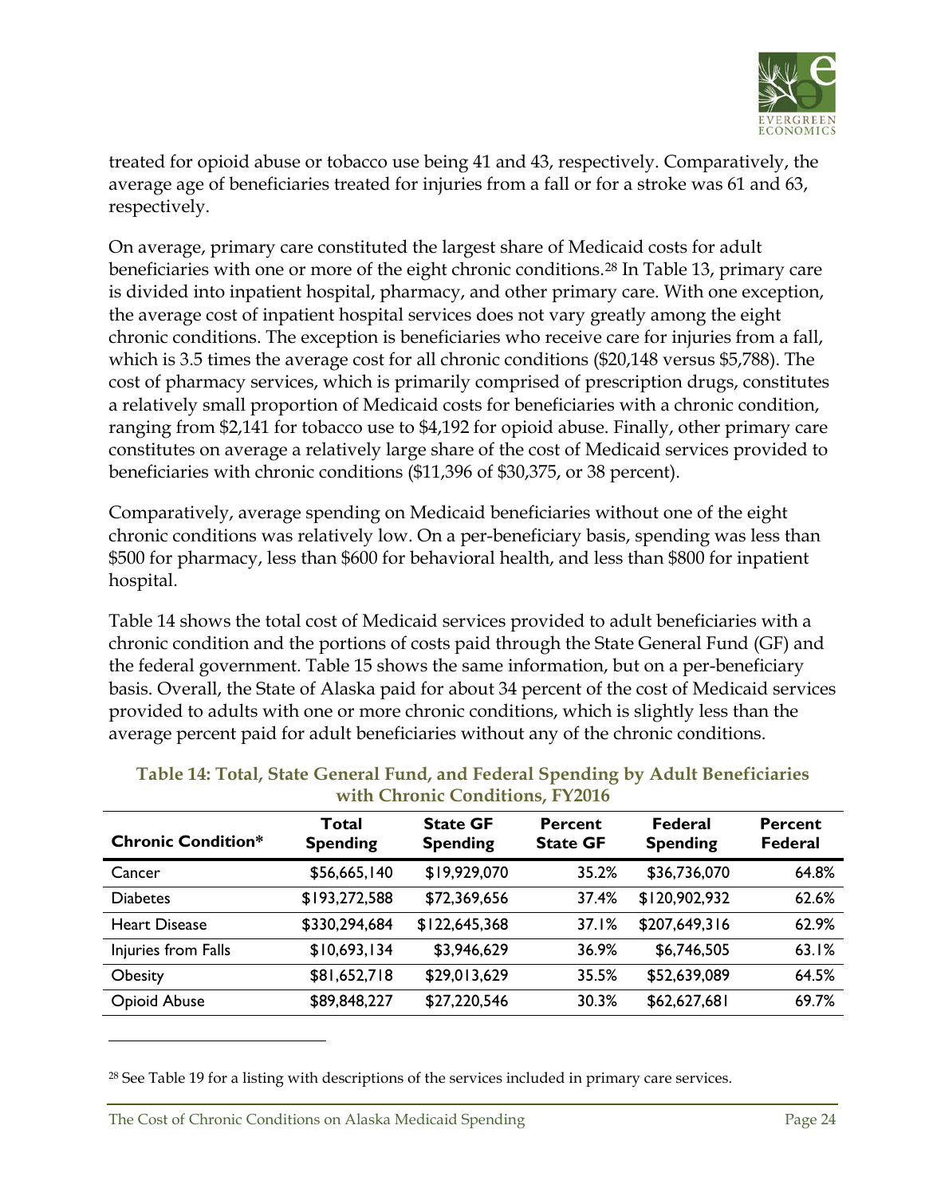treated for opioid abuse or tobacco use being 41 and 43, respectively. Comparatively, the average age of beneficiaries treated for injuries from a fall or for a stroke was 61 and 63, respectively.

On average, primary care constituted the largest share of Medicaid costs for adult beneficiaries with one or more of the eight chronic conditions.[28] In Table 13, primary care is divided into inpatient hospital, pharmacy, and other primary care. With one exception, the average cost of inpatient hospital services does not vary greatly among the eight chronic conditions. The exception is beneficiaries who receive care for injuries from a fall, which is 3.5 times the average cost for all chronic conditions ($20,148 versus $5,788). The cost of pharmacy services, which is primarily comprised of prescription drugs, constitutes a relatively small proportion of Medicaid costs for beneficiaries with a chronic condition, ranging from $2,141 for tobacco use to $4,192 for opioid abuse. Finally, other primary care constitutes on average a relatively large share of the cost of Medicaid services provided to beneficiaries with chronic conditions ($11,396 of $30,375, or 38 percent).

Comparatively, average spending on Medicaid beneficiaries without one of the eight chronic conditions was relatively low. On a per-beneficiary basis, spending was less than $500 for pharmacy, less than $600 for behavioral health, and less than $800 for inpatient hospital.

Table 14 shows the total cost of Medicaid services provided to adult beneficiaries with a chronic condition and the portions of costs paid through the State General Fund (GF) and the federal government. Table 15 shows the same information, but on a per-beneficiary basis. Overall, the State of Alaska paid for about 34 percent of the cost of Medicaid services provided to adults with one or more chronic conditions, which is slightly less than the average percent paid for adult beneficiaries without any of the chronic conditions.

**Table 14: Total, State General Fund, and Federal Spending by Adult Beneficiaries with Chronic Conditions, FY2016**

| Chronic Condition* | Total Spending | State GF Spending | Percent State GF | Federal Spending | Percent Federal |
|---|---|---|---|---|---|
| Cancer | $56,665,140 | $19,929,070 | 35.2% | $36,736,070 | 64.8% |
| Diabetes | $193,272,588 | $72,369,656 | 37.4% | $120,902,932 | 62.6% |
| Heart Disease | $330,294,684 | $122,645,368 | 37.1% | $207,649,316 | 62.9% |
| Injuries from Falls | $10,693,134 | $3,946,629 | 36.9% | $6,746,505 | 63.1% |
| Obesity | $81,652,718 | $29,013,629 | 35.5% | $52,639,089 | 64.5% |
| Opioid Abuse | $89,848,227 | $27,220,546 | 30.3% | $62,627,681 | 69.7% |

[28] See Table 19 for a listing with descriptions of the services included in primary care services.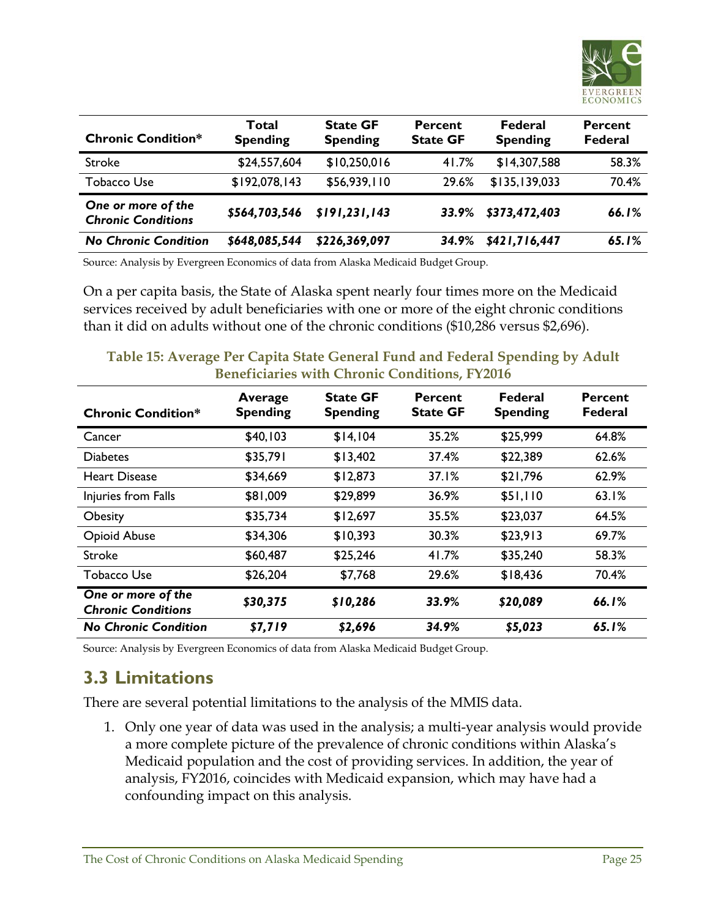| Chronic Condition* | Total Spending | State GF Spending | Percent State GF | Federal Spending | Percent Federal |
|---|---|---|---|---|---|
| Stroke | $24,557,604 | $10,250,016 | 41.7% | $14,307,588 | 58.3% |
| Tobacco Use | $192,078,143 | $56,939,110 | 29.6% | $135,139,033 | 70.4% |
| ***One or more of the Chronic Conditions*** | ***$564,703,546*** | ***$191,231,143*** | ***33.9%*** | ***$373,472,403*** | ***66.1%*** |
| ***No Chronic Condition*** | ***$648,085,544*** | ***$226,369,097*** | ***34.9%*** | ***$421,716,447*** | ***65.1%*** |

Source: Analysis by Evergreen Economics of data from Alaska Medicaid Budget Group.

On a per capita basis, the State of Alaska spent nearly four times more on the Medicaid services received by adult beneficiaries with one or more of the eight chronic conditions than it did on adults without one of the chronic conditions ($10,286 versus $2,696).

**Table 15: Average Per Capita State General Fund and Federal Spending by Adult Beneficiaries with Chronic Conditions, FY2016**

| Chronic Condition* | Average Spending | State GF Spending | Percent State GF | Federal Spending | Percent Federal |
|---|---|---|---|---|---|
| Cancer | $40,103 | $14,104 | 35.2% | $25,999 | 64.8% |
| Diabetes | $35,791 | $13,402 | 37.4% | $22,389 | 62.6% |
| Heart Disease | $34,669 | $12,873 | 37.1% | $21,796 | 62.9% |
| Injuries from Falls | $81,009 | $29,899 | 36.9% | $51,110 | 63.1% |
| Obesity | $35,734 | $12,697 | 35.5% | $23,037 | 64.5% |
| Opioid Abuse | $34,306 | $10,393 | 30.3% | $23,913 | 69.7% |
| Stroke | $60,487 | $25,246 | 41.7% | $35,240 | 58.3% |
| Tobacco Use | $26,204 | $7,768 | 29.6% | $18,436 | 70.4% |
| ***One or more of the Chronic Conditions*** | ***$30,375*** | ***$10,286*** | ***33.9%*** | ***$20,089*** | ***66.1%*** |
| ***No Chronic Condition*** | ***$7,719*** | ***$2,696*** | ***34.9%*** | ***$5,023*** | ***65.1%*** |

Source: Analysis by Evergreen Economics of data from Alaska Medicaid Budget Group.

## 3.3 Limitations

There are several potential limitations to the analysis of the MMIS data.

1. Only one year of data was used in the analysis; a multi-year analysis would provide a more complete picture of the prevalence of chronic conditions within Alaska's Medicaid population and the cost of providing services. In addition, the year of analysis, FY2016, coincides with Medicaid expansion, which may have had a confounding impact on this analysis.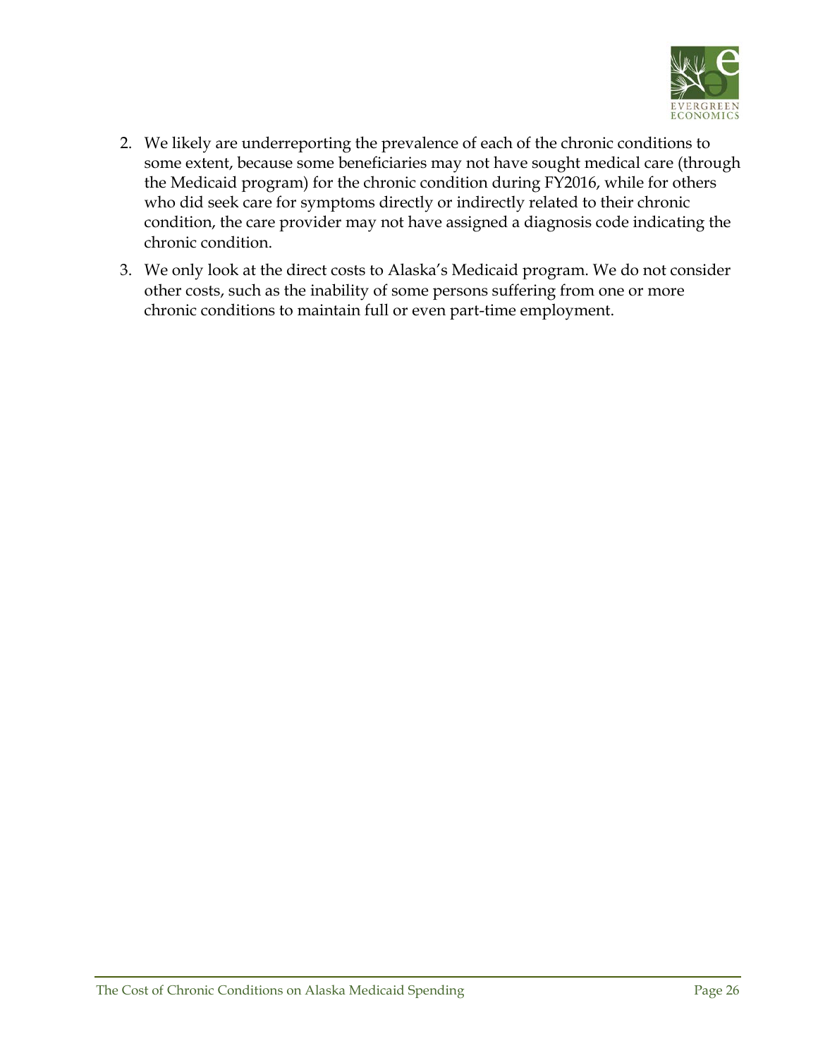2. We likely are underreporting the prevalence of each of the chronic conditions to some extent, because some beneficiaries may not have sought medical care (through the Medicaid program) for the chronic condition during FY2016, while for others who did seek care for symptoms directly or indirectly related to their chronic condition, the care provider may not have assigned a diagnosis code indicating the chronic condition.
3. We only look at the direct costs to Alaska's Medicaid program. We do not consider other costs, such as the inability of some persons suffering from one or more chronic conditions to maintain full or even part-time employment.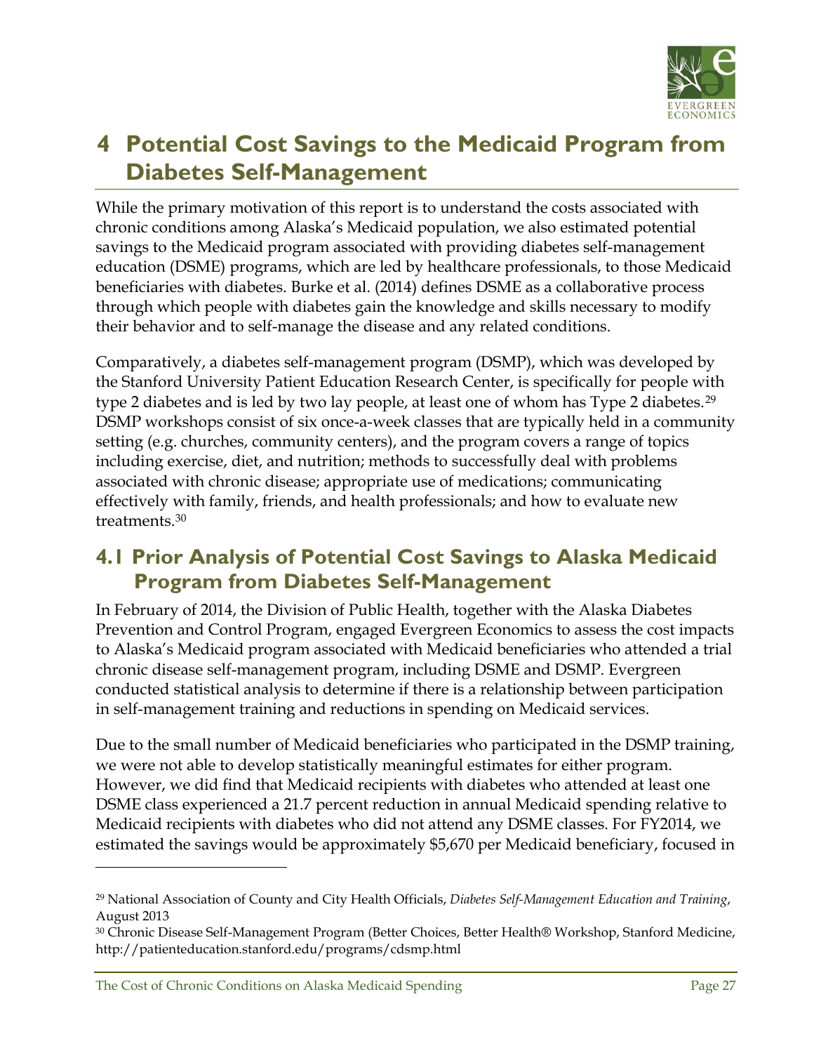# 4 Potential Cost Savings to the Medicaid Program from Diabetes Self-Management

While the primary motivation of this report is to understand the costs associated with chronic conditions among Alaska's Medicaid population, we also estimated potential savings to the Medicaid program associated with providing diabetes self-management education (DSME) programs, which are led by healthcare professionals, to those Medicaid beneficiaries with diabetes. Burke et al. (2014) defines DSME as a collaborative process through which people with diabetes gain the knowledge and skills necessary to modify their behavior and to self-manage the disease and any related conditions.

Comparatively, a diabetes self-management program (DSMP), which was developed by the Stanford University Patient Education Research Center, is specifically for people with type 2 diabetes and is led by two lay people, at least one of whom has Type 2 diabetes.[29] DSMP workshops consist of six once-a-week classes that are typically held in a community setting (e.g. churches, community centers), and the program covers a range of topics including exercise, diet, and nutrition; methods to successfully deal with problems associated with chronic disease; appropriate use of medications; communicating effectively with family, friends, and health professionals; and how to evaluate new treatments.[30]

## 4.1 Prior Analysis of Potential Cost Savings to Alaska Medicaid Program from Diabetes Self-Management

In February of 2014, the Division of Public Health, together with the Alaska Diabetes Prevention and Control Program, engaged Evergreen Economics to assess the cost impacts to Alaska's Medicaid program associated with Medicaid beneficiaries who attended a trial chronic disease self-management program, including DSME and DSMP. Evergreen conducted statistical analysis to determine if there is a relationship between participation in self-management training and reductions in spending on Medicaid services.

Due to the small number of Medicaid beneficiaries who participated in the DSMP training, we were not able to develop statistically meaningful estimates for either program. However, we did find that Medicaid recipients with diabetes who attended at least one DSME class experienced a 21.7 percent reduction in annual Medicaid spending relative to Medicaid recipients with diabetes who did not attend any DSME classes. For FY2014, we estimated the savings would be approximately $5,670 per Medicaid beneficiary, focused in

---

[29] National Association of County and City Health Officials, *Diabetes Self-Management Education and Training*, August 2013

[30] Chronic Disease Self-Management Program (Better Choices, Better Health® Workshop, Stanford Medicine, http://patienteducation.stanford.edu/programs/cdsmp.html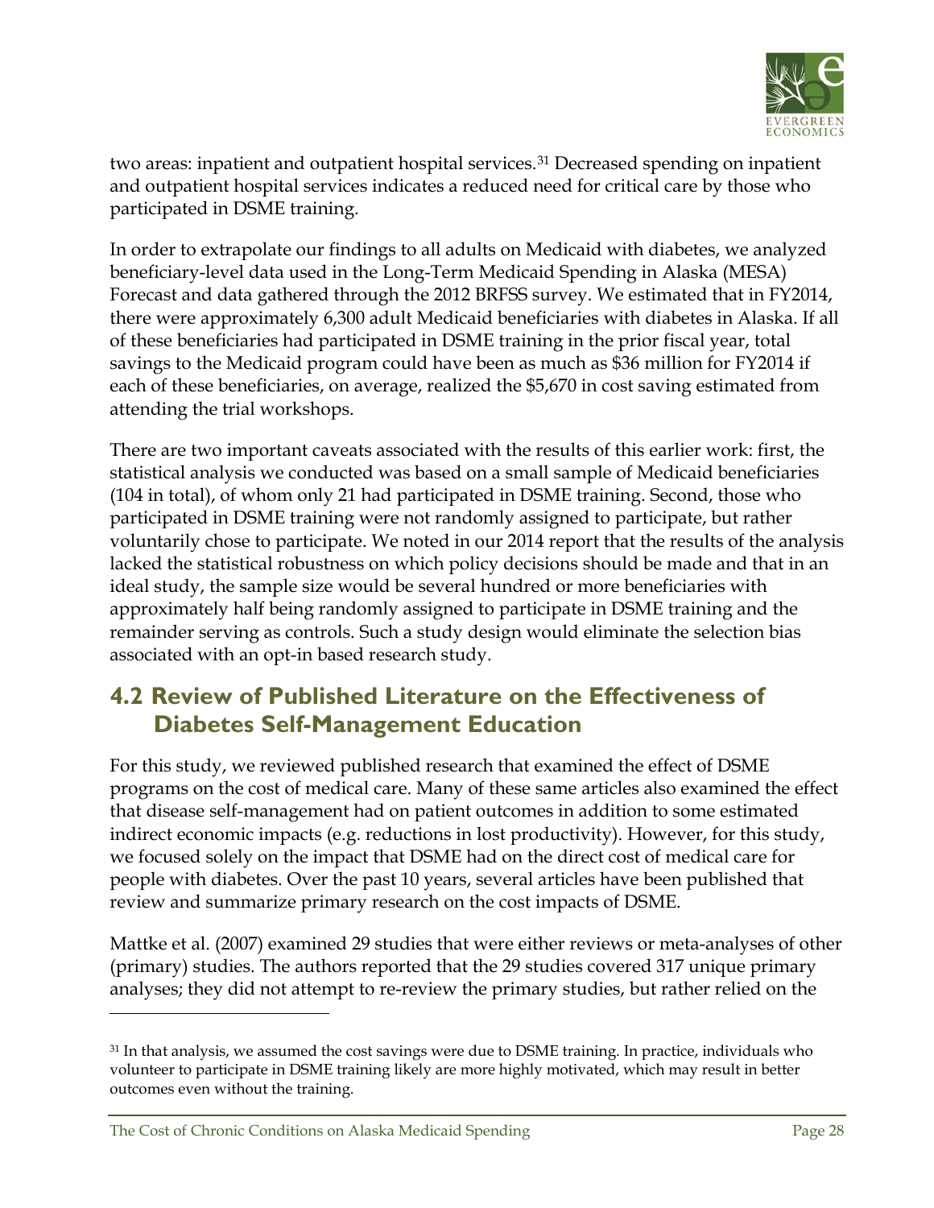two areas: inpatient and outpatient hospital services.[31] Decreased spending on inpatient and outpatient hospital services indicates a reduced need for critical care by those who participated in DSME training.

In order to extrapolate our findings to all adults on Medicaid with diabetes, we analyzed beneficiary-level data used in the Long-Term Medicaid Spending in Alaska (MESA) Forecast and data gathered through the 2012 BRFSS survey. We estimated that in FY2014, there were approximately 6,300 adult Medicaid beneficiaries with diabetes in Alaska. If all of these beneficiaries had participated in DSME training in the prior fiscal year, total savings to the Medicaid program could have been as much as $36 million for FY2014 if each of these beneficiaries, on average, realized the $5,670 in cost saving estimated from attending the trial workshops.

There are two important caveats associated with the results of this earlier work: first, the statistical analysis we conducted was based on a small sample of Medicaid beneficiaries (104 in total), of whom only 21 had participated in DSME training. Second, those who participated in DSME training were not randomly assigned to participate, but rather voluntarily chose to participate. We noted in our 2014 report that the results of the analysis lacked the statistical robustness on which policy decisions should be made and that in an ideal study, the sample size would be several hundred or more beneficiaries with approximately half being randomly assigned to participate in DSME training and the remainder serving as controls. Such a study design would eliminate the selection bias associated with an opt-in based research study.

## 4.2 Review of Published Literature on the Effectiveness of Diabetes Self-Management Education

For this study, we reviewed published research that examined the effect of DSME programs on the cost of medical care. Many of these same articles also examined the effect that disease self-management had on patient outcomes in addition to some estimated indirect economic impacts (e.g. reductions in lost productivity). However, for this study, we focused solely on the impact that DSME had on the direct cost of medical care for people with diabetes. Over the past 10 years, several articles have been published that review and summarize primary research on the cost impacts of DSME.

Mattke et al. (2007) examined 29 studies that were either reviews or meta-analyses of other (primary) studies. The authors reported that the 29 studies covered 317 unique primary analyses; they did not attempt to re-review the primary studies, but rather relied on the

---

[31] In that analysis, we assumed the cost savings were due to DSME training. In practice, individuals who volunteer to participate in DSME training likely are more highly motivated, which may result in better outcomes even without the training.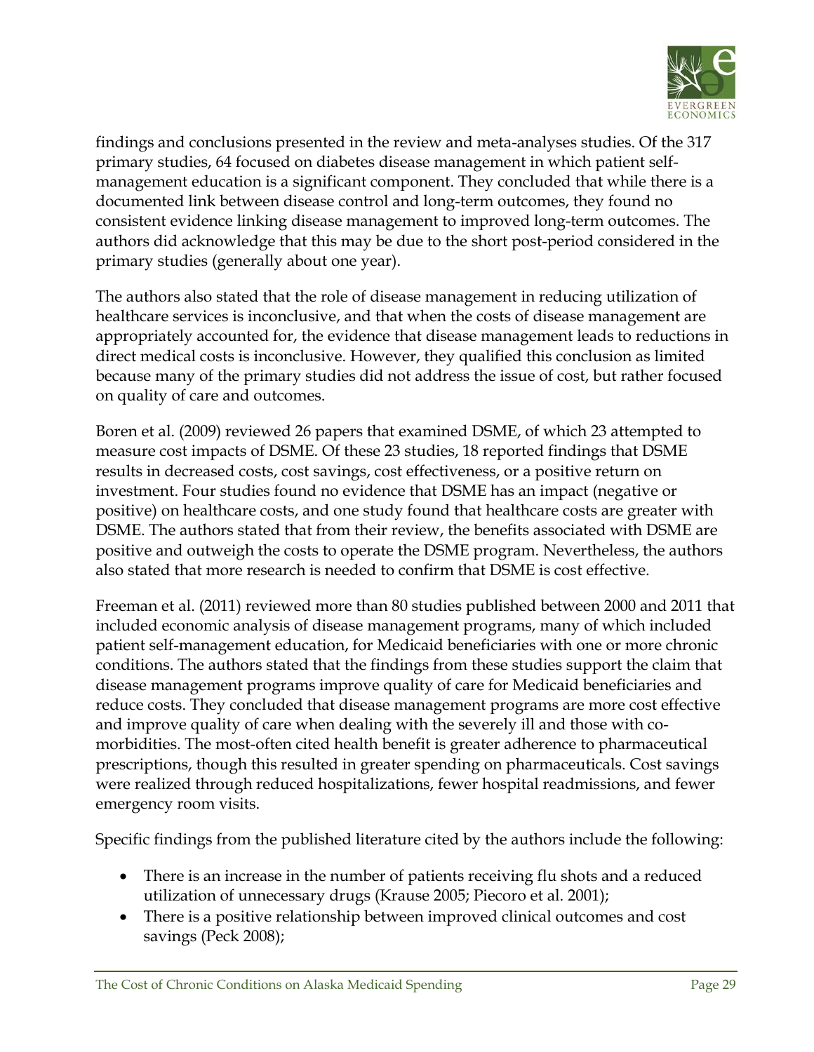findings and conclusions presented in the review and meta-analyses studies. Of the 317 primary studies, 64 focused on diabetes disease management in which patient self-management education is a significant component. They concluded that while there is a documented link between disease control and long-term outcomes, they found no consistent evidence linking disease management to improved long-term outcomes. The authors did acknowledge that this may be due to the short post-period considered in the primary studies (generally about one year).

The authors also stated that the role of disease management in reducing utilization of healthcare services is inconclusive, and that when the costs of disease management are appropriately accounted for, the evidence that disease management leads to reductions in direct medical costs is inconclusive. However, they qualified this conclusion as limited because many of the primary studies did not address the issue of cost, but rather focused on quality of care and outcomes.

Boren et al. (2009) reviewed 26 papers that examined DSME, of which 23 attempted to measure cost impacts of DSME. Of these 23 studies, 18 reported findings that DSME results in decreased costs, cost savings, cost effectiveness, or a positive return on investment. Four studies found no evidence that DSME has an impact (negative or positive) on healthcare costs, and one study found that healthcare costs are greater with DSME. The authors stated that from their review, the benefits associated with DSME are positive and outweigh the costs to operate the DSME program. Nevertheless, the authors also stated that more research is needed to confirm that DSME is cost effective.

Freeman et al. (2011) reviewed more than 80 studies published between 2000 and 2011 that included economic analysis of disease management programs, many of which included patient self-management education, for Medicaid beneficiaries with one or more chronic conditions. The authors stated that the findings from these studies support the claim that disease management programs improve quality of care for Medicaid beneficiaries and reduce costs. They concluded that disease management programs are more cost effective and improve quality of care when dealing with the severely ill and those with co-morbidities. The most-often cited health benefit is greater adherence to pharmaceutical prescriptions, though this resulted in greater spending on pharmaceuticals. Cost savings were realized through reduced hospitalizations, fewer hospital readmissions, and fewer emergency room visits.

Specific findings from the published literature cited by the authors include the following:

- There is an increase in the number of patients receiving flu shots and a reduced utilization of unnecessary drugs (Krause 2005; Piecoro et al. 2001);
- There is a positive relationship between improved clinical outcomes and cost savings (Peck 2008);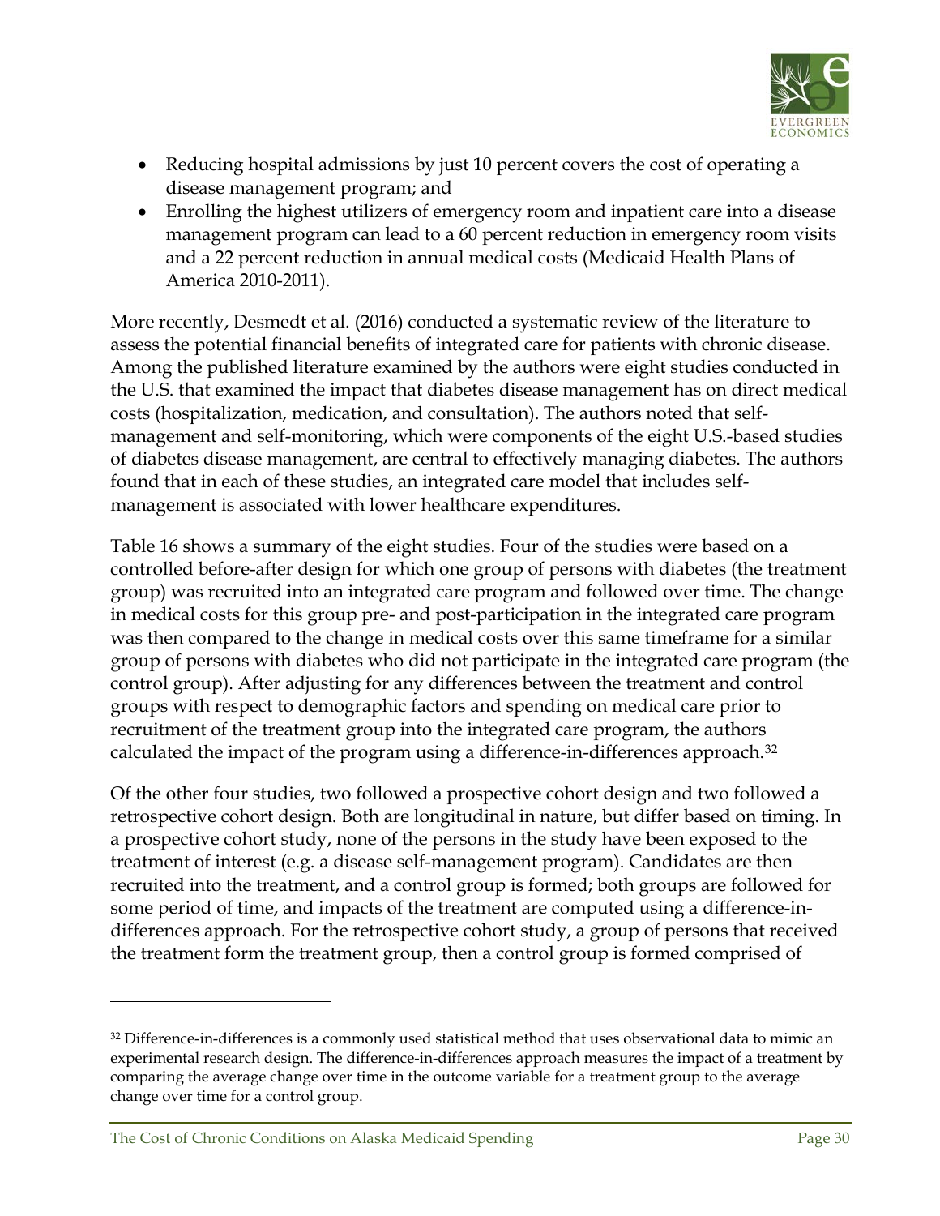- Reducing hospital admissions by just 10 percent covers the cost of operating a disease management program; and
- Enrolling the highest utilizers of emergency room and inpatient care into a disease management program can lead to a 60 percent reduction in emergency room visits and a 22 percent reduction in annual medical costs (Medicaid Health Plans of America 2010-2011).

More recently, Desmedt et al. (2016) conducted a systematic review of the literature to assess the potential financial benefits of integrated care for patients with chronic disease. Among the published literature examined by the authors were eight studies conducted in the U.S. that examined the impact that diabetes disease management has on direct medical costs (hospitalization, medication, and consultation). The authors noted that self-management and self-monitoring, which were components of the eight U.S.-based studies of diabetes disease management, are central to effectively managing diabetes. The authors found that in each of these studies, an integrated care model that includes self-management is associated with lower healthcare expenditures.

Table 16 shows a summary of the eight studies. Four of the studies were based on a controlled before-after design for which one group of persons with diabetes (the treatment group) was recruited into an integrated care program and followed over time. The change in medical costs for this group pre- and post-participation in the integrated care program was then compared to the change in medical costs over this same timeframe for a similar group of persons with diabetes who did not participate in the integrated care program (the control group). After adjusting for any differences between the treatment and control groups with respect to demographic factors and spending on medical care prior to recruitment of the treatment group into the integrated care program, the authors calculated the impact of the program using a difference-in-differences approach.[32]

Of the other four studies, two followed a prospective cohort design and two followed a retrospective cohort design. Both are longitudinal in nature, but differ based on timing. In a prospective cohort study, none of the persons in the study have been exposed to the treatment of interest (e.g. a disease self-management program). Candidates are then recruited into the treatment, and a control group is formed; both groups are followed for some period of time, and impacts of the treatment are computed using a difference-in-differences approach. For the retrospective cohort study, a group of persons that received the treatment form the treatment group, then a control group is formed comprised of

[32] Difference-in-differences is a commonly used statistical method that uses observational data to mimic an experimental research design. The difference-in-differences approach measures the impact of a treatment by comparing the average change over time in the outcome variable for a treatment group to the average change over time for a control group.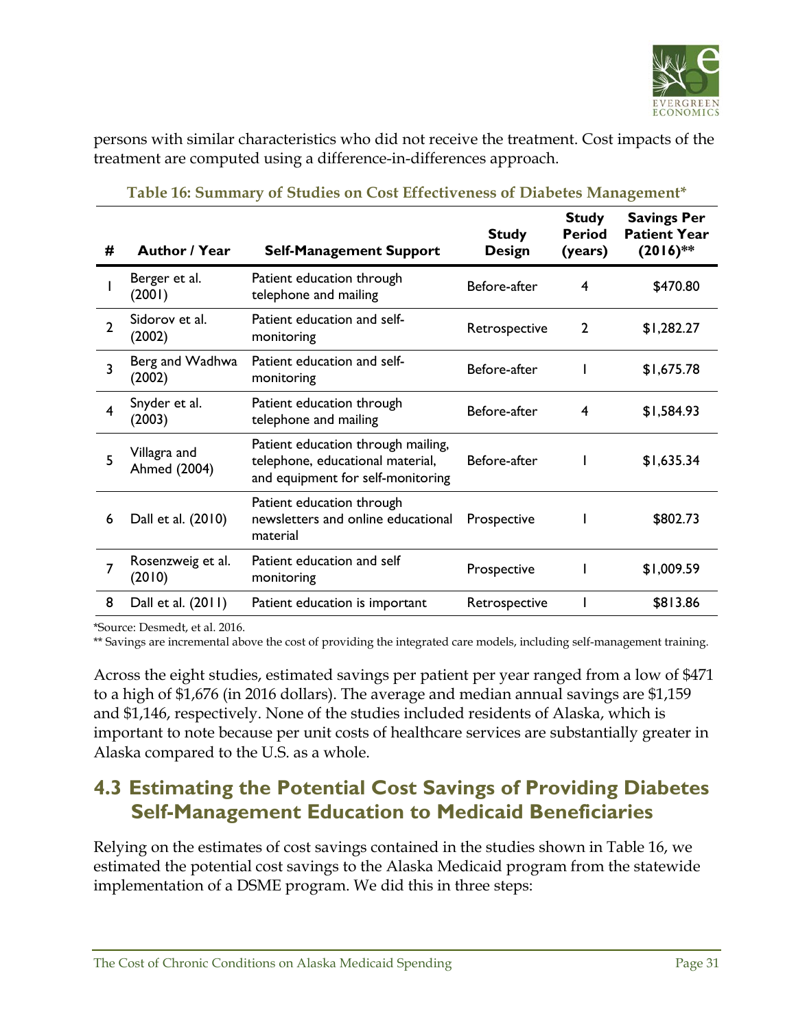persons with similar characteristics who did not receive the treatment. Cost impacts of the treatment are computed using a difference-in-differences approach.

**Table 16: Summary of Studies on Cost Effectiveness of Diabetes Management***

| # | Author / Year | Self-Management Support | Study Design | Study Period (years) | Savings Per Patient Year (2016)** |
|---|---|---|---|---|---|
| 1 | Berger et al. (2001) | Patient education through telephone and mailing | Before-after | 4 | $470.80 |
| 2 | Sidorov et al. (2002) | Patient education and self-monitoring | Retrospective | 2 | $1,282.27 |
| 3 | Berg and Wadhwa (2002) | Patient education and self-monitoring | Before-after | 1 | $1,675.78 |
| 4 | Snyder et al. (2003) | Patient education through telephone and mailing | Before-after | 4 | $1,584.93 |
| 5 | Villagra and Ahmed (2004) | Patient education through mailing, telephone, educational material, and equipment for self-monitoring | Before-after | 1 | $1,635.34 |
| 6 | Dall et al. (2010) | Patient education through newsletters and online educational material | Prospective | 1 | $802.73 |
| 7 | Rosenzweig et al. (2010) | Patient education and self monitoring | Prospective | 1 | $1,009.59 |
| 8 | Dall et al. (2011) | Patient education is important | Retrospective | 1 | $813.86 |

*Source: Desmedt, et al. 2016.

** Savings are incremental above the cost of providing the integrated care models, including self-management training.

Across the eight studies, estimated savings per patient per year ranged from a low of $471 to a high of $1,676 (in 2016 dollars). The average and median annual savings are $1,159 and $1,146, respectively. None of the studies included residents of Alaska, which is important to note because per unit costs of healthcare services are substantially greater in Alaska compared to the U.S. as a whole.

## 4.3 Estimating the Potential Cost Savings of Providing Diabetes Self-Management Education to Medicaid Beneficiaries

Relying on the estimates of cost savings contained in the studies shown in Table 16, we estimated the potential cost savings to the Alaska Medicaid program from the statewide implementation of a DSME program. We did this in three steps: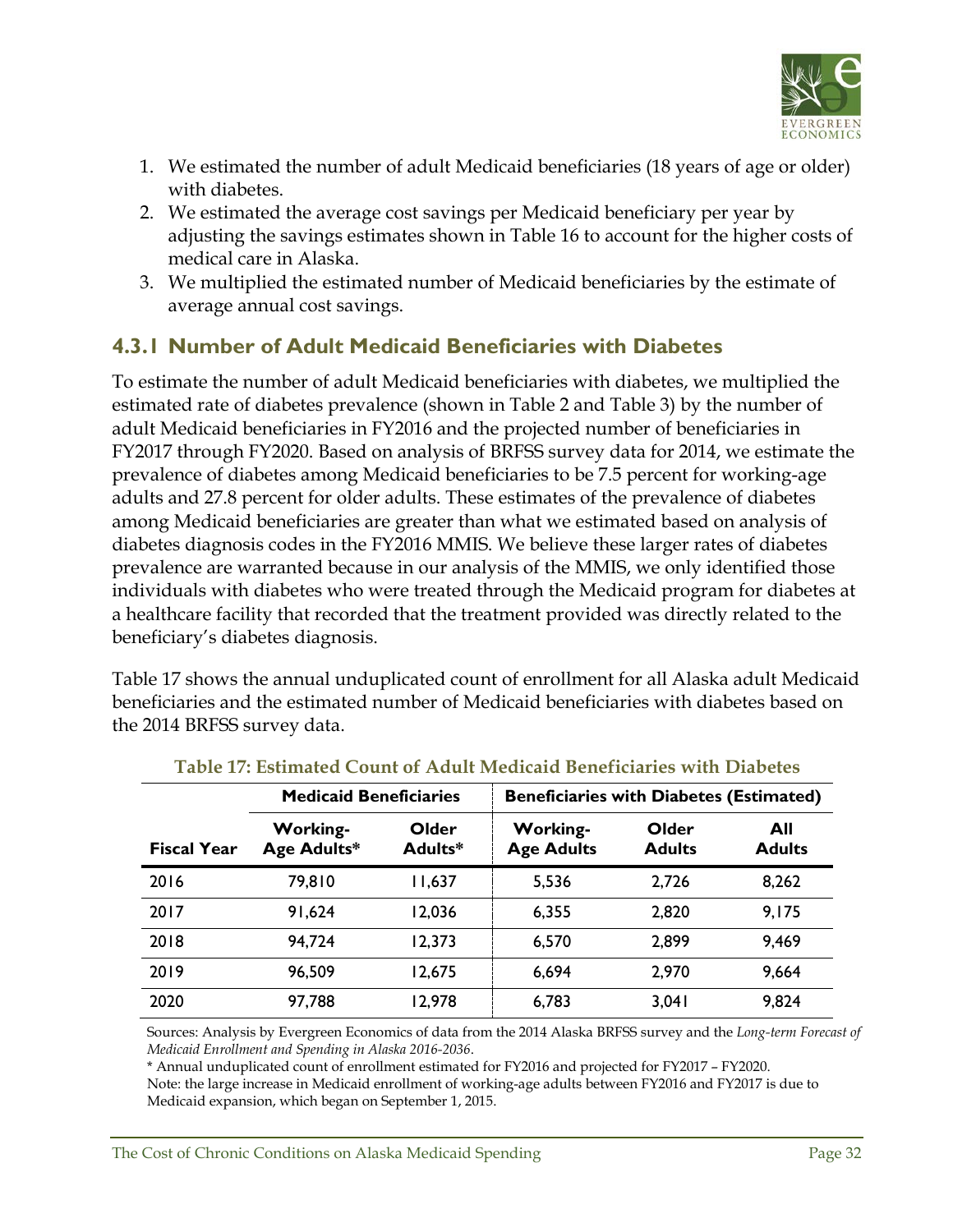1. We estimated the number of adult Medicaid beneficiaries (18 years of age or older) with diabetes.
2. We estimated the average cost savings per Medicaid beneficiary per year by adjusting the savings estimates shown in Table 16 to account for the higher costs of medical care in Alaska.
3. We multiplied the estimated number of Medicaid beneficiaries by the estimate of average annual cost savings.

### 4.3.1 Number of Adult Medicaid Beneficiaries with Diabetes

To estimate the number of adult Medicaid beneficiaries with diabetes, we multiplied the estimated rate of diabetes prevalence (shown in Table 2 and Table 3) by the number of adult Medicaid beneficiaries in FY2016 and the projected number of beneficiaries in FY2017 through FY2020. Based on analysis of BRFSS survey data for 2014, we estimate the prevalence of diabetes among Medicaid beneficiaries to be 7.5 percent for working-age adults and 27.8 percent for older adults. These estimates of the prevalence of diabetes among Medicaid beneficiaries are greater than what we estimated based on analysis of diabetes diagnosis codes in the FY2016 MMIS. We believe these larger rates of diabetes prevalence are warranted because in our analysis of the MMIS, we only identified those individuals with diabetes who were treated through the Medicaid program for diabetes at a healthcare facility that recorded that the treatment provided was directly related to the beneficiary's diabetes diagnosis.

Table 17 shows the annual unduplicated count of enrollment for all Alaska adult Medicaid beneficiaries and the estimated number of Medicaid beneficiaries with diabetes based on the 2014 BRFSS survey data.

**Table 17: Estimated Count of Adult Medicaid Beneficiaries with Diabetes**

| | Medicaid Beneficiaries | | Beneficiaries with Diabetes (Estimated) | | |
|---|---|---|---|---|---|
| Fiscal Year | Working-Age Adults* | Older Adults* | Working-Age Adults | Older Adults | All Adults |
| 2016 | 79,810 | 11,637 | 5,536 | 2,726 | 8,262 |
| 2017 | 91,624 | 12,036 | 6,355 | 2,820 | 9,175 |
| 2018 | 94,724 | 12,373 | 6,570 | 2,899 | 9,469 |
| 2019 | 96,509 | 12,675 | 6,694 | 2,970 | 9,664 |
| 2020 | 97,788 | 12,978 | 6,783 | 3,041 | 9,824 |

Sources: Analysis by Evergreen Economics of data from the 2014 Alaska BRFSS survey and the *Long-term Forecast of Medicaid Enrollment and Spending in Alaska 2016-2036*.

\* Annual unduplicated count of enrollment estimated for FY2016 and projected for FY2017 – FY2020.

Note: the large increase in Medicaid enrollment of working-age adults between FY2016 and FY2017 is due to Medicaid expansion, which began on September 1, 2015.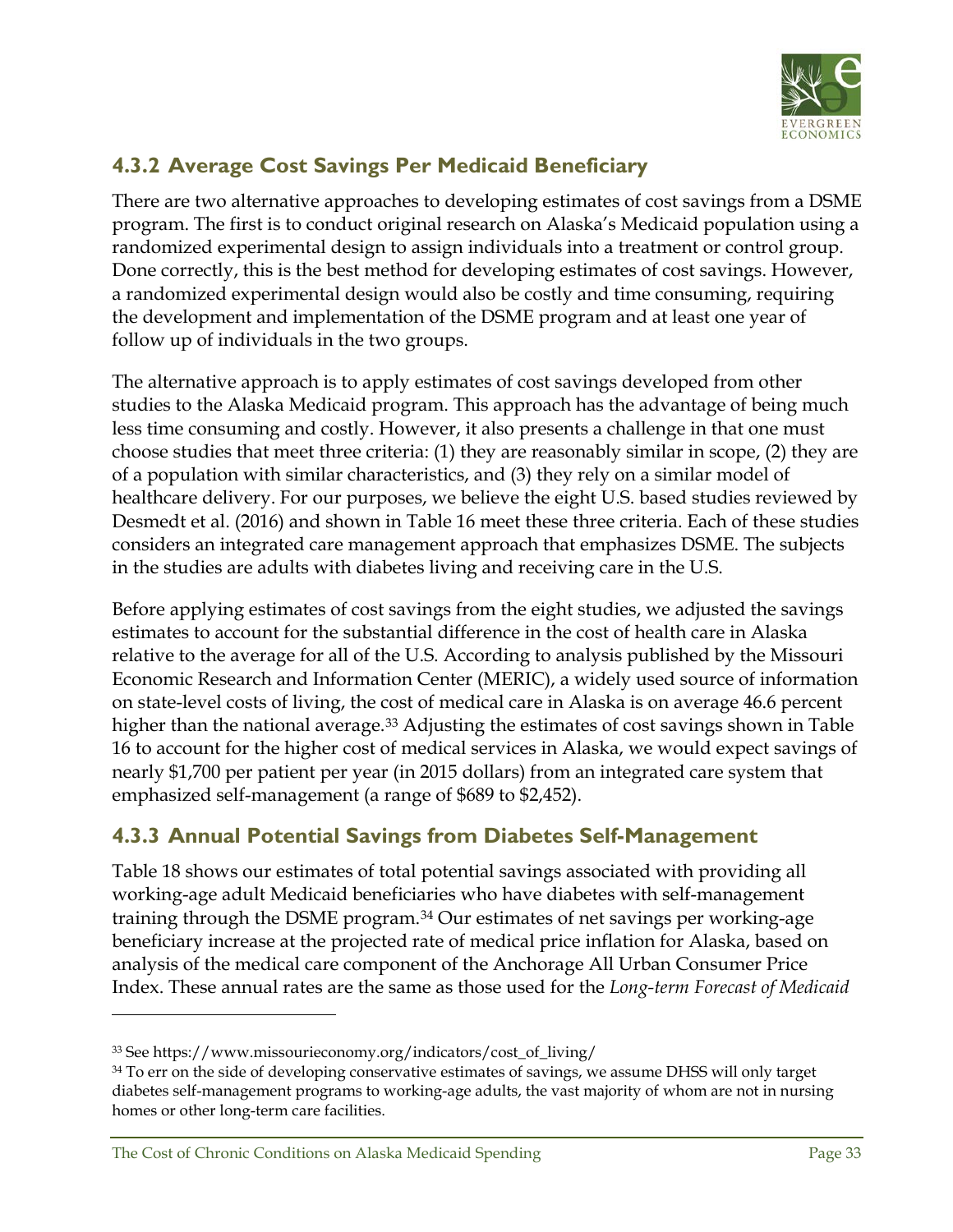### 4.3.2 Average Cost Savings Per Medicaid Beneficiary

There are two alternative approaches to developing estimates of cost savings from a DSME program. The first is to conduct original research on Alaska's Medicaid population using a randomized experimental design to assign individuals into a treatment or control group. Done correctly, this is the best method for developing estimates of cost savings. However, a randomized experimental design would also be costly and time consuming, requiring the development and implementation of the DSME program and at least one year of follow up of individuals in the two groups.

The alternative approach is to apply estimates of cost savings developed from other studies to the Alaska Medicaid program. This approach has the advantage of being much less time consuming and costly. However, it also presents a challenge in that one must choose studies that meet three criteria: (1) they are reasonably similar in scope, (2) they are of a population with similar characteristics, and (3) they rely on a similar model of healthcare delivery. For our purposes, we believe the eight U.S. based studies reviewed by Desmedt et al. (2016) and shown in Table 16 meet these three criteria. Each of these studies considers an integrated care management approach that emphasizes DSME. The subjects in the studies are adults with diabetes living and receiving care in the U.S.

Before applying estimates of cost savings from the eight studies, we adjusted the savings estimates to account for the substantial difference in the cost of health care in Alaska relative to the average for all of the U.S. According to analysis published by the Missouri Economic Research and Information Center (MERIC), a widely used source of information on state-level costs of living, the cost of medical care in Alaska is on average 46.6 percent higher than the national average.[33] Adjusting the estimates of cost savings shown in Table 16 to account for the higher cost of medical services in Alaska, we would expect savings of nearly $1,700 per patient per year (in 2015 dollars) from an integrated care system that emphasized self-management (a range of $689 to $2,452).

### 4.3.3 Annual Potential Savings from Diabetes Self-Management

Table 18 shows our estimates of total potential savings associated with providing all working-age adult Medicaid beneficiaries who have diabetes with self-management training through the DSME program.[34] Our estimates of net savings per working-age beneficiary increase at the projected rate of medical price inflation for Alaska, based on analysis of the medical care component of the Anchorage All Urban Consumer Price Index. These annual rates are the same as those used for the *Long-term Forecast of Medicaid*

---

[33] See https://www.missourieconomy.org/indicators/cost_of_living/

[34] To err on the side of developing conservative estimates of savings, we assume DHSS will only target diabetes self-management programs to working-age adults, the vast majority of whom are not in nursing homes or other long-term care facilities.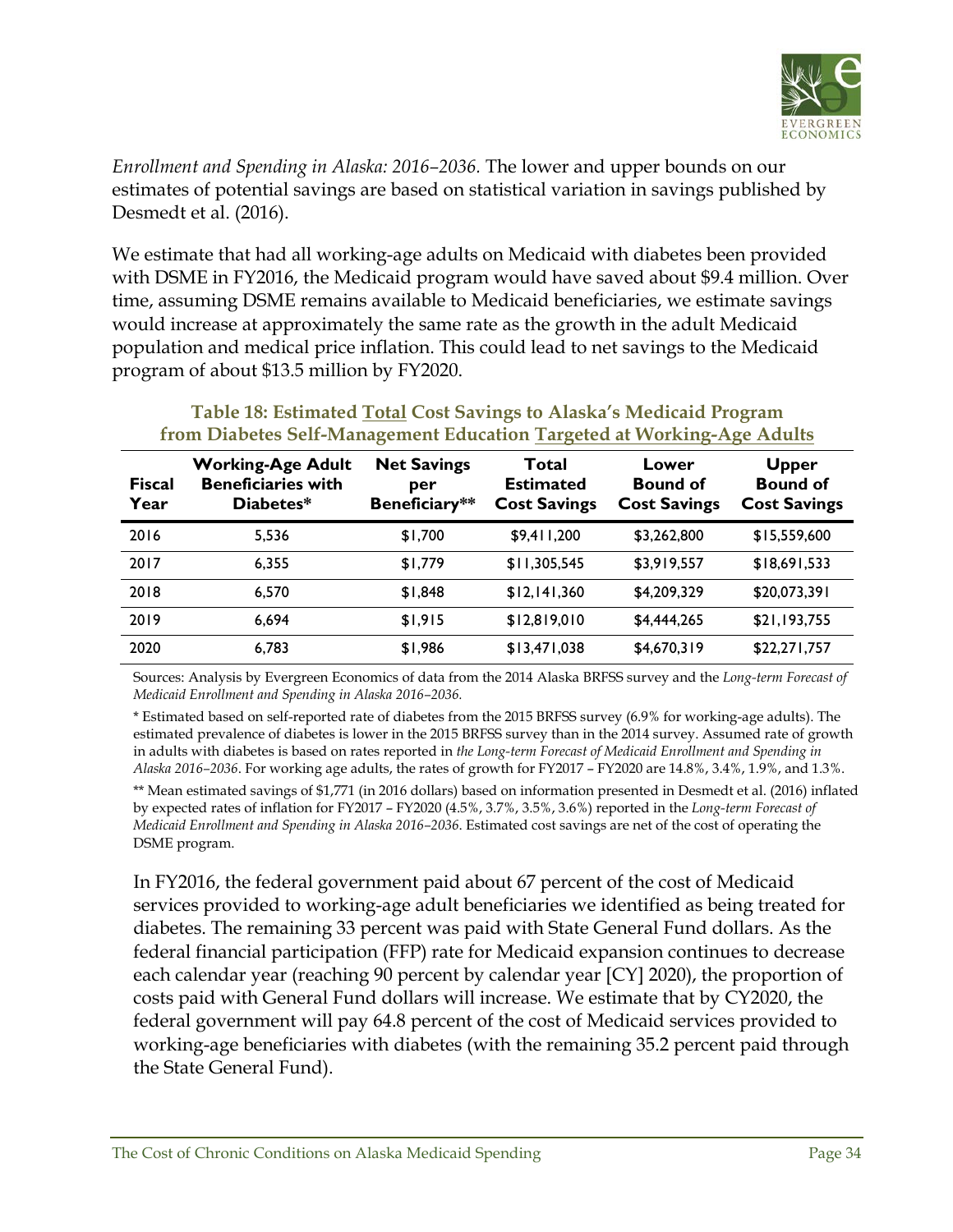*Enrollment and Spending in Alaska: 2016–2036*. The lower and upper bounds on our estimates of potential savings are based on statistical variation in savings published by Desmedt et al. (2016).

We estimate that had all working-age adults on Medicaid with diabetes been provided with DSME in FY2016, the Medicaid program would have saved about $9.4 million. Over time, assuming DSME remains available to Medicaid beneficiaries, we estimate savings would increase at approximately the same rate as the growth in the adult Medicaid population and medical price inflation. This could lead to net savings to the Medicaid program of about $13.5 million by FY2020.

**Table 18: Estimated Total Cost Savings to Alaska's Medicaid Program from Diabetes Self-Management Education Targeted at Working-Age Adults**

| Fiscal Year | Working-Age Adult Beneficiaries with Diabetes* | Net Savings per Beneficiary** | Total Estimated Cost Savings | Lower Bound of Cost Savings | Upper Bound of Cost Savings |
|---|---|---|---|---|---|
| 2016 | 5,536 | $1,700 | $9,411,200 | $3,262,800 | $15,559,600 |
| 2017 | 6,355 | $1,779 | $11,305,545 | $3,919,557 | $18,691,533 |
| 2018 | 6,570 | $1,848 | $12,141,360 | $4,209,329 | $20,073,391 |
| 2019 | 6,694 | $1,915 | $12,819,010 | $4,444,265 | $21,193,755 |
| 2020 | 6,783 | $1,986 | $13,471,038 | $4,670,319 | $22,271,757 |

Sources: Analysis by Evergreen Economics of data from the 2014 Alaska BRFSS survey and the *Long-term Forecast of Medicaid Enrollment and Spending in Alaska 2016–2036.*

* Estimated based on self-reported rate of diabetes from the 2015 BRFSS survey (6.9% for working-age adults). The estimated prevalence of diabetes is lower in the 2015 BRFSS survey than in the 2014 survey. Assumed rate of growth in adults with diabetes is based on rates reported in *the Long-term Forecast of Medicaid Enrollment and Spending in Alaska 2016–2036*. For working age adults, the rates of growth for FY2017 – FY2020 are 14.8%, 3.4%, 1.9%, and 1.3%.

** Mean estimated savings of $1,771 (in 2016 dollars) based on information presented in Desmedt et al. (2016) inflated by expected rates of inflation for FY2017 – FY2020 (4.5%, 3.7%, 3.5%, 3.6%) reported in the *Long-term Forecast of Medicaid Enrollment and Spending in Alaska 2016–2036*. Estimated cost savings are net of the cost of operating the DSME program.

In FY2016, the federal government paid about 67 percent of the cost of Medicaid services provided to working-age adult beneficiaries we identified as being treated for diabetes. The remaining 33 percent was paid with State General Fund dollars. As the federal financial participation (FFP) rate for Medicaid expansion continues to decrease each calendar year (reaching 90 percent by calendar year [CY] 2020), the proportion of costs paid with General Fund dollars will increase. We estimate that by CY2020, the federal government will pay 64.8 percent of the cost of Medicaid services provided to working-age beneficiaries with diabetes (with the remaining 35.2 percent paid through the State General Fund).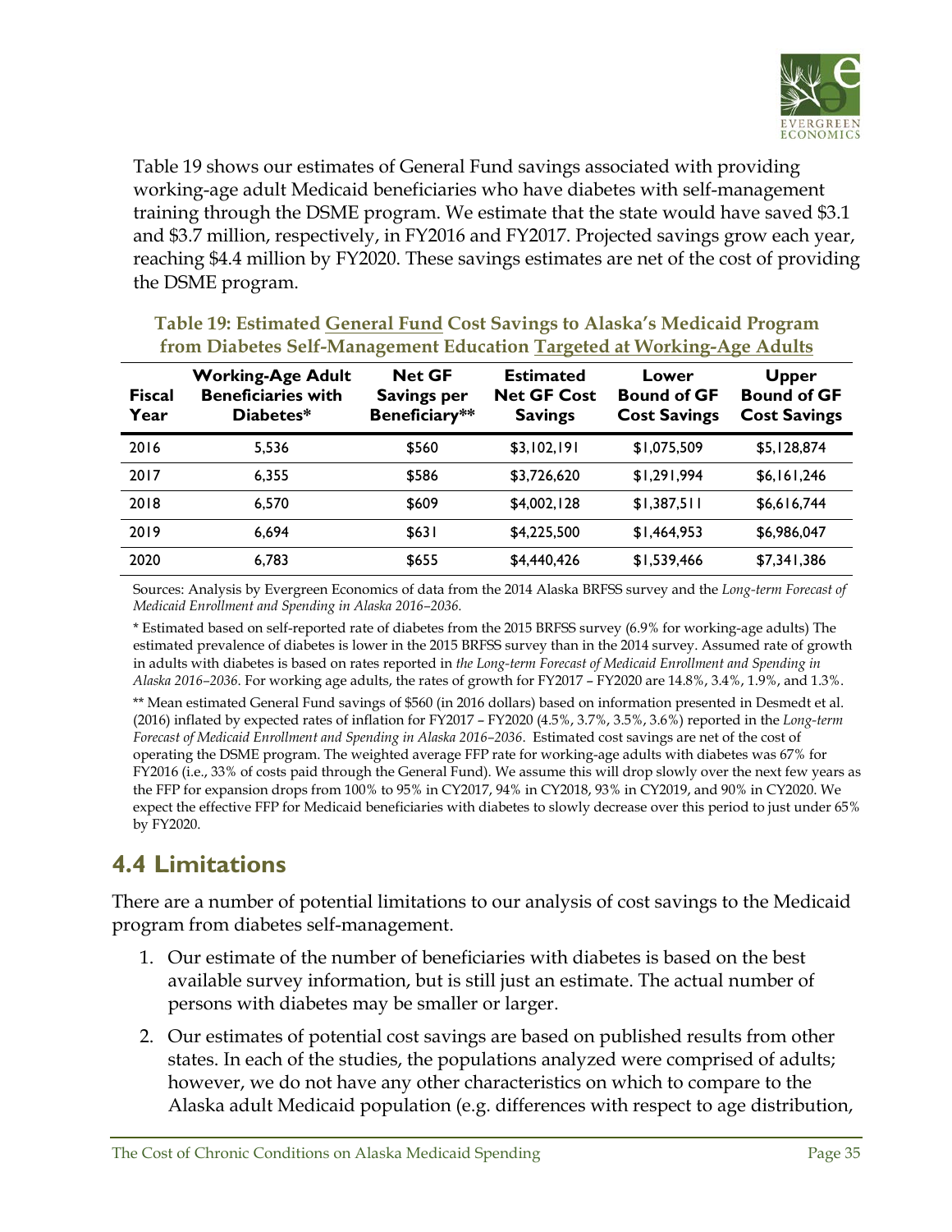Table 19 shows our estimates of General Fund savings associated with providing working-age adult Medicaid beneficiaries who have diabetes with self-management training through the DSME program. We estimate that the state would have saved \$3.1 and \$3.7 million, respectively, in FY2016 and FY2017. Projected savings grow each year, reaching \$4.4 million by FY2020. These savings estimates are net of the cost of providing the DSME program.

**Table 19: Estimated General Fund Cost Savings to Alaska's Medicaid Program from Diabetes Self-Management Education Targeted at Working-Age Adults**

| Fiscal Year | Working-Age Adult Beneficiaries with Diabetes* | Net GF Savings per Beneficiary** | Estimated Net GF Cost Savings | Lower Bound of GF Cost Savings | Upper Bound of GF Cost Savings |
|---|---|---|---|---|---|
| 2016 | 5,536 | $560 | $3,102,191 | $1,075,509 | $5,128,874 |
| 2017 | 6,355 | $586 | $3,726,620 | $1,291,994 | $6,161,246 |
| 2018 | 6,570 | $609 | $4,002,128 | $1,387,511 | $6,616,744 |
| 2019 | 6,694 | $631 | $4,225,500 | $1,464,953 | $6,986,047 |
| 2020 | 6,783 | $655 | $4,440,426 | $1,539,466 | $7,341,386 |

Sources: Analysis by Evergreen Economics of data from the 2014 Alaska BRFSS survey and the *Long-term Forecast of Medicaid Enrollment and Spending in Alaska 2016–2036.*

* Estimated based on self-reported rate of diabetes from the 2015 BRFSS survey (6.9% for working-age adults) The estimated prevalence of diabetes is lower in the 2015 BRFSS survey than in the 2014 survey. Assumed rate of growth in adults with diabetes is based on rates reported in *the Long-term Forecast of Medicaid Enrollment and Spending in Alaska 2016–2036*. For working age adults, the rates of growth for FY2017 – FY2020 are 14.8%, 3.4%, 1.9%, and 1.3%.

** Mean estimated General Fund savings of \$560 (in 2016 dollars) based on information presented in Desmedt et al. (2016) inflated by expected rates of inflation for FY2017 – FY2020 (4.5%, 3.7%, 3.5%, 3.6%) reported in the *Long-term Forecast of Medicaid Enrollment and Spending in Alaska 2016–2036*. Estimated cost savings are net of the cost of operating the DSME program. The weighted average FFP rate for working-age adults with diabetes was 67% for FY2016 (i.e., 33% of costs paid through the General Fund). We assume this will drop slowly over the next few years as the FFP for expansion drops from 100% to 95% in CY2017, 94% in CY2018, 93% in CY2019, and 90% in CY2020. We expect the effective FFP for Medicaid beneficiaries with diabetes to slowly decrease over this period to just under 65% by FY2020.

## 4.4 Limitations

There are a number of potential limitations to our analysis of cost savings to the Medicaid program from diabetes self-management.

1. Our estimate of the number of beneficiaries with diabetes is based on the best available survey information, but is still just an estimate. The actual number of persons with diabetes may be smaller or larger.
2. Our estimates of potential cost savings are based on published results from other states. In each of the studies, the populations analyzed were comprised of adults; however, we do not have any other characteristics on which to compare to the Alaska adult Medicaid population (e.g. differences with respect to age distribution,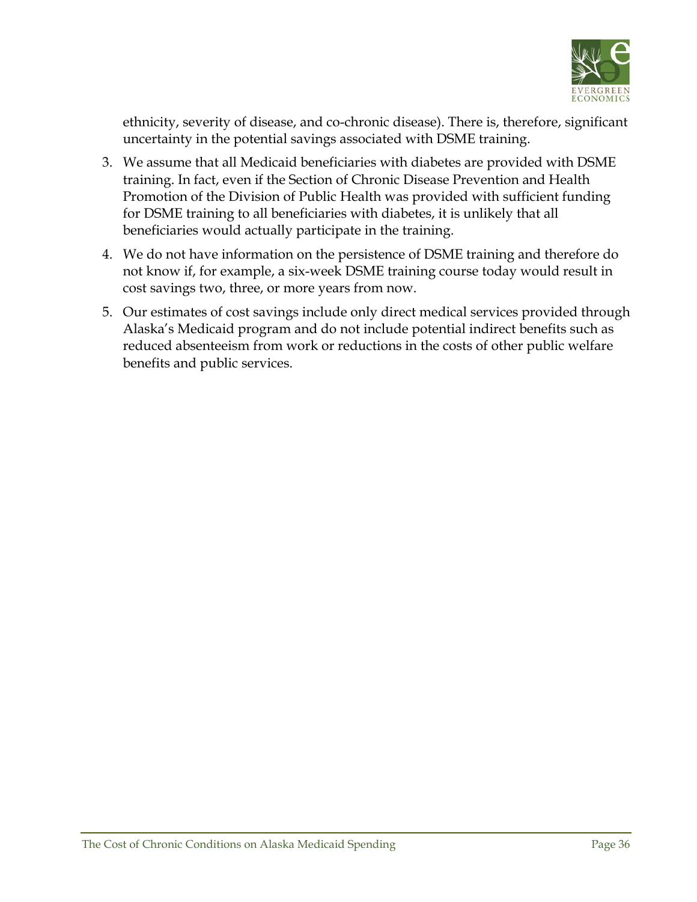ethnicity, severity of disease, and co-chronic disease). There is, therefore, significant uncertainty in the potential savings associated with DSME training.

3. We assume that all Medicaid beneficiaries with diabetes are provided with DSME training. In fact, even if the Section of Chronic Disease Prevention and Health Promotion of the Division of Public Health was provided with sufficient funding for DSME training to all beneficiaries with diabetes, it is unlikely that all beneficiaries would actually participate in the training.
4. We do not have information on the persistence of DSME training and therefore do not know if, for example, a six-week DSME training course today would result in cost savings two, three, or more years from now.
5. Our estimates of cost savings include only direct medical services provided through Alaska's Medicaid program and do not include potential indirect benefits such as reduced absenteeism from work or reductions in the costs of other public welfare benefits and public services.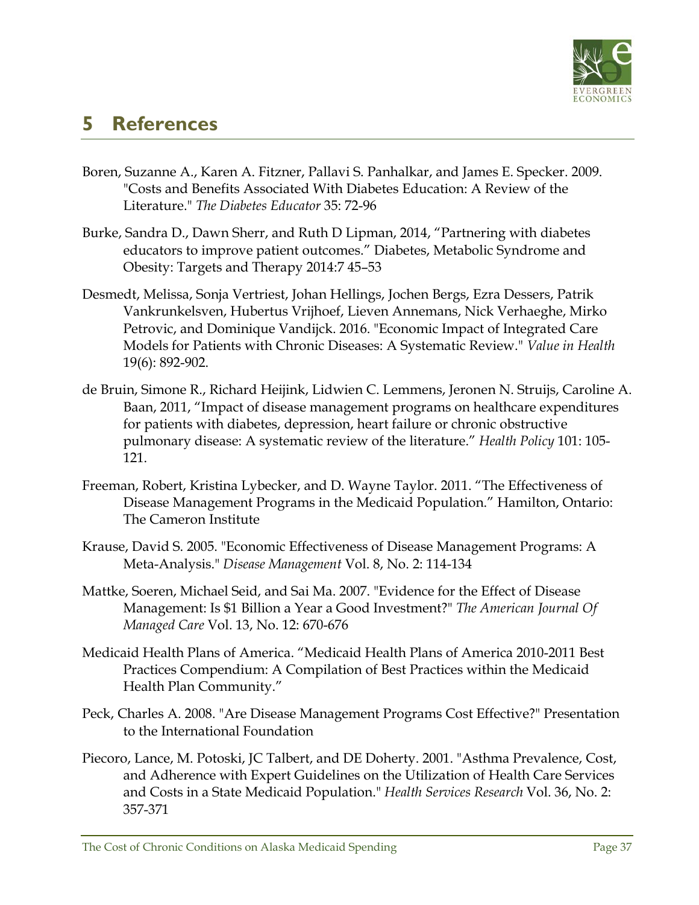# 5 References

Boren, Suzanne A., Karen A. Fitzner, Pallavi S. Panhalkar, and James E. Specker. 2009. "Costs and Benefits Associated With Diabetes Education: A Review of the Literature." *The Diabetes Educator* 35: 72-96

Burke, Sandra D., Dawn Sherr, and Ruth D Lipman, 2014, "Partnering with diabetes educators to improve patient outcomes." Diabetes, Metabolic Syndrome and Obesity: Targets and Therapy 2014:7 45–53

Desmedt, Melissa, Sonja Vertriest, Johan Hellings, Jochen Bergs, Ezra Dessers, Patrik Vankrunkelsven, Hubertus Vrijhoef, Lieven Annemans, Nick Verhaeghe, Mirko Petrovic, and Dominique Vandijck. 2016. "Economic Impact of Integrated Care Models for Patients with Chronic Diseases: A Systematic Review." *Value in Health* 19(6): 892-902.

de Bruin, Simone R., Richard Heijink, Lidwien C. Lemmens, Jeronen N. Struijs, Caroline A. Baan, 2011, "Impact of disease management programs on healthcare expenditures for patients with diabetes, depression, heart failure or chronic obstructive pulmonary disease: A systematic review of the literature." *Health Policy* 101: 105-121.

Freeman, Robert, Kristina Lybecker, and D. Wayne Taylor. 2011. "The Effectiveness of Disease Management Programs in the Medicaid Population." Hamilton, Ontario: The Cameron Institute

Krause, David S. 2005. "Economic Effectiveness of Disease Management Programs: A Meta-Analysis." *Disease Management* Vol. 8, No. 2: 114-134

Mattke, Soeren, Michael Seid, and Sai Ma. 2007. "Evidence for the Effect of Disease Management: Is $1 Billion a Year a Good Investment?" *The American Journal Of Managed Care* Vol. 13, No. 12: 670-676

Medicaid Health Plans of America. "Medicaid Health Plans of America 2010-2011 Best Practices Compendium: A Compilation of Best Practices within the Medicaid Health Plan Community."

Peck, Charles A. 2008. "Are Disease Management Programs Cost Effective?" Presentation to the International Foundation

Piecoro, Lance, M. Potoski, JC Talbert, and DE Doherty. 2001. "Asthma Prevalence, Cost, and Adherence with Expert Guidelines on the Utilization of Health Care Services and Costs in a State Medicaid Population." *Health Services Research* Vol. 36, No. 2: 357-371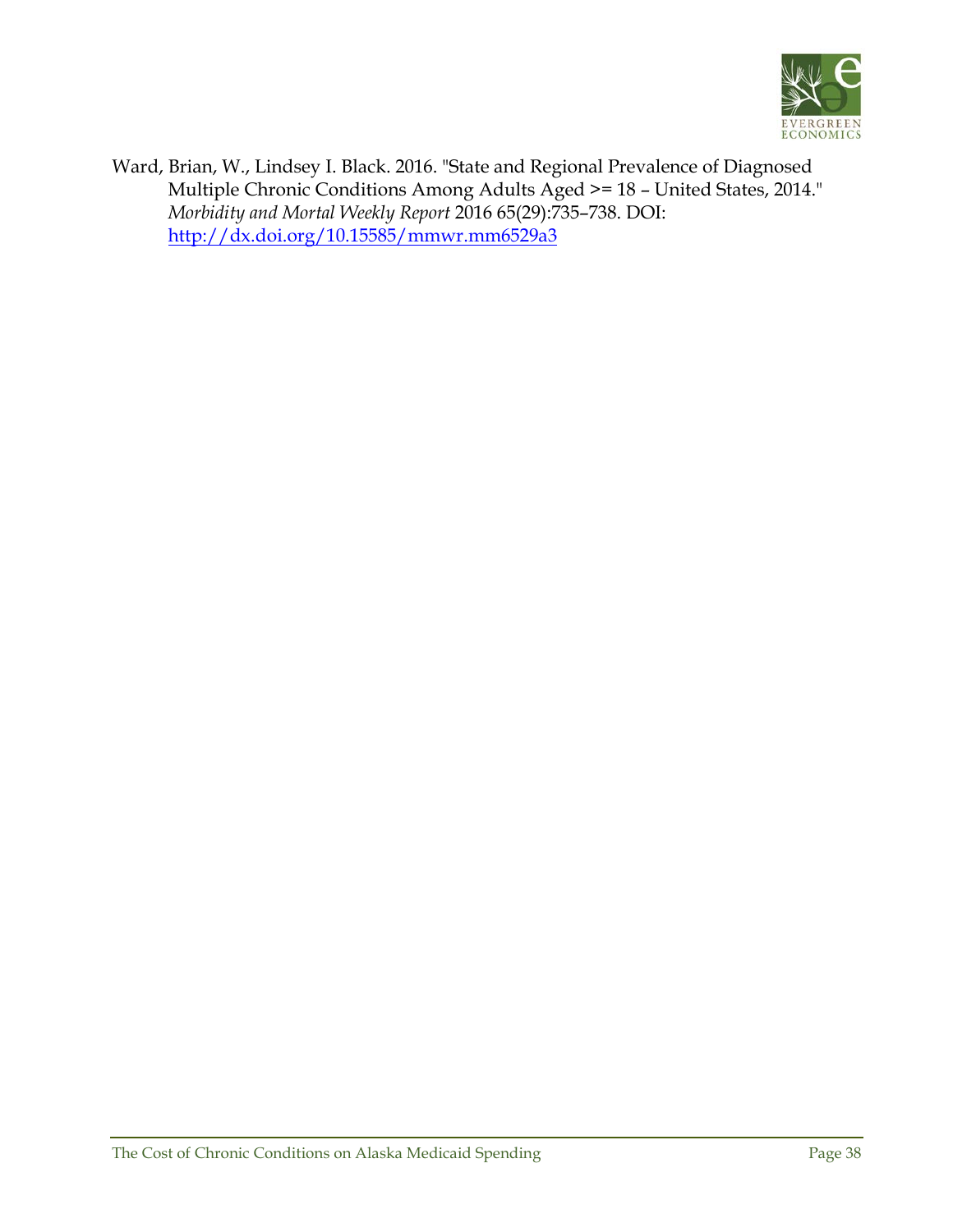Ward, Brian, W., Lindsey I. Black. 2016. "State and Regional Prevalence of Diagnosed Multiple Chronic Conditions Among Adults Aged >= 18 – United States, 2014." *Morbidity and Mortal Weekly Report* 2016 65(29):735–738. DOI: http://dx.doi.org/10.15585/mmwr.mm6529a3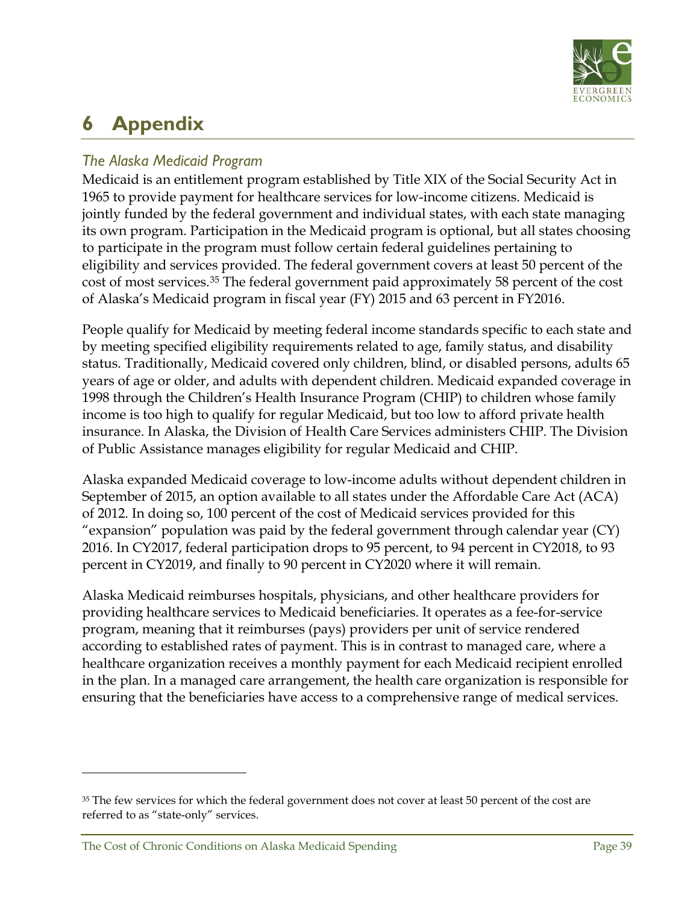# 6 Appendix

## *The Alaska Medicaid Program*

Medicaid is an entitlement program established by Title XIX of the Social Security Act in 1965 to provide payment for healthcare services for low-income citizens. Medicaid is jointly funded by the federal government and individual states, with each state managing its own program. Participation in the Medicaid program is optional, but all states choosing to participate in the program must follow certain federal guidelines pertaining to eligibility and services provided. The federal government covers at least 50 percent of the cost of most services.[35] The federal government paid approximately 58 percent of the cost of Alaska's Medicaid program in fiscal year (FY) 2015 and 63 percent in FY2016.

People qualify for Medicaid by meeting federal income standards specific to each state and by meeting specified eligibility requirements related to age, family status, and disability status. Traditionally, Medicaid covered only children, blind, or disabled persons, adults 65 years of age or older, and adults with dependent children. Medicaid expanded coverage in 1998 through the Children's Health Insurance Program (CHIP) to children whose family income is too high to qualify for regular Medicaid, but too low to afford private health insurance. In Alaska, the Division of Health Care Services administers CHIP. The Division of Public Assistance manages eligibility for regular Medicaid and CHIP.

Alaska expanded Medicaid coverage to low-income adults without dependent children in September of 2015, an option available to all states under the Affordable Care Act (ACA) of 2012. In doing so, 100 percent of the cost of Medicaid services provided for this "expansion" population was paid by the federal government through calendar year (CY) 2016. In CY2017, federal participation drops to 95 percent, to 94 percent in CY2018, to 93 percent in CY2019, and finally to 90 percent in CY2020 where it will remain.

Alaska Medicaid reimburses hospitals, physicians, and other healthcare providers for providing healthcare services to Medicaid beneficiaries. It operates as a fee-for-service program, meaning that it reimburses (pays) providers per unit of service rendered according to established rates of payment. This is in contrast to managed care, where a healthcare organization receives a monthly payment for each Medicaid recipient enrolled in the plan. In a managed care arrangement, the health care organization is responsible for ensuring that the beneficiaries have access to a comprehensive range of medical services.

---

[35] The few services for which the federal government does not cover at least 50 percent of the cost are referred to as "state-only" services.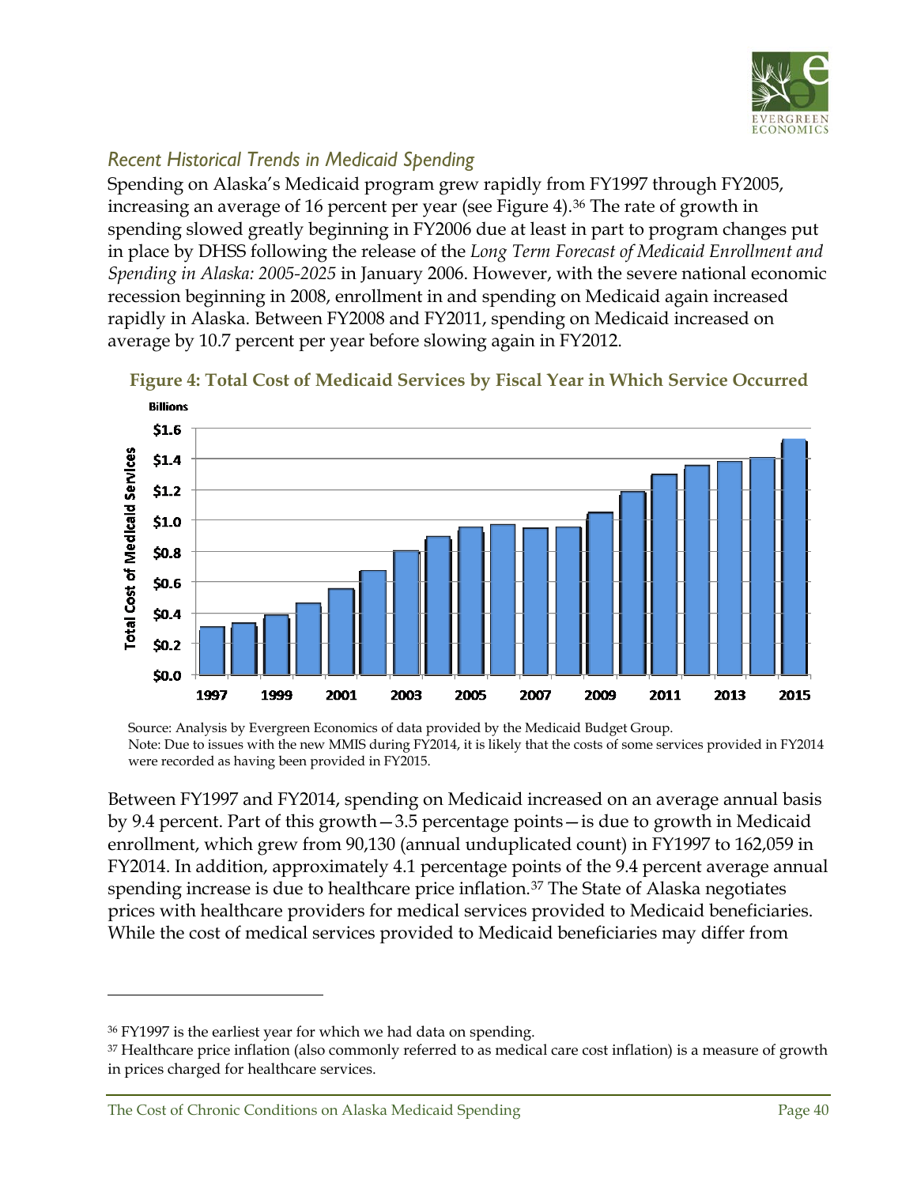### *Recent Historical Trends in Medicaid Spending*

Spending on Alaska's Medicaid program grew rapidly from FY1997 through FY2005, increasing an average of 16 percent per year (see Figure 4).[36] The rate of growth in spending slowed greatly beginning in FY2006 due at least in part to program changes put in place by DHSS following the release of the *Long Term Forecast of Medicaid Enrollment and Spending in Alaska: 2005-2025* in January 2006. However, with the severe national economic recession beginning in 2008, enrollment in and spending on Medicaid again increased rapidly in Alaska. Between FY2008 and FY2011, spending on Medicaid increased on average by 10.7 percent per year before slowing again in FY2012.

**Figure 4: Total Cost of Medicaid Services by Fiscal Year in Which Service Occurred**

Source: Analysis by Evergreen Economics of data provided by the Medicaid Budget Group.
Note: Due to issues with the new MMIS during FY2014, it is likely that the costs of some services provided in FY2014 were recorded as having been provided in FY2015.

Between FY1997 and FY2014, spending on Medicaid increased on an average annual basis by 9.4 percent. Part of this growth—3.5 percentage points—is due to growth in Medicaid enrollment, which grew from 90,130 (annual unduplicated count) in FY1997 to 162,059 in FY2014. In addition, approximately 4.1 percentage points of the 9.4 percent average annual spending increase is due to healthcare price inflation.[37] The State of Alaska negotiates prices with healthcare providers for medical services provided to Medicaid beneficiaries. While the cost of medical services provided to Medicaid beneficiaries may differ from

---

[36] FY1997 is the earliest year for which we had data on spending.

[37] Healthcare price inflation (also commonly referred to as medical care cost inflation) is a measure of growth in prices charged for healthcare services.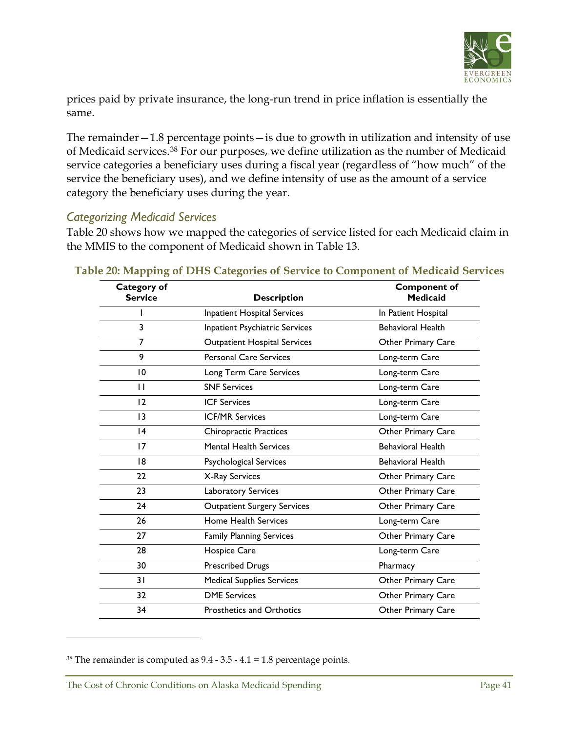prices paid by private insurance, the long-run trend in price inflation is essentially the same.

The remainder—1.8 percentage points—is due to growth in utilization and intensity of use of Medicaid services.[38] For our purposes, we define utilization as the number of Medicaid service categories a beneficiary uses during a fiscal year (regardless of "how much" of the service the beneficiary uses), and we define intensity of use as the amount of a service category the beneficiary uses during the year.

### *Categorizing Medicaid Services*

Table 20 shows how we mapped the categories of service listed for each Medicaid claim in the MMIS to the component of Medicaid shown in Table 13.

**Table 20: Mapping of DHS Categories of Service to Component of Medicaid Services**

| Category of Service | Description | Component of Medicaid |
|---|---|---|
| 1 | Inpatient Hospital Services | In Patient Hospital |
| 3 | Inpatient Psychiatric Services | Behavioral Health |
| 7 | Outpatient Hospital Services | Other Primary Care |
| 9 | Personal Care Services | Long-term Care |
| 10 | Long Term Care Services | Long-term Care |
| 11 | SNF Services | Long-term Care |
| 12 | ICF Services | Long-term Care |
| 13 | ICF/MR Services | Long-term Care |
| 14 | Chiropractic Practices | Other Primary Care |
| 17 | Mental Health Services | Behavioral Health |
| 18 | Psychological Services | Behavioral Health |
| 22 | X-Ray Services | Other Primary Care |
| 23 | Laboratory Services | Other Primary Care |
| 24 | Outpatient Surgery Services | Other Primary Care |
| 26 | Home Health Services | Long-term Care |
| 27 | Family Planning Services | Other Primary Care |
| 28 | Hospice Care | Long-term Care |
| 30 | Prescribed Drugs | Pharmacy |
| 31 | Medical Supplies Services | Other Primary Care |
| 32 | DME Services | Other Primary Care |
| 34 | Prosthetics and Orthotics | Other Primary Care |

[38] The remainder is computed as 9.4 - 3.5 - 4.1 = 1.8 percentage points.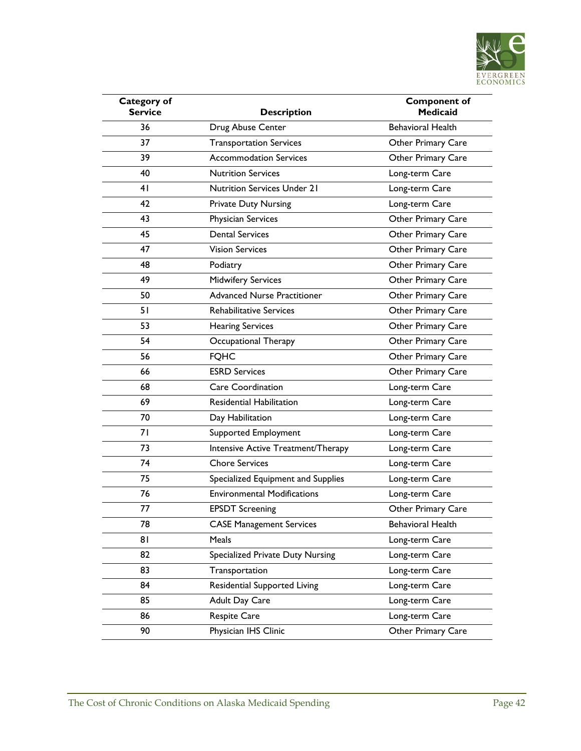| Category of Service | Description | Component of Medicaid |
|---|---|---|
| 36 | Drug Abuse Center | Behavioral Health |
| 37 | Transportation Services | Other Primary Care |
| 39 | Accommodation Services | Other Primary Care |
| 40 | Nutrition Services | Long-term Care |
| 41 | Nutrition Services Under 21 | Long-term Care |
| 42 | Private Duty Nursing | Long-term Care |
| 43 | Physician Services | Other Primary Care |
| 45 | Dental Services | Other Primary Care |
| 47 | Vision Services | Other Primary Care |
| 48 | Podiatry | Other Primary Care |
| 49 | Midwifery Services | Other Primary Care |
| 50 | Advanced Nurse Practitioner | Other Primary Care |
| 51 | Rehabilitative Services | Other Primary Care |
| 53 | Hearing Services | Other Primary Care |
| 54 | Occupational Therapy | Other Primary Care |
| 56 | FQHC | Other Primary Care |
| 66 | ESRD Services | Other Primary Care |
| 68 | Care Coordination | Long-term Care |
| 69 | Residential Habilitation | Long-term Care |
| 70 | Day Habilitation | Long-term Care |
| 71 | Supported Employment | Long-term Care |
| 73 | Intensive Active Treatment/Therapy | Long-term Care |
| 74 | Chore Services | Long-term Care |
| 75 | Specialized Equipment and Supplies | Long-term Care |
| 76 | Environmental Modifications | Long-term Care |
| 77 | EPSDT Screening | Other Primary Care |
| 78 | CASE Management Services | Behavioral Health |
| 81 | Meals | Long-term Care |
| 82 | Specialized Private Duty Nursing | Long-term Care |
| 83 | Transportation | Long-term Care |
| 84 | Residential Supported Living | Long-term Care |
| 85 | Adult Day Care | Long-term Care |
| 86 | Respite Care | Long-term Care |
| 90 | Physician IHS Clinic | Other Primary Care |